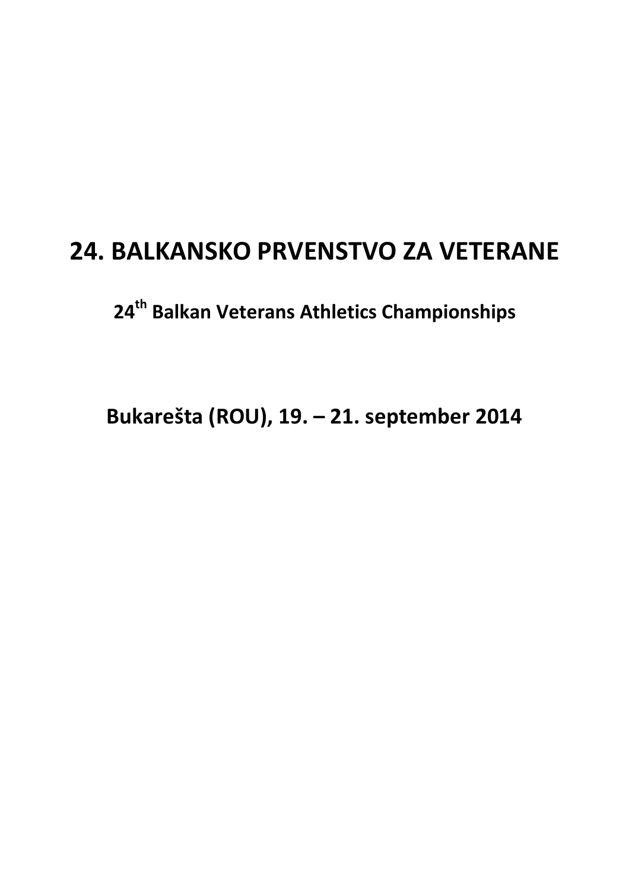# 24. BALKANSKO PRVENSTVO ZA VETERANE

## $24^{th}$ Balkan Veterans Athletics Championships

## Bukarešta (ROU), 19. – 21. september 2014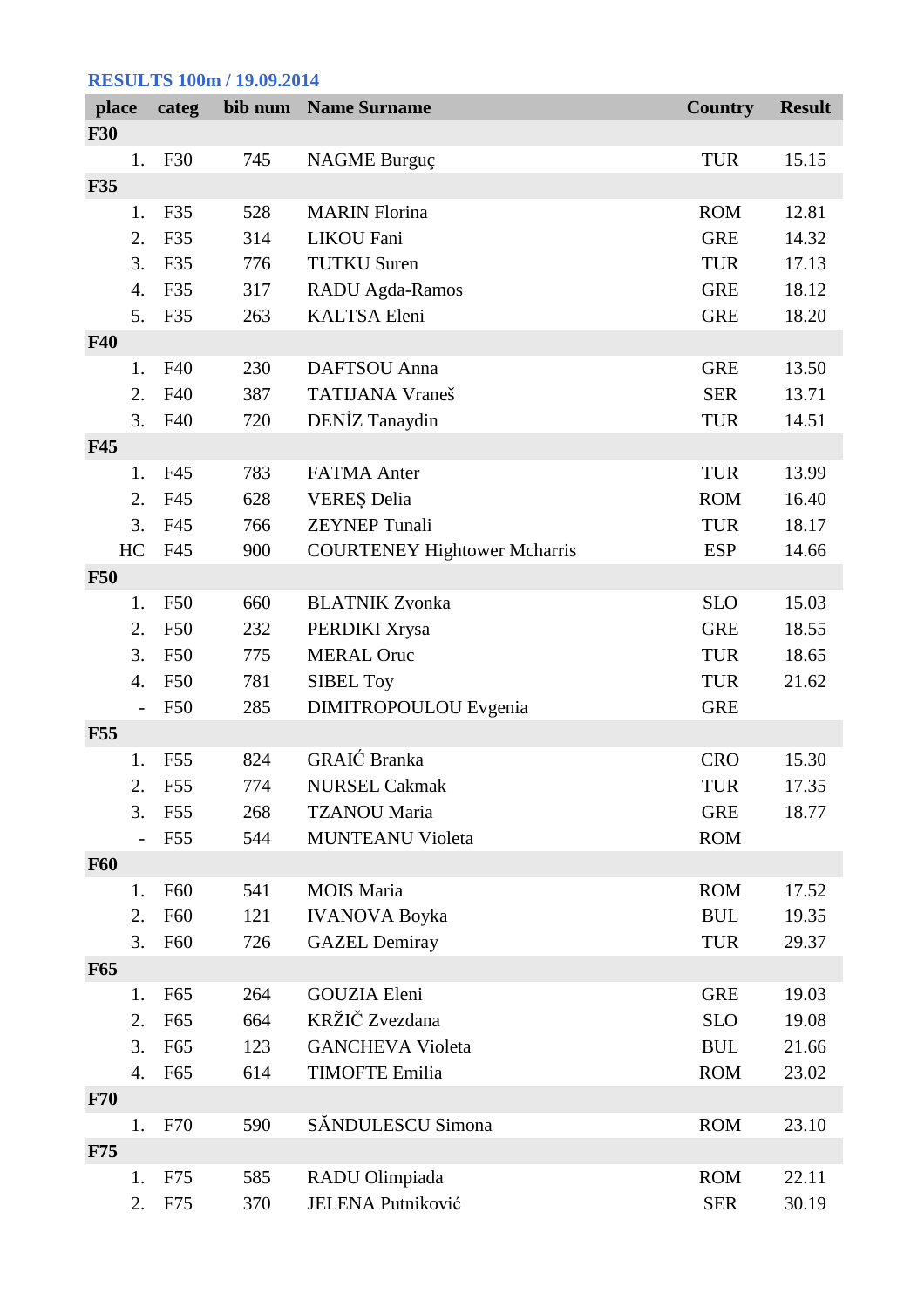## RESULTS 100m / 19.09.2014

| place | categ | bib num | Name Surname | Country | Result |
|---|---|---|---|---|---|
| **F30** | | | | | |
| 1. | F30 | 745 | NAGME Burguç | TUR | 15.15 |
| **F35** | | | | | |
| 1. | F35 | 528 | MARIN Florina | ROM | 12.81 |
| 2. | F35 | 314 | LIKOU Fani | GRE | 14.32 |
| 3. | F35 | 776 | TUTKU Suren | TUR | 17.13 |
| 4. | F35 | 317 | RADU Agda-Ramos | GRE | 18.12 |
| 5. | F35 | 263 | KALTSA Eleni | GRE | 18.20 |
| **F40** | | | | | |
| 1. | F40 | 230 | DAFTSOU Anna | GRE | 13.50 |
| 2. | F40 | 387 | TATIJANA Vraneš | SER | 13.71 |
| 3. | F40 | 720 | DENİZ Tanaydin | TUR | 14.51 |
| **F45** | | | | | |
| 1. | F45 | 783 | FATMA Anter | TUR | 13.99 |
| 2. | F45 | 628 | VEREȘ Delia | ROM | 16.40 |
| 3. | F45 | 766 | ZEYNEP Tunali | TUR | 18.17 |
| HC | F45 | 900 | COURTENEY Hightower Mcharris | ESP | 14.66 |
| **F50** | | | | | |
| 1. | F50 | 660 | BLATNIK Zvonka | SLO | 15.03 |
| 2. | F50 | 232 | PERDIKI Xrysa | GRE | 18.55 |
| 3. | F50 | 775 | MERAL Oruc | TUR | 18.65 |
| 4. | F50 | 781 | SIBEL Toy | TUR | 21.62 |
| - | F50 | 285 | DIMITROPOULOU Evgenia | GRE | |
| **F55** | | | | | |
| 1. | F55 | 824 | GRAIĆ Branka | CRO | 15.30 |
| 2. | F55 | 774 | NURSEL Cakmak | TUR | 17.35 |
| 3. | F55 | 268 | TZANOU Maria | GRE | 18.77 |
| - | F55 | 544 | MUNTEANU Violeta | ROM | |
| **F60** | | | | | |
| 1. | F60 | 541 | MOIS Maria | ROM | 17.52 |
| 2. | F60 | 121 | IVANOVA Boyka | BUL | 19.35 |
| 3. | F60 | 726 | GAZEL Demiray | TUR | 29.37 |
| **F65** | | | | | |
| 1. | F65 | 264 | GOUZIA Eleni | GRE | 19.03 |
| 2. | F65 | 664 | KRŽIČ Zvezdana | SLO | 19.08 |
| 3. | F65 | 123 | GANCHEVA Violeta | BUL | 21.66 |
| 4. | F65 | 614 | TIMOFTE Emilia | ROM | 23.02 |
| **F70** | | | | | |
| 1. | F70 | 590 | SĂNDULESCU Simona | ROM | 23.10 |
| **F75** | | | | | |
| 1. | F75 | 585 | RADU Olimpiada | ROM | 22.11 |
| 2. | F75 | 370 | JELENA Putniković | SER | 30.19 |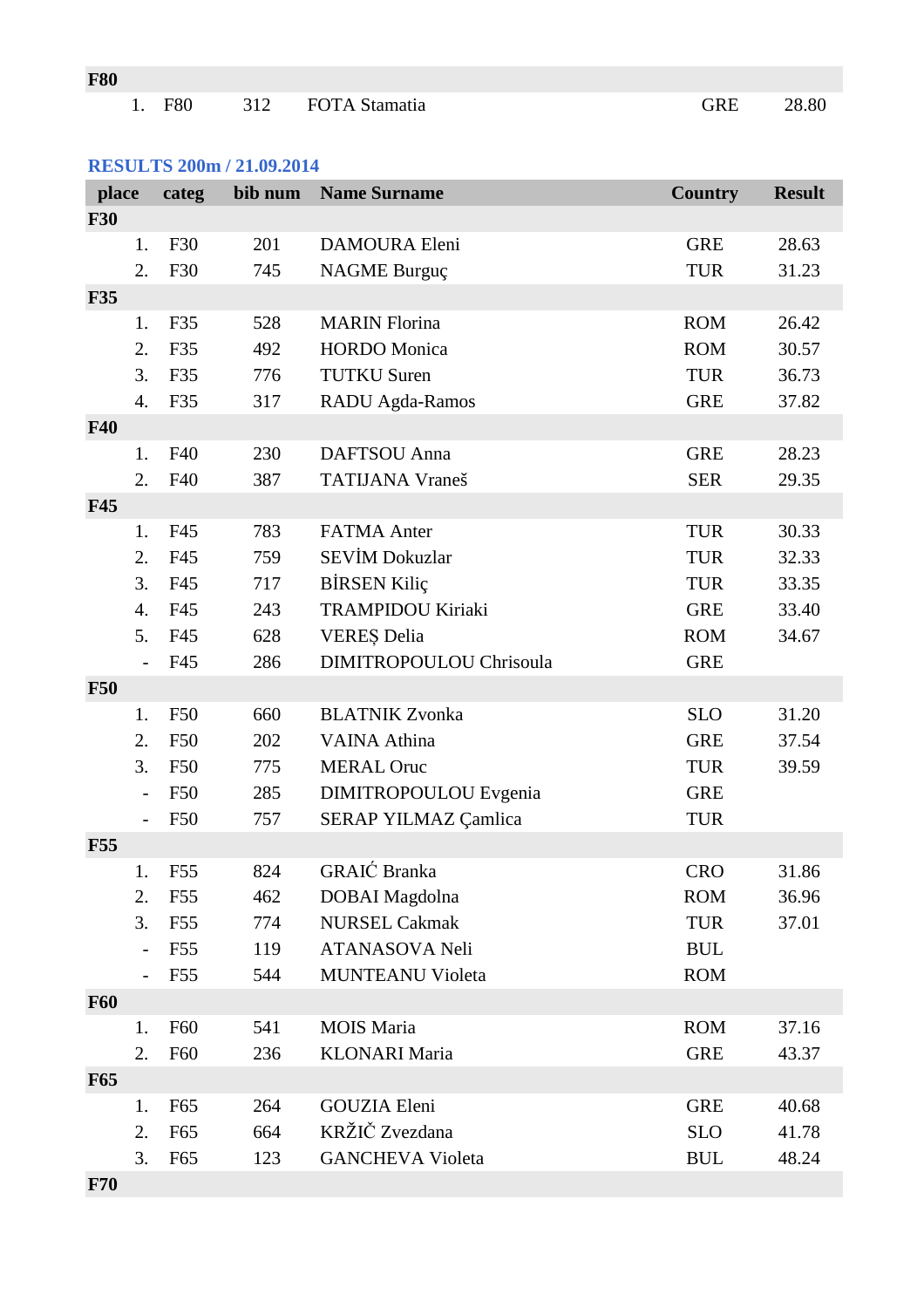| | | | | | |
|---|---|---|---|---|---|
| **F80** | | | | | |
| 1. | F80 | 312 | FOTA Stamatia | GRE | 28.80 |

**RESULTS 200m / 21.09.2014**

| place | categ | bib num | Name Surname | Country | Result |
|---|---|---|---|---|---|
| **F30** | | | | | |
| 1. | F30 | 201 | DAMOURA Eleni | GRE | 28.63 |
| 2. | F30 | 745 | NAGME Burguç | TUR | 31.23 |
| **F35** | | | | | |
| 1. | F35 | 528 | MARIN Florina | ROM | 26.42 |
| 2. | F35 | 492 | HORDO Monica | ROM | 30.57 |
| 3. | F35 | 776 | TUTKU Suren | TUR | 36.73 |
| 4. | F35 | 317 | RADU Agda-Ramos | GRE | 37.82 |
| **F40** | | | | | |
| 1. | F40 | 230 | DAFTSOU Anna | GRE | 28.23 |
| 2. | F40 | 387 | TATIJANA Vraneš | SER | 29.35 |
| **F45** | | | | | |
| 1. | F45 | 783 | FATMA Anter | TUR | 30.33 |
| 2. | F45 | 759 | SEVİM Dokuzlar | TUR | 32.33 |
| 3. | F45 | 717 | BİRSEN Kiliç | TUR | 33.35 |
| 4. | F45 | 243 | TRAMPIDOU Kiriaki | GRE | 33.40 |
| 5. | F45 | 628 | VEREȘ Delia | ROM | 34.67 |
| - | F45 | 286 | DIMITROPOULOU Chrisoula | GRE | |
| **F50** | | | | | |
| 1. | F50 | 660 | BLATNIK Zvonka | SLO | 31.20 |
| 2. | F50 | 202 | VAINA Athina | GRE | 37.54 |
| 3. | F50 | 775 | MERAL Oruc | TUR | 39.59 |
| - | F50 | 285 | DIMITROPOULOU Evgenia | GRE | |
| - | F50 | 757 | SERAP YILMAZ Çamlica | TUR | |
| **F55** | | | | | |
| 1. | F55 | 824 | GRAIĆ Branka | CRO | 31.86 |
| 2. | F55 | 462 | DOBAI Magdolna | ROM | 36.96 |
| 3. | F55 | 774 | NURSEL Cakmak | TUR | 37.01 |
| - | F55 | 119 | ATANASOVA Neli | BUL | |
| - | F55 | 544 | MUNTEANU Violeta | ROM | |
| **F60** | | | | | |
| 1. | F60 | 541 | MOIS Maria | ROM | 37.16 |
| 2. | F60 | 236 | KLONARI Maria | GRE | 43.37 |
| **F65** | | | | | |
| 1. | F65 | 264 | GOUZIA Eleni | GRE | 40.68 |
| 2. | F65 | 664 | KRŽIČ Zvezdana | SLO | 41.78 |
| 3. | F65 | 123 | GANCHEVA Violeta | BUL | 48.24 |
| **F70** | | | | | |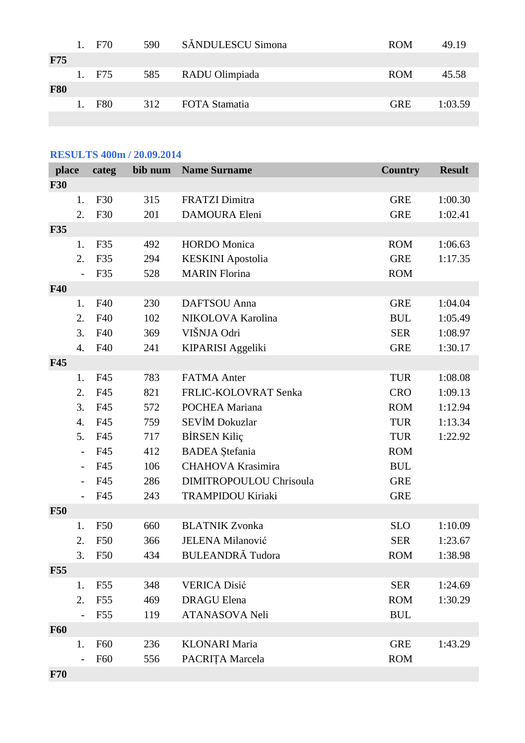| | | | | | |
|---|---|---|---|---|---|
| 1. | F70 | 590 | SĂNDULESCU Simona | ROM | 49.19 |
| **F75** | | | | | |
| 1. | F75 | 585 | RADU Olimpiada | ROM | 45.58 |
| **F80** | | | | | |
| 1. | F80 | 312 | FOTA Stamatia | GRE | 1:03.59 |

**RESULTS 400m / 20.09.2014**

| place | categ | bib num | Name Surname | Country | Result |
|---|---|---|---|---|---|
| **F30** | | | | | |
| 1. | F30 | 315 | FRATZI Dimitra | GRE | 1:00.30 |
| 2. | F30 | 201 | DAMOURA Eleni | GRE | 1:02.41 |
| **F35** | | | | | |
| 1. | F35 | 492 | HORDO Monica | ROM | 1:06.63 |
| 2. | F35 | 294 | KESKINI Apostolia | GRE | 1:17.35 |
| - | F35 | 528 | MARIN Florina | ROM | |
| **F40** | | | | | |
| 1. | F40 | 230 | DAFTSOU Anna | GRE | 1:04.04 |
| 2. | F40 | 102 | NIKOLOVA Karolina | BUL | 1:05.49 |
| 3. | F40 | 369 | VIŠNJA Odri | SER | 1:08.97 |
| 4. | F40 | 241 | KIPARISI Aggeliki | GRE | 1:30.17 |
| **F45** | | | | | |
| 1. | F45 | 783 | FATMA Anter | TUR | 1:08.08 |
| 2. | F45 | 821 | FRLIC-KOLOVRAT Senka | CRO | 1:09.13 |
| 3. | F45 | 572 | POCHEA Mariana | ROM | 1:12.94 |
| 4. | F45 | 759 | SEVİM Dokuzlar | TUR | 1:13.34 |
| 5. | F45 | 717 | BİRSEN Kiliç | TUR | 1:22.92 |
| - | F45 | 412 | BADEA Ștefania | ROM | |
| - | F45 | 106 | CHAHOVA Krasimira | BUL | |
| - | F45 | 286 | DIMITROPOULOU Chrisoula | GRE | |
| - | F45 | 243 | TRAMPIDOU Kiriaki | GRE | |
| **F50** | | | | | |
| 1. | F50 | 660 | BLATNIK Zvonka | SLO | 1:10.09 |
| 2. | F50 | 366 | JELENA Milanović | SER | 1:23.67 |
| 3. | F50 | 434 | BULEANDRĂ Tudora | ROM | 1:38.98 |
| **F55** | | | | | |
| 1. | F55 | 348 | VERICA Disić | SER | 1:24.69 |
| 2. | F55 | 469 | DRAGU Elena | ROM | 1:30.29 |
| - | F55 | 119 | ATANASOVA Neli | BUL | |
| **F60** | | | | | |
| 1. | F60 | 236 | KLONARI Maria | GRE | 1:43.29 |
| - | F60 | 556 | PACRIȚA Marcela | ROM | |
| **F70** | | | | | |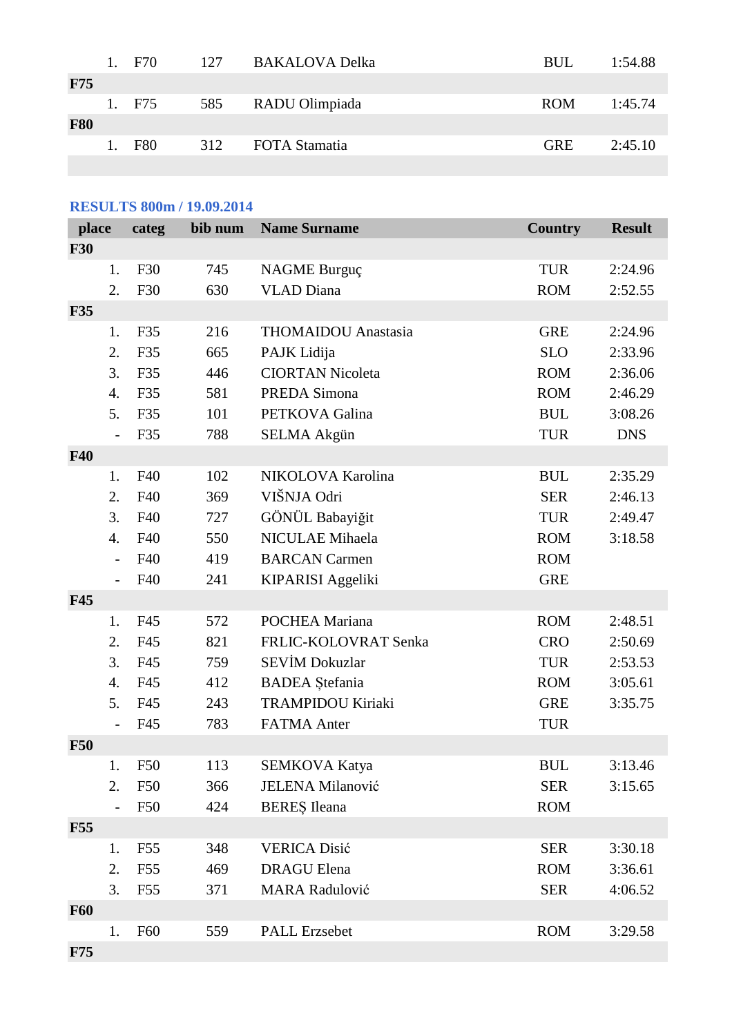| | | | | | |
|---|---|---|---|---|---|
| 1. | F70 | 127 | BAKALOVA Delka | BUL | 1:54.88 |
| **F75** | | | | | |
| 1. | F75 | 585 | RADU Olimpiada | ROM | 1:45.74 |
| **F80** | | | | | |
| 1. | F80 | 312 | FOTA Stamatia | GRE | 2:45.10 |

## RESULTS 800m / 19.09.2014

| place | categ | bib num | Name Surname | Country | Result |
|---|---|---|---|---|---|
| **F30** | | | | | |
| 1. | F30 | 745 | NAGME Burguç | TUR | 2:24.96 |
| 2. | F30 | 630 | VLAD Diana | ROM | 2:52.55 |
| **F35** | | | | | |
| 1. | F35 | 216 | THOMAIDOU Anastasia | GRE | 2:24.96 |
| 2. | F35 | 665 | PAJK Lidija | SLO | 2:33.96 |
| 3. | F35 | 446 | CIORTAN Nicoleta | ROM | 2:36.06 |
| 4. | F35 | 581 | PREDA Simona | ROM | 2:46.29 |
| 5. | F35 | 101 | PETKOVA Galina | BUL | 3:08.26 |
| - | F35 | 788 | SELMA Akgün | TUR | DNS |
| **F40** | | | | | |
| 1. | F40 | 102 | NIKOLOVA Karolina | BUL | 2:35.29 |
| 2. | F40 | 369 | VIŠNJA Odri | SER | 2:46.13 |
| 3. | F40 | 727 | GÖNÜL Babayiğit | TUR | 2:49.47 |
| 4. | F40 | 550 | NICULAE Mihaela | ROM | 3:18.58 |
| - | F40 | 419 | BARCAN Carmen | ROM | |
| - | F40 | 241 | KIPARISI Aggeliki | GRE | |
| **F45** | | | | | |
| 1. | F45 | 572 | POCHEA Mariana | ROM | 2:48.51 |
| 2. | F45 | 821 | FRLIC-KOLOVRAT Senka | CRO | 2:50.69 |
| 3. | F45 | 759 | SEVİM Dokuzlar | TUR | 2:53.53 |
| 4. | F45 | 412 | BADEA Ştefania | ROM | 3:05.61 |
| 5. | F45 | 243 | TRAMPIDOU Kiriaki | GRE | 3:35.75 |
| - | F45 | 783 | FATMA Anter | TUR | |
| **F50** | | | | | |
| 1. | F50 | 113 | SEMKOVA Katya | BUL | 3:13.46 |
| 2. | F50 | 366 | JELENA Milanović | SER | 3:15.65 |
| - | F50 | 424 | BEREŞ Ileana | ROM | |
| **F55** | | | | | |
| 1. | F55 | 348 | VERICA Disić | SER | 3:30.18 |
| 2. | F55 | 469 | DRAGU Elena | ROM | 3:36.61 |
| 3. | F55 | 371 | MARA Radulović | SER | 4:06.52 |
| **F60** | | | | | |
| 1. | F60 | 559 | PALL Erzsebet | ROM | 3:29.58 |
| **F75** | | | | | |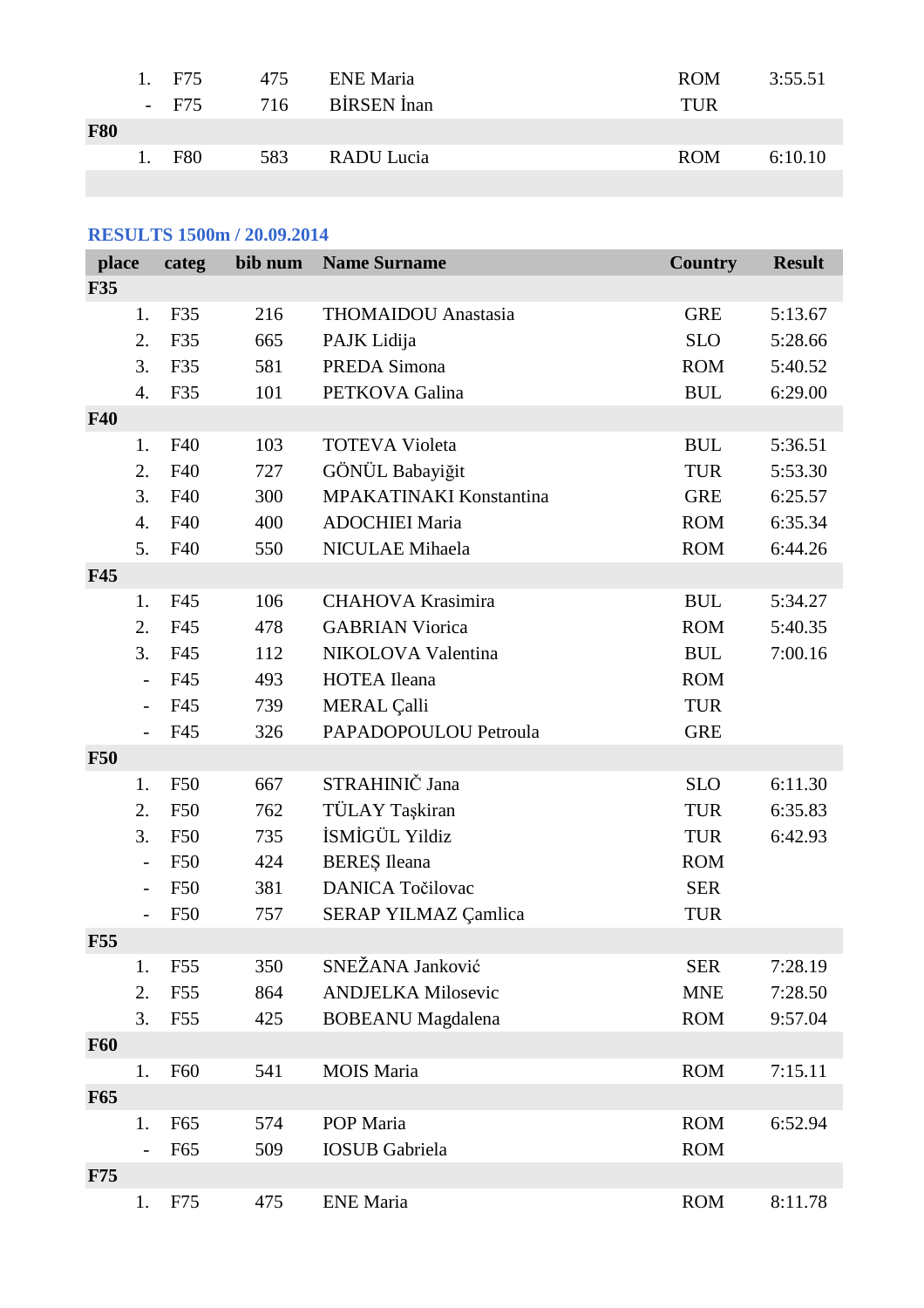| | | | | | |
|---|---|---|---|---|---|
| 1. | F75 | 475 | ENE Maria | ROM | 3:55.51 |
| - | F75 | 716 | BİRSEN İnan | TUR | |
| **F80** | | | | | |
| 1. | F80 | 583 | RADU Lucia | ROM | 6:10.10 |

## RESULTS 1500m / 20.09.2014

| place | categ | bib num | Name Surname | Country | Result |
|---|---|---|---|---|---|
| **F35** | | | | | |
| 1. | F35 | 216 | THOMAIDOU Anastasia | GRE | 5:13.67 |
| 2. | F35 | 665 | PAJK Lidija | SLO | 5:28.66 |
| 3. | F35 | 581 | PREDA Simona | ROM | 5:40.52 |
| 4. | F35 | 101 | PETKOVA Galina | BUL | 6:29.00 |
| **F40** | | | | | |
| 1. | F40 | 103 | TOTEVA Violeta | BUL | 5:36.51 |
| 2. | F40 | 727 | GÖNÜL Babayiğit | TUR | 5:53.30 |
| 3. | F40 | 300 | MPAKATINAKI Konstantina | GRE | 6:25.57 |
| 4. | F40 | 400 | ADOCHIEI Maria | ROM | 6:35.34 |
| 5. | F40 | 550 | NICULAE Mihaela | ROM | 6:44.26 |
| **F45** | | | | | |
| 1. | F45 | 106 | CHAHOVA Krasimira | BUL | 5:34.27 |
| 2. | F45 | 478 | GABRIAN Viorica | ROM | 5:40.35 |
| 3. | F45 | 112 | NIKOLOVA Valentina | BUL | 7:00.16 |
| - | F45 | 493 | HOTEA Ileana | ROM | |
| - | F45 | 739 | MERAL Çalli | TUR | |
| - | F45 | 326 | PAPADOPOULOU Petroula | GRE | |
| **F50** | | | | | |
| 1. | F50 | 667 | STRAHINIČ Jana | SLO | 6:11.30 |
| 2. | F50 | 762 | TÜLAY Taşkiran | TUR | 6:35.83 |
| 3. | F50 | 735 | İSMİGÜL Yildiz | TUR | 6:42.93 |
| - | F50 | 424 | BEREȘ Ileana | ROM | |
| - | F50 | 381 | DANICA Točilovac | SER | |
| - | F50 | 757 | SERAP YILMAZ Çamlica | TUR | |
| **F55** | | | | | |
| 1. | F55 | 350 | SNEŽANA Janković | SER | 7:28.19 |
| 2. | F55 | 864 | ANDJELKA Milosevic | MNE | 7:28.50 |
| 3. | F55 | 425 | BOBEANU Magdalena | ROM | 9:57.04 |
| **F60** | | | | | |
| 1. | F60 | 541 | MOIS Maria | ROM | 7:15.11 |
| **F65** | | | | | |
| 1. | F65 | 574 | POP Maria | ROM | 6:52.94 |
| - | F65 | 509 | IOSUB Gabriela | ROM | |
| **F75** | | | | | |
| 1. | F75 | 475 | ENE Maria | ROM | 8:11.78 |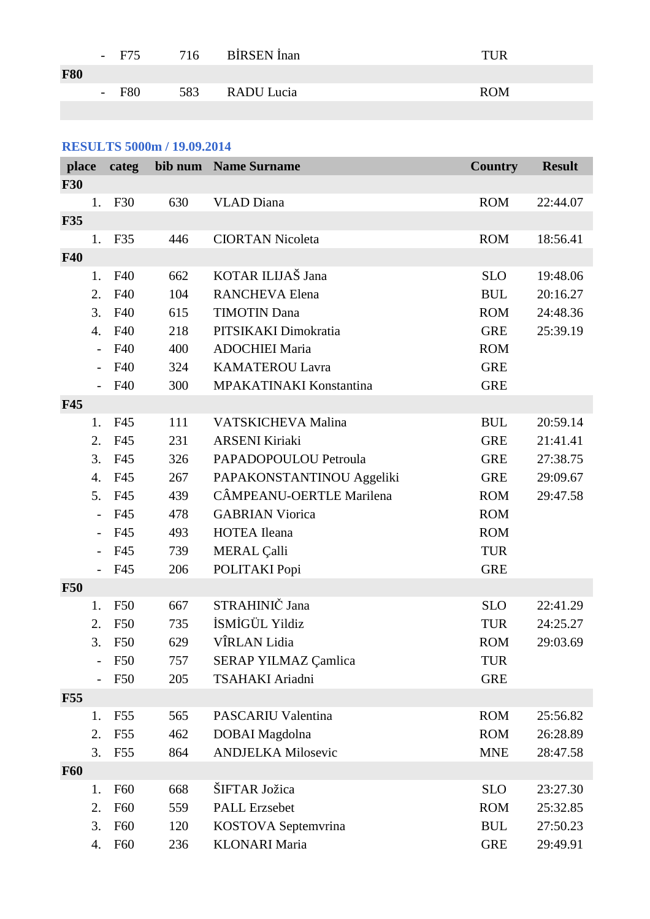| place | categ | bib num | Name Surname | Country | Result |
|---|---|---|---|---|---|
| - | F75 | 716 | BİRSEN İnan | TUR | |
| **F80** | | | | | |
| - | F80 | 583 | RADU Lucia | ROM | |

## RESULTS 5000m / 19.09.2014

| place | categ | bib num | Name Surname | Country | Result |
|---|---|---|---|---|---|
| **F30** | | | | | |
| 1. | F30 | 630 | VLAD Diana | ROM | 22:44.07 |
| **F35** | | | | | |
| 1. | F35 | 446 | CIORTAN Nicoleta | ROM | 18:56.41 |
| **F40** | | | | | |
| 1. | F40 | 662 | KOTAR ILIJAŠ Jana | SLO | 19:48.06 |
| 2. | F40 | 104 | RANCHEVA Elena | BUL | 20:16.27 |
| 3. | F40 | 615 | TIMOTIN Dana | ROM | 24:48.36 |
| 4. | F40 | 218 | PITSIKAKI Dimokratia | GRE | 25:39.19 |
| - | F40 | 400 | ADOCHIEI Maria | ROM | |
| - | F40 | 324 | KAMATEROU Lavra | GRE | |
| - | F40 | 300 | MPAKATINAKI Konstantina | GRE | |
| **F45** | | | | | |
| 1. | F45 | 111 | VATSKICHEVA Malina | BUL | 20:59.14 |
| 2. | F45 | 231 | ARSENI Kiriaki | GRE | 21:41.41 |
| 3. | F45 | 326 | PAPADOPOULOU Petroula | GRE | 27:38.75 |
| 4. | F45 | 267 | PAPAKONSTANTINOU Aggeliki | GRE | 29:09.67 |
| 5. | F45 | 439 | CÂMPEANU-OERTLE Marilena | ROM | 29:47.58 |
| - | F45 | 478 | GABRIAN Viorica | ROM | |
| - | F45 | 493 | HOTEA Ileana | ROM | |
| - | F45 | 739 | MERAL Çalli | TUR | |
| - | F45 | 206 | POLITAKI Popi | GRE | |
| **F50** | | | | | |
| 1. | F50 | 667 | STRAHINIČ Jana | SLO | 22:41.29 |
| 2. | F50 | 735 | İSMİGÜL Yildiz | TUR | 24:25.27 |
| 3. | F50 | 629 | VÎRLAN Lidia | ROM | 29:03.69 |
| - | F50 | 757 | SERAP YILMAZ Çamlica | TUR | |
| - | F50 | 205 | TSAHAKI Ariadni | GRE | |
| **F55** | | | | | |
| 1. | F55 | 565 | PASCARIU Valentina | ROM | 25:56.82 |
| 2. | F55 | 462 | DOBAI Magdolna | ROM | 26:28.89 |
| 3. | F55 | 864 | ANDJELKA Milosevic | MNE | 28:47.58 |
| **F60** | | | | | |
| 1. | F60 | 668 | ŠIFTAR Jožica | SLO | 23:27.30 |
| 2. | F60 | 559 | PALL Erzsebet | ROM | 25:32.85 |
| 3. | F60 | 120 | KOSTOVA Septemvrina | BUL | 27:50.23 |
| 4. | F60 | 236 | KLONARI Maria | GRE | 29:49.91 |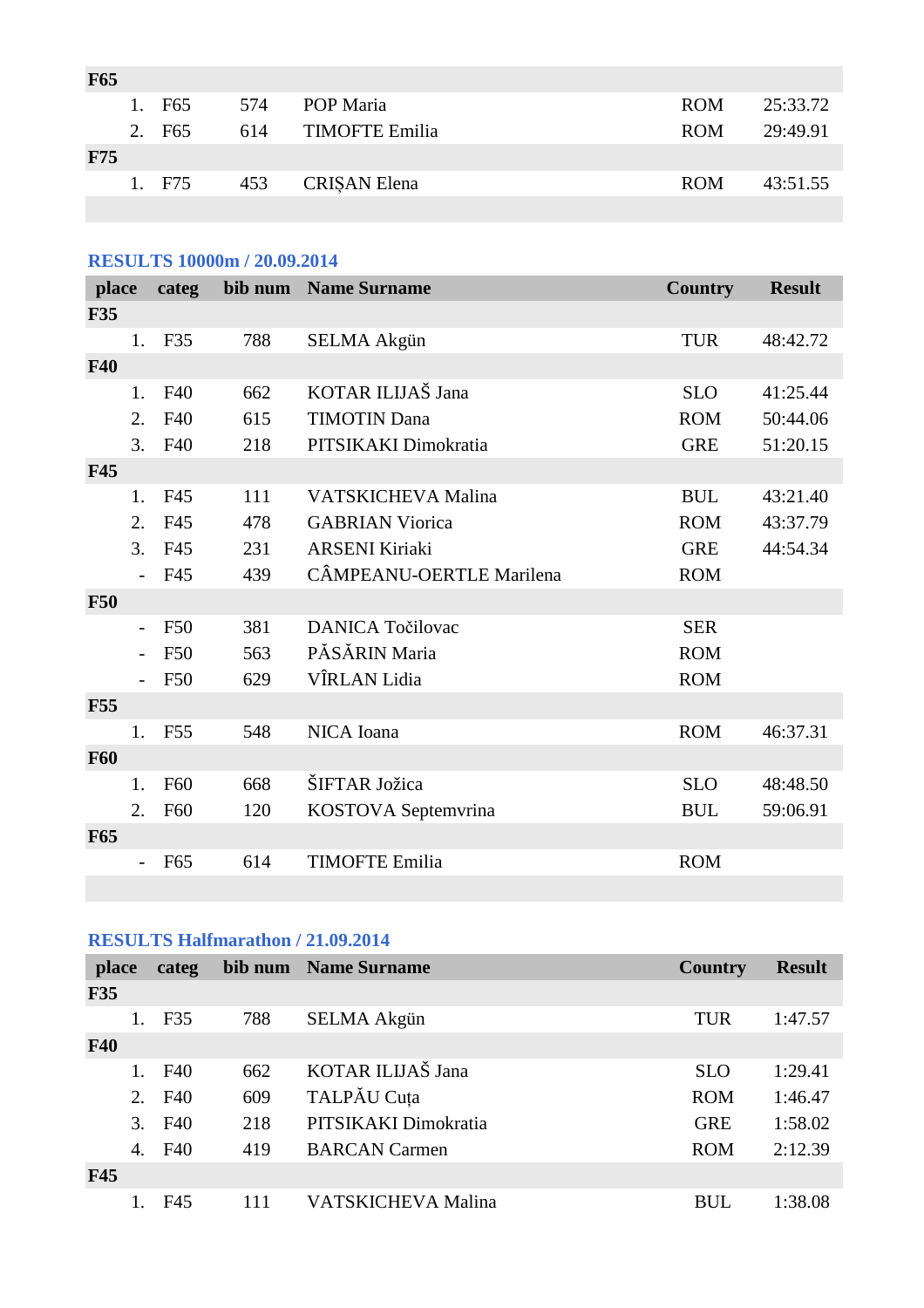| | | | | | |
|---|---|---|---|---|---|
| **F65** | | | | | |
| 1. | F65 | 574 | POP Maria | ROM | 25:33.72 |
| 2. | F65 | 614 | TIMOFTE Emilia | ROM | 29:49.91 |
| **F75** | | | | | |
| 1. | F75 | 453 | CRIȘAN Elena | ROM | 43:51.55 |

## RESULTS 10000m / 20.09.2014

| place | categ | bib num | Name Surname | Country | Result |
|---|---|---|---|---|---|
| **F35** | | | | | |
| 1. | F35 | 788 | SELMA Akgün | TUR | 48:42.72 |
| **F40** | | | | | |
| 1. | F40 | 662 | KOTAR ILIJAŠ Jana | SLO | 41:25.44 |
| 2. | F40 | 615 | TIMOTIN Dana | ROM | 50:44.06 |
| 3. | F40 | 218 | PITSIKAKI Dimokratia | GRE | 51:20.15 |
| **F45** | | | | | |
| 1. | F45 | 111 | VATSKICHEVA Malina | BUL | 43:21.40 |
| 2. | F45 | 478 | GABRIAN Viorica | ROM | 43:37.79 |
| 3. | F45 | 231 | ARSENI Kiriaki | GRE | 44:54.34 |
| - | F45 | 439 | CÂMPEANU-OERTLE Marilena | ROM | |
| **F50** | | | | | |
| - | F50 | 381 | DANICA Točilovac | SER | |
| - | F50 | 563 | PĂSĂRIN Maria | ROM | |
| - | F50 | 629 | VÎRLAN Lidia | ROM | |
| **F55** | | | | | |
| 1. | F55 | 548 | NICA Ioana | ROM | 46:37.31 |
| **F60** | | | | | |
| 1. | F60 | 668 | ŠIFTAR Jožica | SLO | 48:48.50 |
| 2. | F60 | 120 | KOSTOVA Septemvrina | BUL | 59:06.91 |
| **F65** | | | | | |
| - | F65 | 614 | TIMOFTE Emilia | ROM | |

## RESULTS Halfmarathon / 21.09.2014

| place | categ | bib num | Name Surname | Country | Result |
|---|---|---|---|---|---|
| **F35** | | | | | |
| 1. | F35 | 788 | SELMA Akgün | TUR | 1:47.57 |
| **F40** | | | | | |
| 1. | F40 | 662 | KOTAR ILIJAŠ Jana | SLO | 1:29.41 |
| 2. | F40 | 609 | TALPĂU Cuța | ROM | 1:46.47 |
| 3. | F40 | 218 | PITSIKAKI Dimokratia | GRE | 1:58.02 |
| 4. | F40 | 419 | BARCAN Carmen | ROM | 2:12.39 |
| **F45** | | | | | |
| 1. | F45 | 111 | VATSKICHEVA Malina | BUL | 1:38.08 |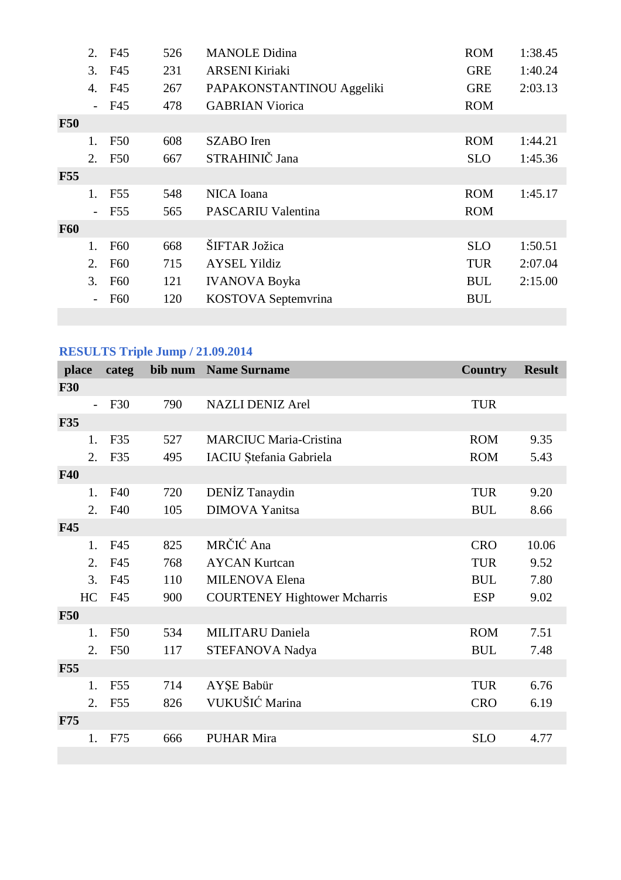| | | | | | |
|---|---|---|---|---|---|
| 2. | F45 | 526 | MANOLE Didina | ROM | 1:38.45 |
| 3. | F45 | 231 | ARSENI Kiriaki | GRE | 1:40.24 |
| 4. | F45 | 267 | PAPAKONSTANTINOU Aggeliki | GRE | 2:03.13 |
| - | F45 | 478 | GABRIAN Viorica | ROM | |
| **F50** | | | | | |
| 1. | F50 | 608 | SZABO Iren | ROM | 1:44.21 |
| 2. | F50 | 667 | STRAHINIČ Jana | SLO | 1:45.36 |
| **F55** | | | | | |
| 1. | F55 | 548 | NICA Ioana | ROM | 1:45.17 |
| - | F55 | 565 | PASCARIU Valentina | ROM | |
| **F60** | | | | | |
| 1. | F60 | 668 | ŠIFTAR Jožica | SLO | 1:50.51 |
| 2. | F60 | 715 | AYSEL Yildiz | TUR | 2:07.04 |
| 3. | F60 | 121 | IVANOVA Boyka | BUL | 2:15.00 |
| - | F60 | 120 | KOSTOVA Septemvrina | BUL | |

## RESULTS Triple Jump / 21.09.2014

| place | categ | bib num | Name Surname | Country | Result |
|---|---|---|---|---|---|
| **F30** | | | | | |
| - | F30 | 790 | NAZLI DENIZ Arel | TUR | |
| **F35** | | | | | |
| 1. | F35 | 527 | MARCIUC Maria-Cristina | ROM | 9.35 |
| 2. | F35 | 495 | IACIU Ştefania Gabriela | ROM | 5.43 |
| **F40** | | | | | |
| 1. | F40 | 720 | DENİZ Tanaydin | TUR | 9.20 |
| 2. | F40 | 105 | DIMOVA Yanitsa | BUL | 8.66 |
| **F45** | | | | | |
| 1. | F45 | 825 | MRČIĆ Ana | CRO | 10.06 |
| 2. | F45 | 768 | AYCAN Kurtcan | TUR | 9.52 |
| 3. | F45 | 110 | MILENOVA Elena | BUL | 7.80 |
| HC | F45 | 900 | COURTENEY Hightower Mcharris | ESP | 9.02 |
| **F50** | | | | | |
| 1. | F50 | 534 | MILITARU Daniela | ROM | 7.51 |
| 2. | F50 | 117 | STEFANOVA Nadya | BUL | 7.48 |
| **F55** | | | | | |
| 1. | F55 | 714 | AYŞE Babür | TUR | 6.76 |
| 2. | F55 | 826 | VUKUŠIĆ Marina | CRO | 6.19 |
| **F75** | | | | | |
| 1. | F75 | 666 | PUHAR Mira | SLO | 4.77 |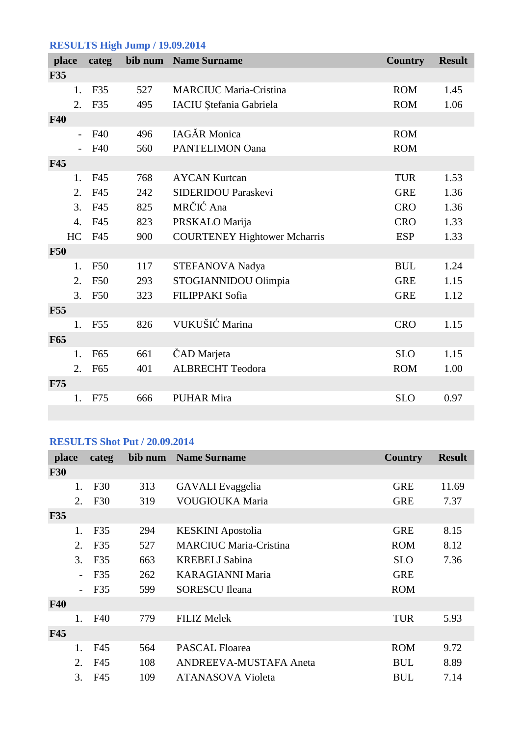## RESULTS High Jump / 19.09.2014

| place | categ | bib num | Name Surname | Country | Result |
|---|---|---|---|---|---|
| **F35** | | | | | |
| 1. | F35 | 527 | MARCIUC Maria-Cristina | ROM | 1.45 |
| 2. | F35 | 495 | IACIU Ștefania Gabriela | ROM | 1.06 |
| **F40** | | | | | |
| - | F40 | 496 | IAGĂR Monica | ROM | |
| - | F40 | 560 | PANTELIMON Oana | ROM | |
| **F45** | | | | | |
| 1. | F45 | 768 | AYCAN Kurtcan | TUR | 1.53 |
| 2. | F45 | 242 | SIDERIDOU Paraskevi | GRE | 1.36 |
| 3. | F45 | 825 | MRČIĆ Ana | CRO | 1.36 |
| 4. | F45 | 823 | PRSKALO Marija | CRO | 1.33 |
| HC | F45 | 900 | COURTENEY Hightower Mcharris | ESP | 1.33 |
| **F50** | | | | | |
| 1. | F50 | 117 | STEFANOVA Nadya | BUL | 1.24 |
| 2. | F50 | 293 | STOGIANNIDOU Olimpia | GRE | 1.15 |
| 3. | F50 | 323 | FILIPPAKI Sofia | GRE | 1.12 |
| **F55** | | | | | |
| 1. | F55 | 826 | VUKUŠIĆ Marina | CRO | 1.15 |
| **F65** | | | | | |
| 1. | F65 | 661 | ČAD Marjeta | SLO | 1.15 |
| 2. | F65 | 401 | ALBRECHT Teodora | ROM | 1.00 |
| **F75** | | | | | |
| 1. | F75 | 666 | PUHAR Mira | SLO | 0.97 |

## RESULTS Shot Put / 20.09.2014

| place | categ | bib num | Name Surname | Country | Result |
|---|---|---|---|---|---|
| **F30** | | | | | |
| 1. | F30 | 313 | GAVALI Evaggelia | GRE | 11.69 |
| 2. | F30 | 319 | VOUGIOUKA Maria | GRE | 7.37 |
| **F35** | | | | | |
| 1. | F35 | 294 | KESKINI Apostolia | GRE | 8.15 |
| 2. | F35 | 527 | MARCIUC Maria-Cristina | ROM | 8.12 |
| 3. | F35 | 663 | KREBELJ Sabina | SLO | 7.36 |
| - | F35 | 262 | KARAGIANNI Maria | GRE | |
| - | F35 | 599 | SORESCU Ileana | ROM | |
| **F40** | | | | | |
| 1. | F40 | 779 | FILIZ Melek | TUR | 5.93 |
| **F45** | | | | | |
| 1. | F45 | 564 | PASCAL Floarea | ROM | 9.72 |
| 2. | F45 | 108 | ANDREEVA-MUSTAFA Aneta | BUL | 8.89 |
| 3. | F45 | 109 | ATANASOVA Violeta | BUL | 7.14 |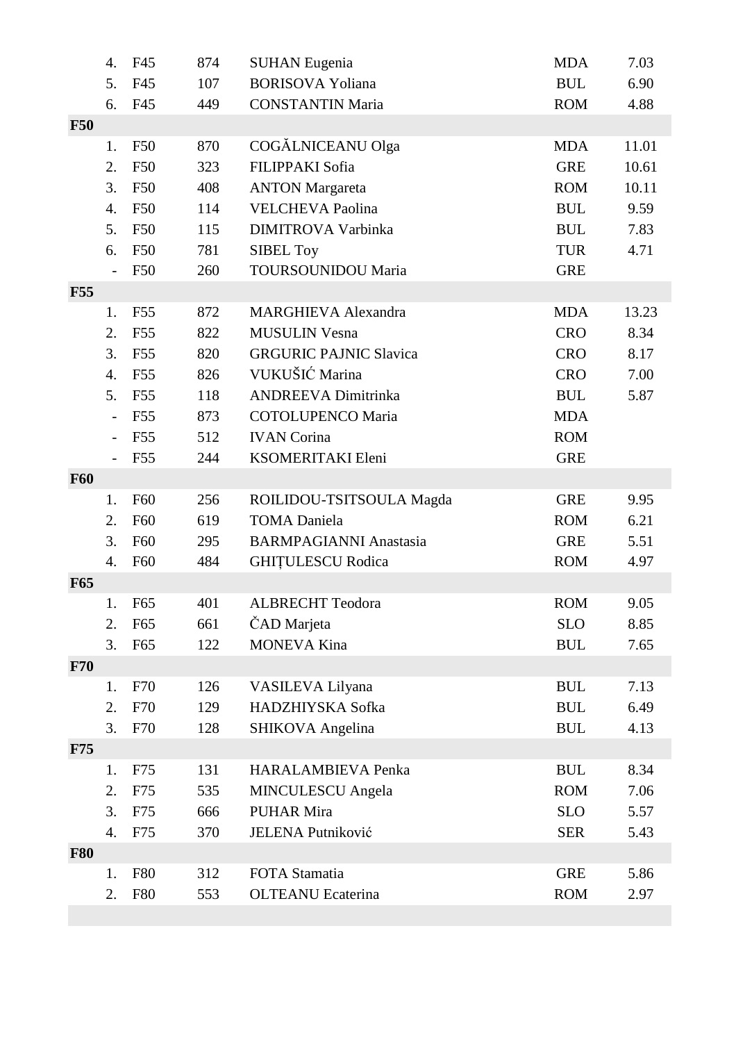| | | | | | |
|---|---|---|---|---|---|
| 4. | F45 | 874 | SUHAN Eugenia | MDA | 7.03 |
| 5. | F45 | 107 | BORISOVA Yoliana | BUL | 6.90 |
| 6. | F45 | 449 | CONSTANTIN Maria | ROM | 4.88 |
| **F50** | | | | | |
| 1. | F50 | 870 | COGĂLNICEANU Olga | MDA | 11.01 |
| 2. | F50 | 323 | FILIPPAKI Sofia | GRE | 10.61 |
| 3. | F50 | 408 | ANTON Margareta | ROM | 10.11 |
| 4. | F50 | 114 | VELCHEVA Paolina | BUL | 9.59 |
| 5. | F50 | 115 | DIMITROVA Varbinka | BUL | 7.83 |
| 6. | F50 | 781 | SIBEL Toy | TUR | 4.71 |
| - | F50 | 260 | TOURSOUNIDOU Maria | GRE | |
| **F55** | | | | | |
| 1. | F55 | 872 | MARGHIEVA Alexandra | MDA | 13.23 |
| 2. | F55 | 822 | MUSULIN Vesna | CRO | 8.34 |
| 3. | F55 | 820 | GRGURIC PAJNIC Slavica | CRO | 8.17 |
| 4. | F55 | 826 | VUKUŠIĆ Marina | CRO | 7.00 |
| 5. | F55 | 118 | ANDREEVA Dimitrinka | BUL | 5.87 |
| - | F55 | 873 | COTOLUPENCO Maria | MDA | |
| - | F55 | 512 | IVAN Corina | ROM | |
| - | F55 | 244 | KSOMERITAKI Eleni | GRE | |
| **F60** | | | | | |
| 1. | F60 | 256 | ROILIDOU-TSITSOULA Magda | GRE | 9.95 |
| 2. | F60 | 619 | TOMA Daniela | ROM | 6.21 |
| 3. | F60 | 295 | BARMPAGIANNI Anastasia | GRE | 5.51 |
| 4. | F60 | 484 | GHIȚULESCU Rodica | ROM | 4.97 |
| **F65** | | | | | |
| 1. | F65 | 401 | ALBRECHT Teodora | ROM | 9.05 |
| 2. | F65 | 661 | ČAD Marjeta | SLO | 8.85 |
| 3. | F65 | 122 | MONEVA Kina | BUL | 7.65 |
| **F70** | | | | | |
| 1. | F70 | 126 | VASILEVA Lilyana | BUL | 7.13 |
| 2. | F70 | 129 | HADZHIYSKA Sofka | BUL | 6.49 |
| 3. | F70 | 128 | SHIKOVA Angelina | BUL | 4.13 |
| **F75** | | | | | |
| 1. | F75 | 131 | HARALAMBIEVA Penka | BUL | 8.34 |
| 2. | F75 | 535 | MINCULESCU Angela | ROM | 7.06 |
| 3. | F75 | 666 | PUHAR Mira | SLO | 5.57 |
| 4. | F75 | 370 | JELENA Putniković | SER | 5.43 |
| **F80** | | | | | |
| 1. | F80 | 312 | FOTA Stamatia | GRE | 5.86 |
| 2. | F80 | 553 | OLTEANU Ecaterina | ROM | 2.97 |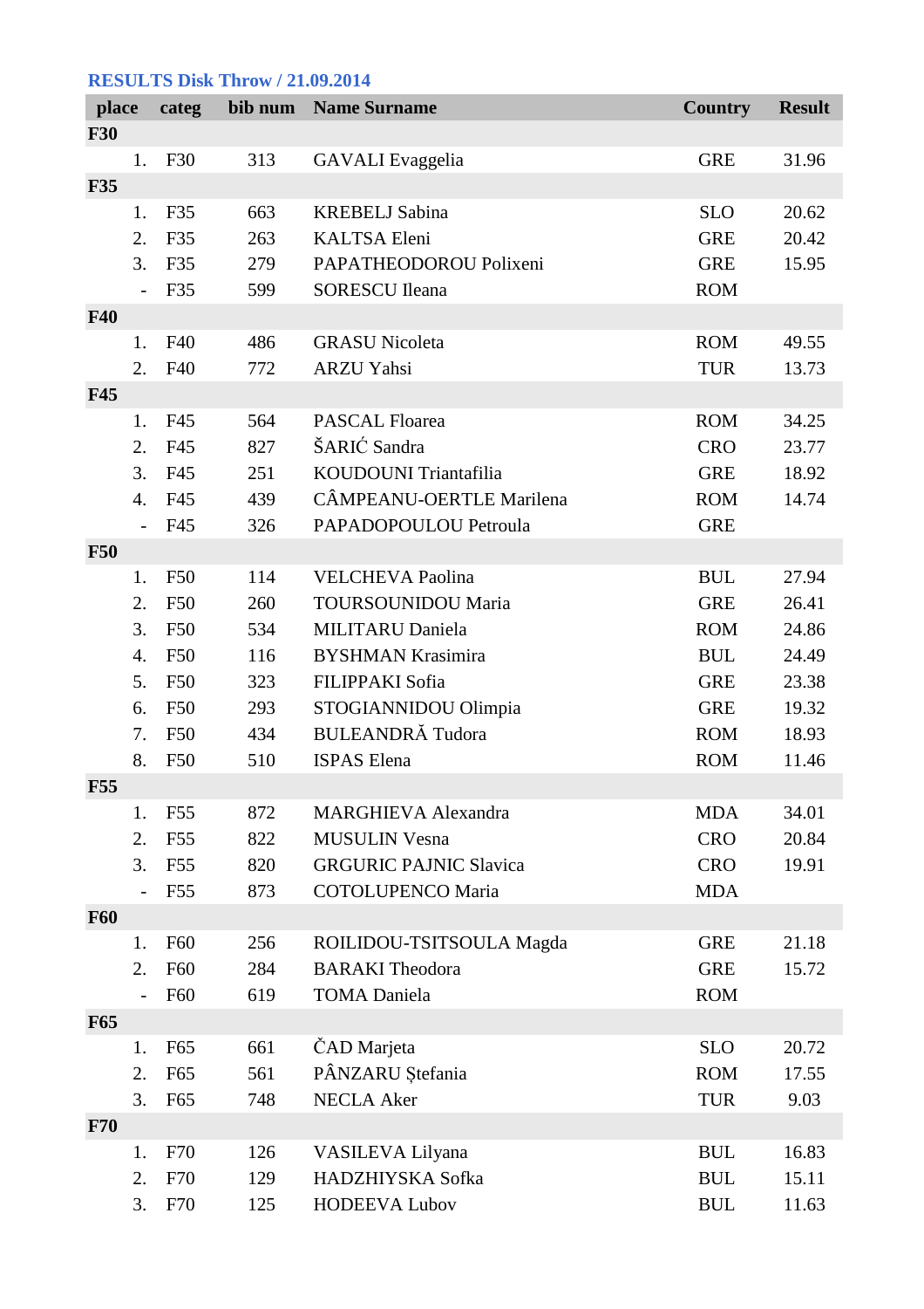## RESULTS Disk Throw / 21.09.2014

| place | categ | bib num | Name Surname | Country | Result |
|---|---|---|---|---|---|
| **F30** | | | | | |
| 1. | F30 | 313 | GAVALI Evaggelia | GRE | 31.96 |
| **F35** | | | | | |
| 1. | F35 | 663 | KREBELJ Sabina | SLO | 20.62 |
| 2. | F35 | 263 | KALTSA Eleni | GRE | 20.42 |
| 3. | F35 | 279 | PAPATHEODOROU Polixeni | GRE | 15.95 |
| - | F35 | 599 | SORESCU Ileana | ROM | |
| **F40** | | | | | |
| 1. | F40 | 486 | GRASU Nicoleta | ROM | 49.55 |
| 2. | F40 | 772 | ARZU Yahsi | TUR | 13.73 |
| **F45** | | | | | |
| 1. | F45 | 564 | PASCAL Floarea | ROM | 34.25 |
| 2. | F45 | 827 | ŠARIĆ Sandra | CRO | 23.77 |
| 3. | F45 | 251 | KOUDOUNI Triantafilia | GRE | 18.92 |
| 4. | F45 | 439 | CÂMPEANU-OERTLE Marilena | ROM | 14.74 |
| - | F45 | 326 | PAPADOPOULOU Petroula | GRE | |
| **F50** | | | | | |
| 1. | F50 | 114 | VELCHEVA Paolina | BUL | 27.94 |
| 2. | F50 | 260 | TOURSOUNIDOU Maria | GRE | 26.41 |
| 3. | F50 | 534 | MILITARU Daniela | ROM | 24.86 |
| 4. | F50 | 116 | BYSHMAN Krasimira | BUL | 24.49 |
| 5. | F50 | 323 | FILIPPAKI Sofia | GRE | 23.38 |
| 6. | F50 | 293 | STOGIANNIDOU Olimpia | GRE | 19.32 |
| 7. | F50 | 434 | BULEANDRĂ Tudora | ROM | 18.93 |
| 8. | F50 | 510 | ISPAS Elena | ROM | 11.46 |
| **F55** | | | | | |
| 1. | F55 | 872 | MARGHIEVA Alexandra | MDA | 34.01 |
| 2. | F55 | 822 | MUSULIN Vesna | CRO | 20.84 |
| 3. | F55 | 820 | GRGURIC PAJNIC Slavica | CRO | 19.91 |
| - | F55 | 873 | COTOLUPENCO Maria | MDA | |
| **F60** | | | | | |
| 1. | F60 | 256 | ROILIDOU-TSITSOULA Magda | GRE | 21.18 |
| 2. | F60 | 284 | BARAKI Theodora | GRE | 15.72 |
| - | F60 | 619 | TOMA Daniela | ROM | |
| **F65** | | | | | |
| 1. | F65 | 661 | ČAD Marjeta | SLO | 20.72 |
| 2. | F65 | 561 | PÂNZARU Ștefania | ROM | 17.55 |
| 3. | F65 | 748 | NECLA Aker | TUR | 9.03 |
| **F70** | | | | | |
| 1. | F70 | 126 | VASILEVA Lilyana | BUL | 16.83 |
| 2. | F70 | 129 | HADZHIYSKA Sofka | BUL | 15.11 |
| 3. | F70 | 125 | HODEEVA Lubov | BUL | 11.63 |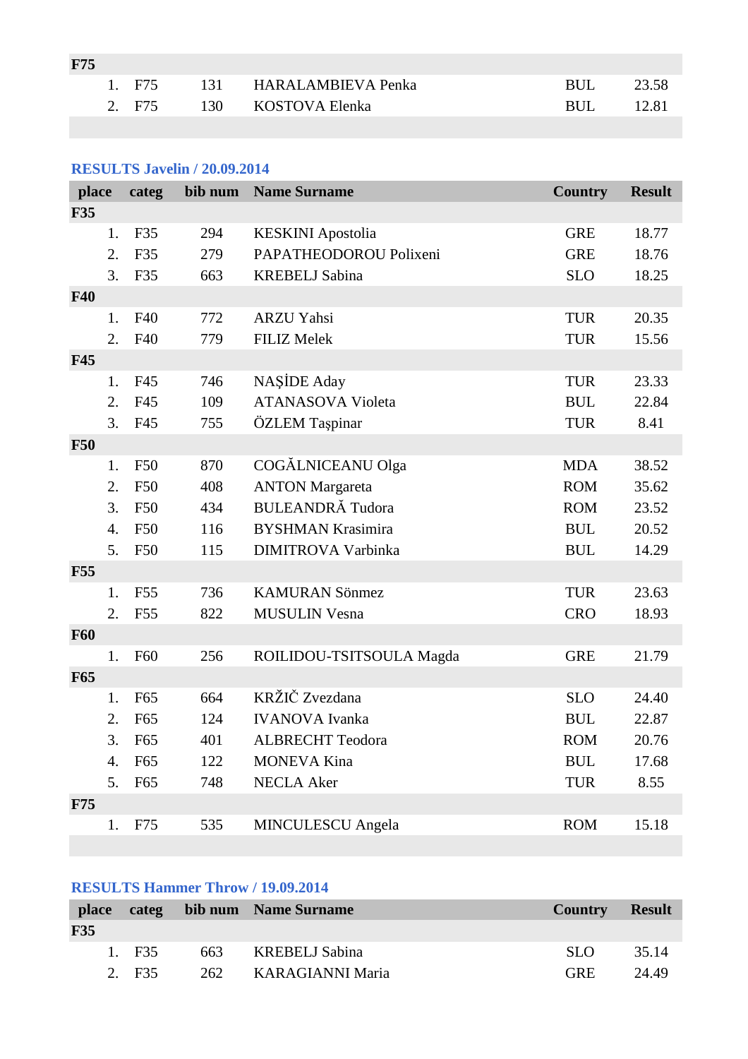| | | | | | |
|---|---|---|---|---|---|
| **F75** | | | | | |
| 1. | F75 | 131 | HARALAMBIEVA Penka | BUL | 23.58 |
| 2. | F75 | 130 | KOSTOVA Elenka | BUL | 12.81 |

## RESULTS Javelin / 20.09.2014

| place | categ | bib num | Name Surname | Country | Result |
|---|---|---|---|---|---|
| **F35** | | | | | |
| 1. | F35 | 294 | KESKINI Apostolia | GRE | 18.77 |
| 2. | F35 | 279 | PAPATHEODOROU Polixeni | GRE | 18.76 |
| 3. | F35 | 663 | KREBELJ Sabina | SLO | 18.25 |
| **F40** | | | | | |
| 1. | F40 | 772 | ARZU Yahsi | TUR | 20.35 |
| 2. | F40 | 779 | FILIZ Melek | TUR | 15.56 |
| **F45** | | | | | |
| 1. | F45 | 746 | NAŞİDE Aday | TUR | 23.33 |
| 2. | F45 | 109 | ATANASOVA Violeta | BUL | 22.84 |
| 3. | F45 | 755 | ÖZLEM Taşpinar | TUR | 8.41 |
| **F50** | | | | | |
| 1. | F50 | 870 | COGĂLNICEANU Olga | MDA | 38.52 |
| 2. | F50 | 408 | ANTON Margareta | ROM | 35.62 |
| 3. | F50 | 434 | BULEANDRĂ Tudora | ROM | 23.52 |
| 4. | F50 | 116 | BYSHMAN Krasimira | BUL | 20.52 |
| 5. | F50 | 115 | DIMITROVA Varbinka | BUL | 14.29 |
| **F55** | | | | | |
| 1. | F55 | 736 | KAMURAN Sönmez | TUR | 23.63 |
| 2. | F55 | 822 | MUSULIN Vesna | CRO | 18.93 |
| **F60** | | | | | |
| 1. | F60 | 256 | ROILIDOU-TSITSOULA Magda | GRE | 21.79 |
| **F65** | | | | | |
| 1. | F65 | 664 | KRŽIČ Zvezdana | SLO | 24.40 |
| 2. | F65 | 124 | IVANOVA Ivanka | BUL | 22.87 |
| 3. | F65 | 401 | ALBRECHT Teodora | ROM | 20.76 |
| 4. | F65 | 122 | MONEVA Kina | BUL | 17.68 |
| 5. | F65 | 748 | NECLA Aker | TUR | 8.55 |
| **F75** | | | | | |
| 1. | F75 | 535 | MINCULESCU Angela | ROM | 15.18 |

## RESULTS Hammer Throw / 19.09.2014

| place | categ | bib num | Name Surname | Country | Result |
|---|---|---|---|---|---|
| **F35** | | | | | |
| 1. | F35 | 663 | KREBELJ Sabina | SLO | 35.14 |
| 2. | F35 | 262 | KARAGIANNI Maria | GRE | 24.49 |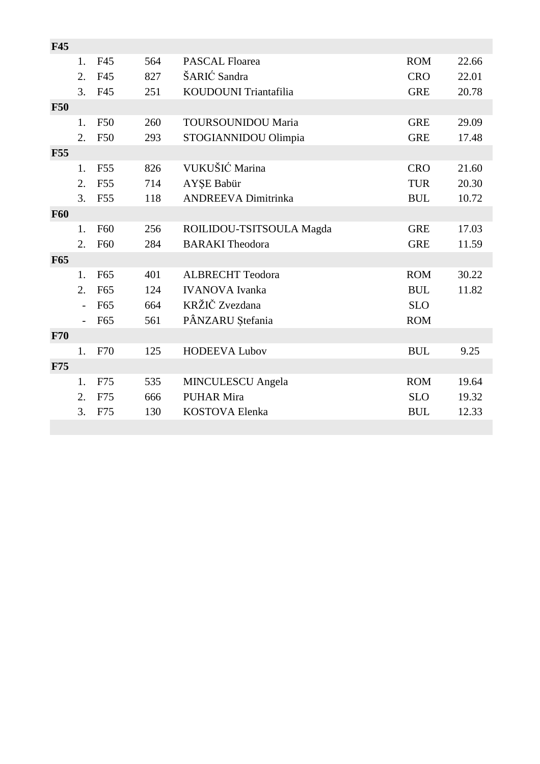| | | | | | |
|---|---|---|---|---|---|
| **F45** | | | | | |
| 1. | F45 | 564 | PASCAL Floarea | ROM | 22.66 |
| 2. | F45 | 827 | ŠARIĆ Sandra | CRO | 22.01 |
| 3. | F45 | 251 | KOUDOUNI Triantafilia | GRE | 20.78 |
| **F50** | | | | | |
| 1. | F50 | 260 | TOURSOUNIDOU Maria | GRE | 29.09 |
| 2. | F50 | 293 | STOGIANNIDOU Olimpia | GRE | 17.48 |
| **F55** | | | | | |
| 1. | F55 | 826 | VUKUŠIĆ Marina | CRO | 21.60 |
| 2. | F55 | 714 | AYŞE Babür | TUR | 20.30 |
| 3. | F55 | 118 | ANDREEVA Dimitrinka | BUL | 10.72 |
| **F60** | | | | | |
| 1. | F60 | 256 | ROILIDOU-TSITSOULA Magda | GRE | 17.03 |
| 2. | F60 | 284 | BARAKI Theodora | GRE | 11.59 |
| **F65** | | | | | |
| 1. | F65 | 401 | ALBRECHT Teodora | ROM | 30.22 |
| 2. | F65 | 124 | IVANOVA Ivanka | BUL | 11.82 |
| - | F65 | 664 | KRŽIČ Zvezdana | SLO | |
| - | F65 | 561 | PÂNZARU Ștefania | ROM | |
| **F70** | | | | | |
| 1. | F70 | 125 | HODEEVA Lubov | BUL | 9.25 |
| **F75** | | | | | |
| 1. | F75 | 535 | MINCULESCU Angela | ROM | 19.64 |
| 2. | F75 | 666 | PUHAR Mira | SLO | 19.32 |
| 3. | F75 | 130 | KOSTOVA Elenka | BUL | 12.33 |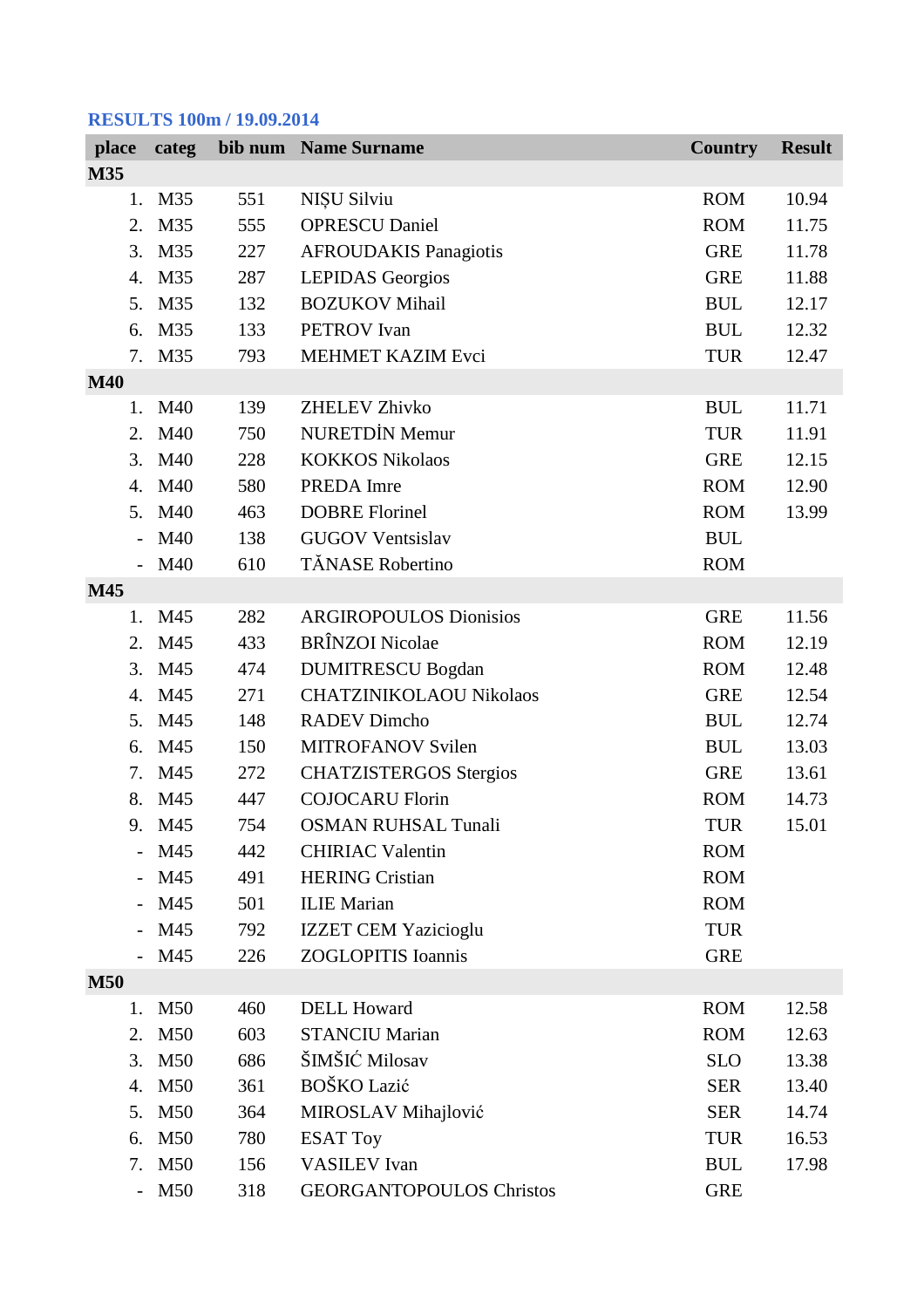**RESULTS 100m / 19.09.2014**

| place | categ | bib num | Name Surname | Country | Result |
|---|---|---|---|---|---|
| **M35** | | | | | |
| 1. | M35 | 551 | NIȘU Silviu | ROM | 10.94 |
| 2. | M35 | 555 | OPRESCU Daniel | ROM | 11.75 |
| 3. | M35 | 227 | AFROUDAKIS Panagiotis | GRE | 11.78 |
| 4. | M35 | 287 | LEPIDAS Georgios | GRE | 11.88 |
| 5. | M35 | 132 | BOZUKOV Mihail | BUL | 12.17 |
| 6. | M35 | 133 | PETROV Ivan | BUL | 12.32 |
| 7. | M35 | 793 | MEHMET KAZIM Evci | TUR | 12.47 |
| **M40** | | | | | |
| 1. | M40 | 139 | ZHELEV Zhivko | BUL | 11.71 |
| 2. | M40 | 750 | NURETDİN Memur | TUR | 11.91 |
| 3. | M40 | 228 | KOKKOS Nikolaos | GRE | 12.15 |
| 4. | M40 | 580 | PREDA Imre | ROM | 12.90 |
| 5. | M40 | 463 | DOBRE Florinel | ROM | 13.99 |
| - | M40 | 138 | GUGOV Ventsislav | BUL | |
| - | M40 | 610 | TĂNASE Robertino | ROM | |
| **M45** | | | | | |
| 1. | M45 | 282 | ARGIROPOULOS Dionisios | GRE | 11.56 |
| 2. | M45 | 433 | BRÎNZOI Nicolae | ROM | 12.19 |
| 3. | M45 | 474 | DUMITRESCU Bogdan | ROM | 12.48 |
| 4. | M45 | 271 | CHATZINIKOLAOU Nikolaos | GRE | 12.54 |
| 5. | M45 | 148 | RADEV Dimcho | BUL | 12.74 |
| 6. | M45 | 150 | MITROFANOV Svilen | BUL | 13.03 |
| 7. | M45 | 272 | CHATZISTERGOS Stergios | GRE | 13.61 |
| 8. | M45 | 447 | COJOCARU Florin | ROM | 14.73 |
| 9. | M45 | 754 | OSMAN RUHSAL Tunali | TUR | 15.01 |
| - | M45 | 442 | CHIRIAC Valentin | ROM | |
| - | M45 | 491 | HERING Cristian | ROM | |
| - | M45 | 501 | ILIE Marian | ROM | |
| - | M45 | 792 | IZZET CEM Yazicioglu | TUR | |
| - | M45 | 226 | ZOGLOPITIS Ioannis | GRE | |
| **M50** | | | | | |
| 1. | M50 | 460 | DELL Howard | ROM | 12.58 |
| 2. | M50 | 603 | STANCIU Marian | ROM | 12.63 |
| 3. | M50 | 686 | ŠIMŠIĆ Milosav | SLO | 13.38 |
| 4. | M50 | 361 | BOŠKO Lazić | SER | 13.40 |
| 5. | M50 | 364 | MIROSLAV Mihajlović | SER | 14.74 |
| 6. | M50 | 780 | ESAT Toy | TUR | 16.53 |
| 7. | M50 | 156 | VASILEV Ivan | BUL | 17.98 |
| - | M50 | 318 | GEORGANTOPOULOS Christos | GRE | |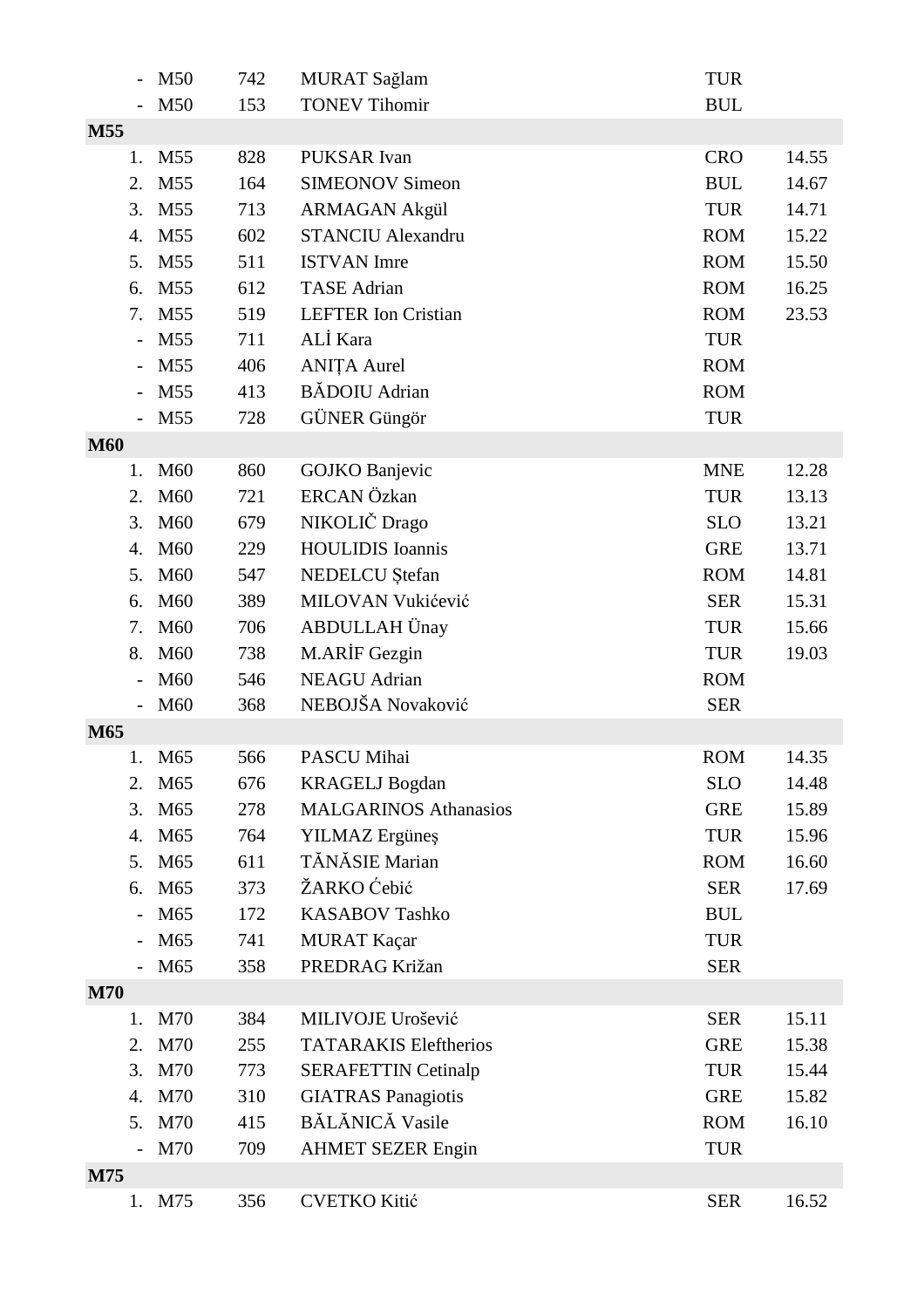| | | | | | |
|---|---|---|---|---|---|
| - | M50 | 742 | MURAT Sağlam | TUR | |
| - | M50 | 153 | TONEV Tihomir | BUL | |
| **M55** | | | | | |
| 1. | M55 | 828 | PUKSAR Ivan | CRO | 14.55 |
| 2. | M55 | 164 | SIMEONOV Simeon | BUL | 14.67 |
| 3. | M55 | 713 | ARMAGAN Akgül | TUR | 14.71 |
| 4. | M55 | 602 | STANCIU Alexandru | ROM | 15.22 |
| 5. | M55 | 511 | ISTVAN Imre | ROM | 15.50 |
| 6. | M55 | 612 | TASE Adrian | ROM | 16.25 |
| 7. | M55 | 519 | LEFTER Ion Cristian | ROM | 23.53 |
| - | M55 | 711 | ALİ Kara | TUR | |
| - | M55 | 406 | ANIȚA Aurel | ROM | |
| - | M55 | 413 | BĂDOIU Adrian | ROM | |
| - | M55 | 728 | GÜNER Güngör | TUR | |
| **M60** | | | | | |
| 1. | M60 | 860 | GOJKO Banjevic | MNE | 12.28 |
| 2. | M60 | 721 | ERCAN Özkan | TUR | 13.13 |
| 3. | M60 | 679 | NIKOLIČ Drago | SLO | 13.21 |
| 4. | M60 | 229 | HOULIDIS Ioannis | GRE | 13.71 |
| 5. | M60 | 547 | NEDELCU Ștefan | ROM | 14.81 |
| 6. | M60 | 389 | MILOVAN Vukićević | SER | 15.31 |
| 7. | M60 | 706 | ABDULLAH Ünay | TUR | 15.66 |
| 8. | M60 | 738 | M.ARİF Gezgin | TUR | 19.03 |
| - | M60 | 546 | NEAGU Adrian | ROM | |
| - | M60 | 368 | NEBOJŠA Novaković | SER | |
| **M65** | | | | | |
| 1. | M65 | 566 | PASCU Mihai | ROM | 14.35 |
| 2. | M65 | 676 | KRAGELJ Bogdan | SLO | 14.48 |
| 3. | M65 | 278 | MALGARINOS Athanasios | GRE | 15.89 |
| 4. | M65 | 764 | YILMAZ Ergüneş | TUR | 15.96 |
| 5. | M65 | 611 | TĂNĂSIE Marian | ROM | 16.60 |
| 6. | M65 | 373 | ŽARKO Ćebić | SER | 17.69 |
| - | M65 | 172 | KASABOV Tashko | BUL | |
| - | M65 | 741 | MURAT Kaçar | TUR | |
| - | M65 | 358 | PREDRAG Križan | SER | |
| **M70** | | | | | |
| 1. | M70 | 384 | MILIVOJE Urošević | SER | 15.11 |
| 2. | M70 | 255 | TATARAKIS Eleftherios | GRE | 15.38 |
| 3. | M70 | 773 | SERAFETTIN Cetinalp | TUR | 15.44 |
| 4. | M70 | 310 | GIATRAS Panagiotis | GRE | 15.82 |
| 5. | M70 | 415 | BĂLĂNICĂ Vasile | ROM | 16.10 |
| - | M70 | 709 | AHMET SEZER Engin | TUR | |
| **M75** | | | | | |
| 1. | M75 | 356 | CVETKO Kitić | SER | 16.52 |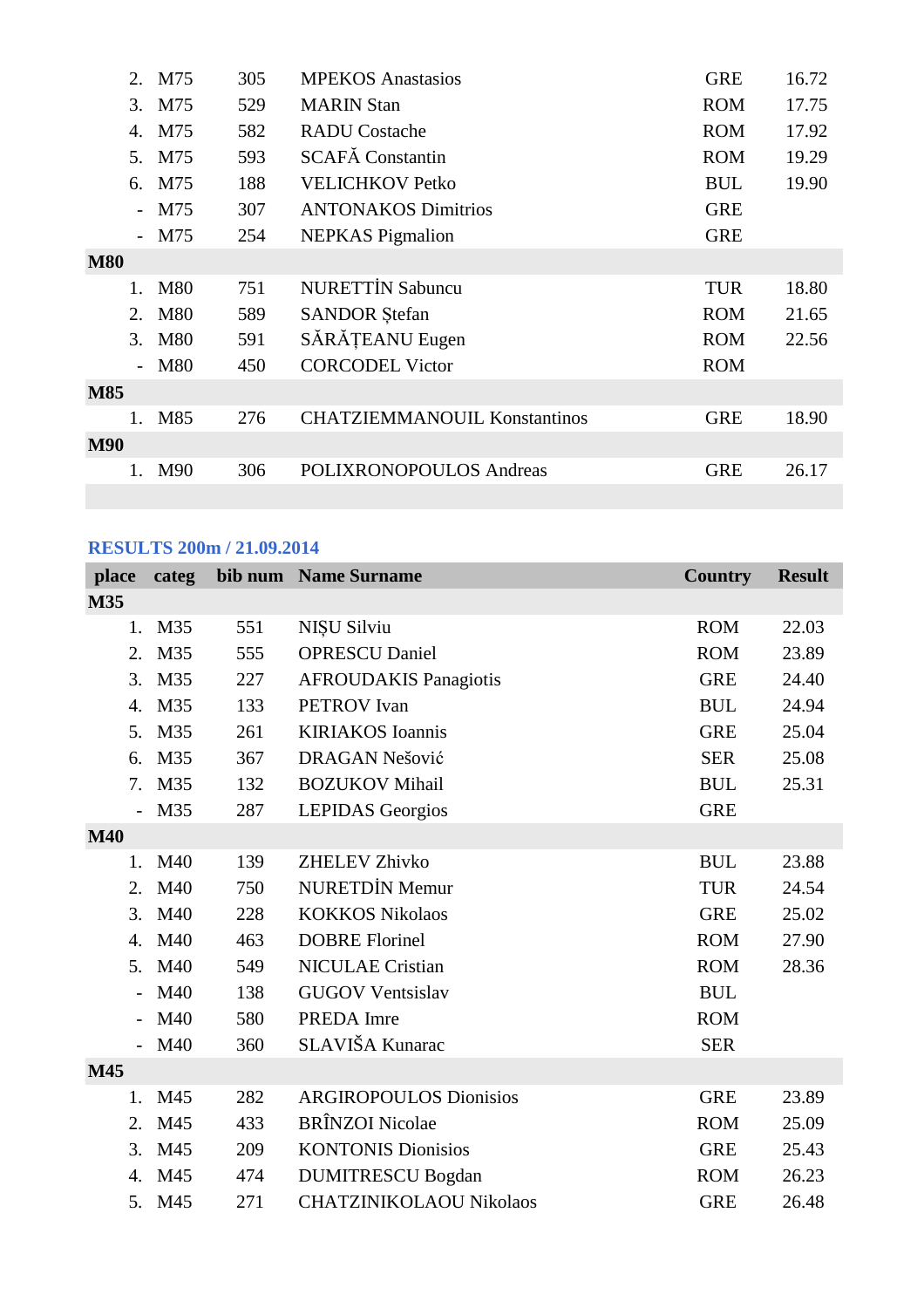| | | | | | |
|---|---|---|---|---|---|
| 2. | M75 | 305 | MPEKOS Anastasios | GRE | 16.72 |
| 3. | M75 | 529 | MARIN Stan | ROM | 17.75 |
| 4. | M75 | 582 | RADU Costache | ROM | 17.92 |
| 5. | M75 | 593 | SCAFĂ Constantin | ROM | 19.29 |
| 6. | M75 | 188 | VELICHKOV Petko | BUL | 19.90 |
| - | M75 | 307 | ANTONAKOS Dimitrios | GRE | |
| - | M75 | 254 | NEPKAS Pigmalion | GRE | |
| **M80** | | | | | |
| 1. | M80 | 751 | NURETTİN Sabuncu | TUR | 18.80 |
| 2. | M80 | 589 | SANDOR Ștefan | ROM | 21.65 |
| 3. | M80 | 591 | SĂRĂȚEANU Eugen | ROM | 22.56 |
| - | M80 | 450 | CORCODEL Victor | ROM | |
| **M85** | | | | | |
| 1. | M85 | 276 | CHATZIEMMANOUIL Konstantinos | GRE | 18.90 |
| **M90** | | | | | |
| 1. | M90 | 306 | POLIXRONOPOULOS Andreas | GRE | 26.17 |

## RESULTS 200m / 21.09.2014

| place | categ | bib num | Name Surname | Country | Result |
|---|---|---|---|---|---|
| **M35** | | | | | |
| 1. | M35 | 551 | NIȘU Silviu | ROM | 22.03 |
| 2. | M35 | 555 | OPRESCU Daniel | ROM | 23.89 |
| 3. | M35 | 227 | AFROUDAKIS Panagiotis | GRE | 24.40 |
| 4. | M35 | 133 | PETROV Ivan | BUL | 24.94 |
| 5. | M35 | 261 | KIRIAKOS Ioannis | GRE | 25.04 |
| 6. | M35 | 367 | DRAGAN Nešović | SER | 25.08 |
| 7. | M35 | 132 | BOZUKOV Mihail | BUL | 25.31 |
| - | M35 | 287 | LEPIDAS Georgios | GRE | |
| **M40** | | | | | |
| 1. | M40 | 139 | ZHELEV Zhivko | BUL | 23.88 |
| 2. | M40 | 750 | NURETDİN Memur | TUR | 24.54 |
| 3. | M40 | 228 | KOKKOS Nikolaos | GRE | 25.02 |
| 4. | M40 | 463 | DOBRE Florinel | ROM | 27.90 |
| 5. | M40 | 549 | NICULAE Cristian | ROM | 28.36 |
| - | M40 | 138 | GUGOV Ventsislav | BUL | |
| - | M40 | 580 | PREDA Imre | ROM | |
| - | M40 | 360 | SLAVIŠA Kunarac | SER | |
| **M45** | | | | | |
| 1. | M45 | 282 | ARGIROPOULOS Dionisios | GRE | 23.89 |
| 2. | M45 | 433 | BRÎNZOI Nicolae | ROM | 25.09 |
| 3. | M45 | 209 | KONTONIS Dionisios | GRE | 25.43 |
| 4. | M45 | 474 | DUMITRESCU Bogdan | ROM | 26.23 |
| 5. | M45 | 271 | CHATZINIKOLAOU Nikolaos | GRE | 26.48 |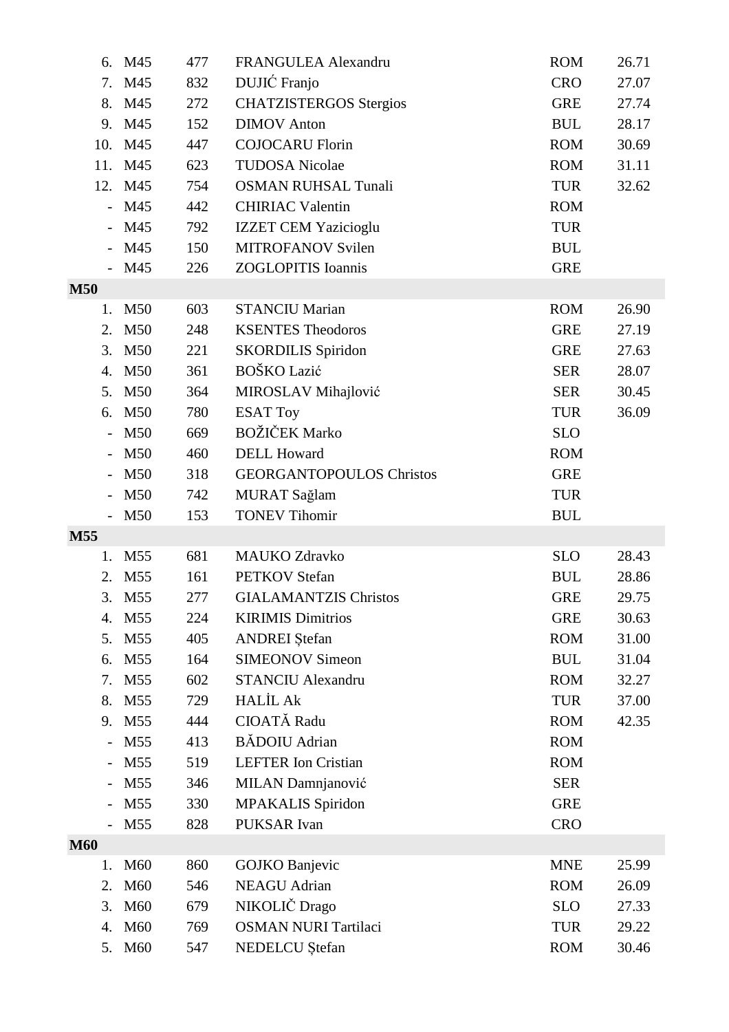| | | | | | |
|---|---|---|---|---|---|
| 6. | M45 | 477 | FRANGULEA Alexandru | ROM | 26.71 |
| 7. | M45 | 832 | DUJIĆ Franjo | CRO | 27.07 |
| 8. | M45 | 272 | CHATZISTERGOS Stergios | GRE | 27.74 |
| 9. | M45 | 152 | DIMOV Anton | BUL | 28.17 |
| 10. | M45 | 447 | COJOCARU Florin | ROM | 30.69 |
| 11. | M45 | 623 | TUDOSA Nicolae | ROM | 31.11 |
| 12. | M45 | 754 | OSMAN RUHSAL Tunali | TUR | 32.62 |
| - | M45 | 442 | CHIRIAC Valentin | ROM | |
| - | M45 | 792 | IZZET CEM Yazicioglu | TUR | |
| - | M45 | 150 | MITROFANOV Svilen | BUL | |
| - | M45 | 226 | ZOGLOPITIS Ioannis | GRE | |
| **M50** | | | | | |
| 1. | M50 | 603 | STANCIU Marian | ROM | 26.90 |
| 2. | M50 | 248 | KSENTES Theodoros | GRE | 27.19 |
| 3. | M50 | 221 | SKORDILIS Spiridon | GRE | 27.63 |
| 4. | M50 | 361 | BOŠKO Lazić | SER | 28.07 |
| 5. | M50 | 364 | MIROSLAV Mihajlović | SER | 30.45 |
| 6. | M50 | 780 | ESAT Toy | TUR | 36.09 |
| - | M50 | 669 | BOŽIČEK Marko | SLO | |
| - | M50 | 460 | DELL Howard | ROM | |
| - | M50 | 318 | GEORGANTOPOULOS Christos | GRE | |
| - | M50 | 742 | MURAT Sağlam | TUR | |
| - | M50 | 153 | TONEV Tihomir | BUL | |
| **M55** | | | | | |
| 1. | M55 | 681 | MAUKO Zdravko | SLO | 28.43 |
| 2. | M55 | 161 | PETKOV Stefan | BUL | 28.86 |
| 3. | M55 | 277 | GIALAMANTZIS Christos | GRE | 29.75 |
| 4. | M55 | 224 | KIRIMIS Dimitrios | GRE | 30.63 |
| 5. | M55 | 405 | ANDREI Ștefan | ROM | 31.00 |
| 6. | M55 | 164 | SIMEONOV Simeon | BUL | 31.04 |
| 7. | M55 | 602 | STANCIU Alexandru | ROM | 32.27 |
| 8. | M55 | 729 | HALİL Ak | TUR | 37.00 |
| 9. | M55 | 444 | CIOATĂ Radu | ROM | 42.35 |
| - | M55 | 413 | BĂDOIU Adrian | ROM | |
| - | M55 | 519 | LEFTER Ion Cristian | ROM | |
| - | M55 | 346 | MILAN Damnjanović | SER | |
| - | M55 | 330 | MPAKALIS Spiridon | GRE | |
| - | M55 | 828 | PUKSAR Ivan | CRO | |
| **M60** | | | | | |
| 1. | M60 | 860 | GOJKO Banjevic | MNE | 25.99 |
| 2. | M60 | 546 | NEAGU Adrian | ROM | 26.09 |
| 3. | M60 | 679 | NIKOLIČ Drago | SLO | 27.33 |
| 4. | M60 | 769 | OSMAN NURI Tartilaci | TUR | 29.22 |
| 5. | M60 | 547 | NEDELCU Ștefan | ROM | 30.46 |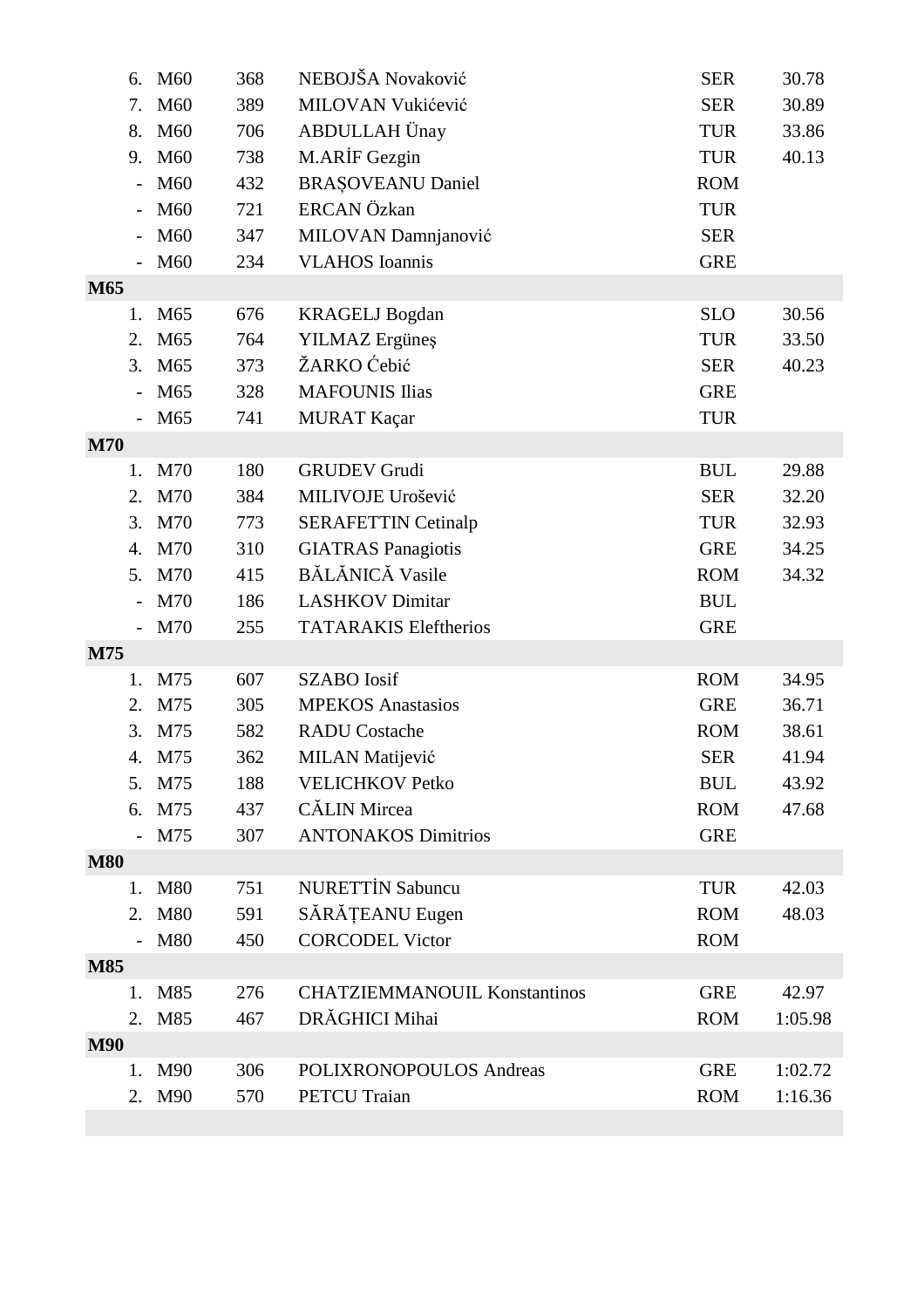| | | | | | |
|---|---|---|---|---|---|
| 6. | M60 | 368 | NEBOJŠA Novaković | SER | 30.78 |
| 7. | M60 | 389 | MILOVAN Vukićević | SER | 30.89 |
| 8. | M60 | 706 | ABDULLAH Ünay | TUR | 33.86 |
| 9. | M60 | 738 | M.ARİF Gezgin | TUR | 40.13 |
| - | M60 | 432 | BRAȘOVEANU Daniel | ROM | |
| - | M60 | 721 | ERCAN Özkan | TUR | |
| - | M60 | 347 | MILOVAN Damnjanović | SER | |
| - | M60 | 234 | VLAHOS Ioannis | GRE | |
| **M65** | | | | | |
| 1. | M65 | 676 | KRAGELJ Bogdan | SLO | 30.56 |
| 2. | M65 | 764 | YILMAZ Ergüneş | TUR | 33.50 |
| 3. | M65 | 373 | ŽARKO Ćebić | SER | 40.23 |
| - | M65 | 328 | MAFOUNIS Ilias | GRE | |
| - | M65 | 741 | MURAT Kaçar | TUR | |
| **M70** | | | | | |
| 1. | M70 | 180 | GRUDEV Grudi | BUL | 29.88 |
| 2. | M70 | 384 | MILIVOJE Urošević | SER | 32.20 |
| 3. | M70 | 773 | SERAFETTIN Cetinalp | TUR | 32.93 |
| 4. | M70 | 310 | GIATRAS Panagiotis | GRE | 34.25 |
| 5. | M70 | 415 | BĂLĂNICĂ Vasile | ROM | 34.32 |
| - | M70 | 186 | LASHKOV Dimitar | BUL | |
| - | M70 | 255 | TATARAKIS Eleftherios | GRE | |
| **M75** | | | | | |
| 1. | M75 | 607 | SZABO Iosif | ROM | 34.95 |
| 2. | M75 | 305 | MPEKOS Anastasios | GRE | 36.71 |
| 3. | M75 | 582 | RADU Costache | ROM | 38.61 |
| 4. | M75 | 362 | MILAN Matijević | SER | 41.94 |
| 5. | M75 | 188 | VELICHKOV Petko | BUL | 43.92 |
| 6. | M75 | 437 | CĂLIN Mircea | ROM | 47.68 |
| - | M75 | 307 | ANTONAKOS Dimitrios | GRE | |
| **M80** | | | | | |
| 1. | M80 | 751 | NURETTİN Sabuncu | TUR | 42.03 |
| 2. | M80 | 591 | SĂRĂȚEANU Eugen | ROM | 48.03 |
| - | M80 | 450 | CORCODEL Victor | ROM | |
| **M85** | | | | | |
| 1. | M85 | 276 | CHATZIEMMANOUIL Konstantinos | GRE | 42.97 |
| 2. | M85 | 467 | DRĂGHICI Mihai | ROM | 1:05.98 |
| **M90** | | | | | |
| 1. | M90 | 306 | POLIXRONOPOULOS Andreas | GRE | 1:02.72 |
| 2. | M90 | 570 | PETCU Traian | ROM | 1:16.36 |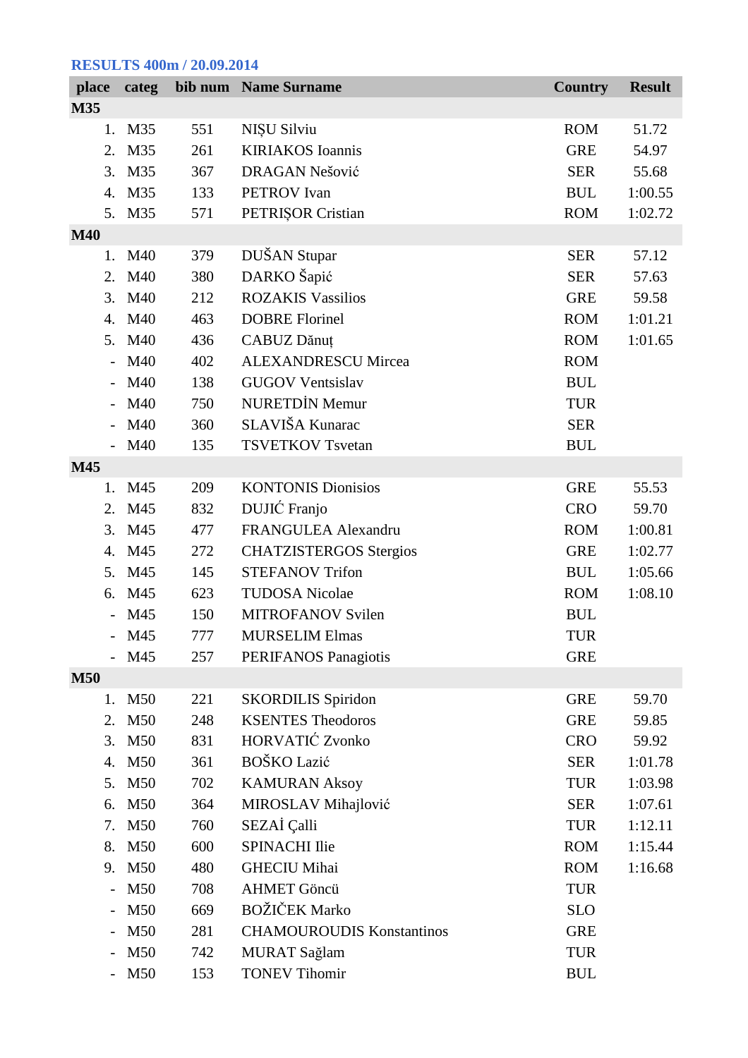**RESULTS 400m / 20.09.2014**

| place | categ | bib num | Name Surname | Country | Result |
|---|---|---|---|---|---|
| **M35** | | | | | |
| 1. | M35 | 551 | NIȘU Silviu | ROM | 51.72 |
| 2. | M35 | 261 | KIRIAKOS Ioannis | GRE | 54.97 |
| 3. | M35 | 367 | DRAGAN Nešović | SER | 55.68 |
| 4. | M35 | 133 | PETROV Ivan | BUL | 1:00.55 |
| 5. | M35 | 571 | PETRIȘOR Cristian | ROM | 1:02.72 |
| **M40** | | | | | |
| 1. | M40 | 379 | DUŠAN Stupar | SER | 57.12 |
| 2. | M40 | 380 | DARKO Šapić | SER | 57.63 |
| 3. | M40 | 212 | ROZAKIS Vassilios | GRE | 59.58 |
| 4. | M40 | 463 | DOBRE Florinel | ROM | 1:01.21 |
| 5. | M40 | 436 | CABUZ Dănuț | ROM | 1:01.65 |
| - | M40 | 402 | ALEXANDRESCU Mircea | ROM | |
| - | M40 | 138 | GUGOV Ventsislav | BUL | |
| - | M40 | 750 | NURETDİN Memur | TUR | |
| - | M40 | 360 | SLAVIŠA Kunarac | SER | |
| - | M40 | 135 | TSVETKOV Tsvetan | BUL | |
| **M45** | | | | | |
| 1. | M45 | 209 | KONTONIS Dionisios | GRE | 55.53 |
| 2. | M45 | 832 | DUJIĆ Franjo | CRO | 59.70 |
| 3. | M45 | 477 | FRANGULEA Alexandru | ROM | 1:00.81 |
| 4. | M45 | 272 | CHATZISTERGOS Stergios | GRE | 1:02.77 |
| 5. | M45 | 145 | STEFANOV Trifon | BUL | 1:05.66 |
| 6. | M45 | 623 | TUDOSA Nicolae | ROM | 1:08.10 |
| - | M45 | 150 | MITROFANOV Svilen | BUL | |
| - | M45 | 777 | MURSELIM Elmas | TUR | |
| - | M45 | 257 | PERIFANOS Panagiotis | GRE | |
| **M50** | | | | | |
| 1. | M50 | 221 | SKORDILIS Spiridon | GRE | 59.70 |
| 2. | M50 | 248 | KSENTES Theodoros | GRE | 59.85 |
| 3. | M50 | 831 | HORVATIĆ Zvonko | CRO | 59.92 |
| 4. | M50 | 361 | BOŠKO Lazić | SER | 1:01.78 |
| 5. | M50 | 702 | KAMURAN Aksoy | TUR | 1:03.98 |
| 6. | M50 | 364 | MIROSLAV Mihajlović | SER | 1:07.61 |
| 7. | M50 | 760 | SEZAİ Çalli | TUR | 1:12.11 |
| 8. | M50 | 600 | SPINACHI Ilie | ROM | 1:15.44 |
| 9. | M50 | 480 | GHECIU Mihai | ROM | 1:16.68 |
| - | M50 | 708 | AHMET Göncü | TUR | |
| - | M50 | 669 | BOŽIČEK Marko | SLO | |
| - | M50 | 281 | CHAMOUROUDIS Konstantinos | GRE | |
| - | M50 | 742 | MURAT Sağlam | TUR | |
| - | M50 | 153 | TONEV Tihomir | BUL | |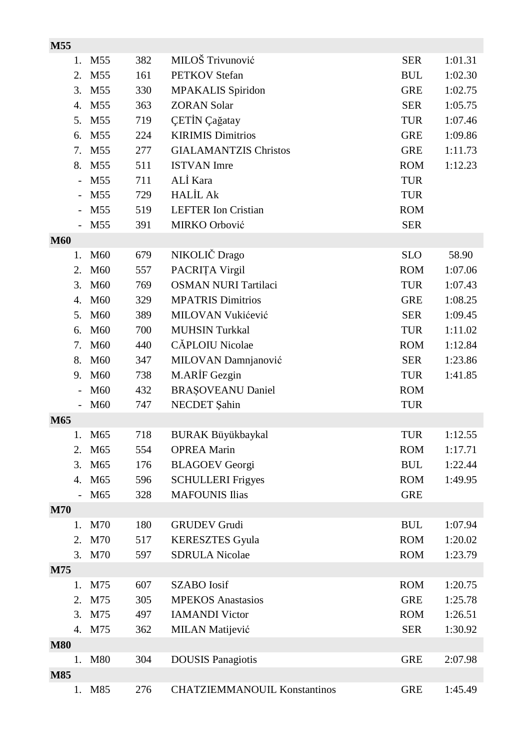**M55**

| | | | | | |
|---|---|---|---|---|---|
| 1. | M55 | 382 | MILOŠ Trivunović | SER | 1:01.31 |
| 2. | M55 | 161 | PETKOV Stefan | BUL | 1:02.30 |
| 3. | M55 | 330 | MPAKALIS Spiridon | GRE | 1:02.75 |
| 4. | M55 | 363 | ZORAN Solar | SER | 1:05.75 |
| 5. | M55 | 719 | ÇETİN Çağatay | TUR | 1:07.46 |
| 6. | M55 | 224 | KIRIMIS Dimitrios | GRE | 1:09.86 |
| 7. | M55 | 277 | GIALAMANTZIS Christos | GRE | 1:11.73 |
| 8. | M55 | 511 | ISTVAN Imre | ROM | 1:12.23 |
| - | M55 | 711 | ALİ Kara | TUR | |
| - | M55 | 729 | HALİL Ak | TUR | |
| - | M55 | 519 | LEFTER Ion Cristian | ROM | |
| - | M55 | 391 | MIRKO Orbović | SER | |

**M60**

| | | | | | |
|---|---|---|---|---|---|
| 1. | M60 | 679 | NIKOLIČ Drago | SLO | 58.90 |
| 2. | M60 | 557 | PACRIȚA Virgil | ROM | 1:07.06 |
| 3. | M60 | 769 | OSMAN NURI Tartilaci | TUR | 1:07.43 |
| 4. | M60 | 329 | MPATRIS Dimitrios | GRE | 1:08.25 |
| 5. | M60 | 389 | MILOVAN Vukićević | SER | 1:09.45 |
| 6. | M60 | 700 | MUHSIN Turkkal | TUR | 1:11.02 |
| 7. | M60 | 440 | CĂPLOIU Nicolae | ROM | 1:12.84 |
| 8. | M60 | 347 | MILOVAN Damnjanović | SER | 1:23.86 |
| 9. | M60 | 738 | M.ARİF Gezgin | TUR | 1:41.85 |
| - | M60 | 432 | BRAȘOVEANU Daniel | ROM | |
| - | M60 | 747 | NECDET Şahin | TUR | |

**M65**

| | | | | | |
|---|---|---|---|---|---|
| 1. | M65 | 718 | BURAK Büyükbaykal | TUR | 1:12.55 |
| 2. | M65 | 554 | OPREA Marin | ROM | 1:17.71 |
| 3. | M65 | 176 | BLAGOEV Georgi | BUL | 1:22.44 |
| 4. | M65 | 596 | SCHULLERI Frigyes | ROM | 1:49.95 |
| - | M65 | 328 | MAFOUNIS Ilias | GRE | |

**M70**

| | | | | | |
|---|---|---|---|---|---|
| 1. | M70 | 180 | GRUDEV Grudi | BUL | 1:07.94 |
| 2. | M70 | 517 | KERESZTES Gyula | ROM | 1:20.02 |
| 3. | M70 | 597 | SDRULA Nicolae | ROM | 1:23.79 |

**M75**

| | | | | | |
|---|---|---|---|---|---|
| 1. | M75 | 607 | SZABO Iosif | ROM | 1:20.75 |
| 2. | M75 | 305 | MPEKOS Anastasios | GRE | 1:25.78 |
| 3. | M75 | 497 | IAMANDI Victor | ROM | 1:26.51 |
| 4. | M75 | 362 | MILAN Matijević | SER | 1:30.92 |

**M80**

| | | | | | |
|---|---|---|---|---|---|
| 1. | M80 | 304 | DOUSIS Panagiotis | GRE | 2:07.98 |

**M85**

| | | | | | |
|---|---|---|---|---|---|
| 1. | M85 | 276 | CHATZIEMMANOUIL Konstantinos | GRE | 1:45.49 |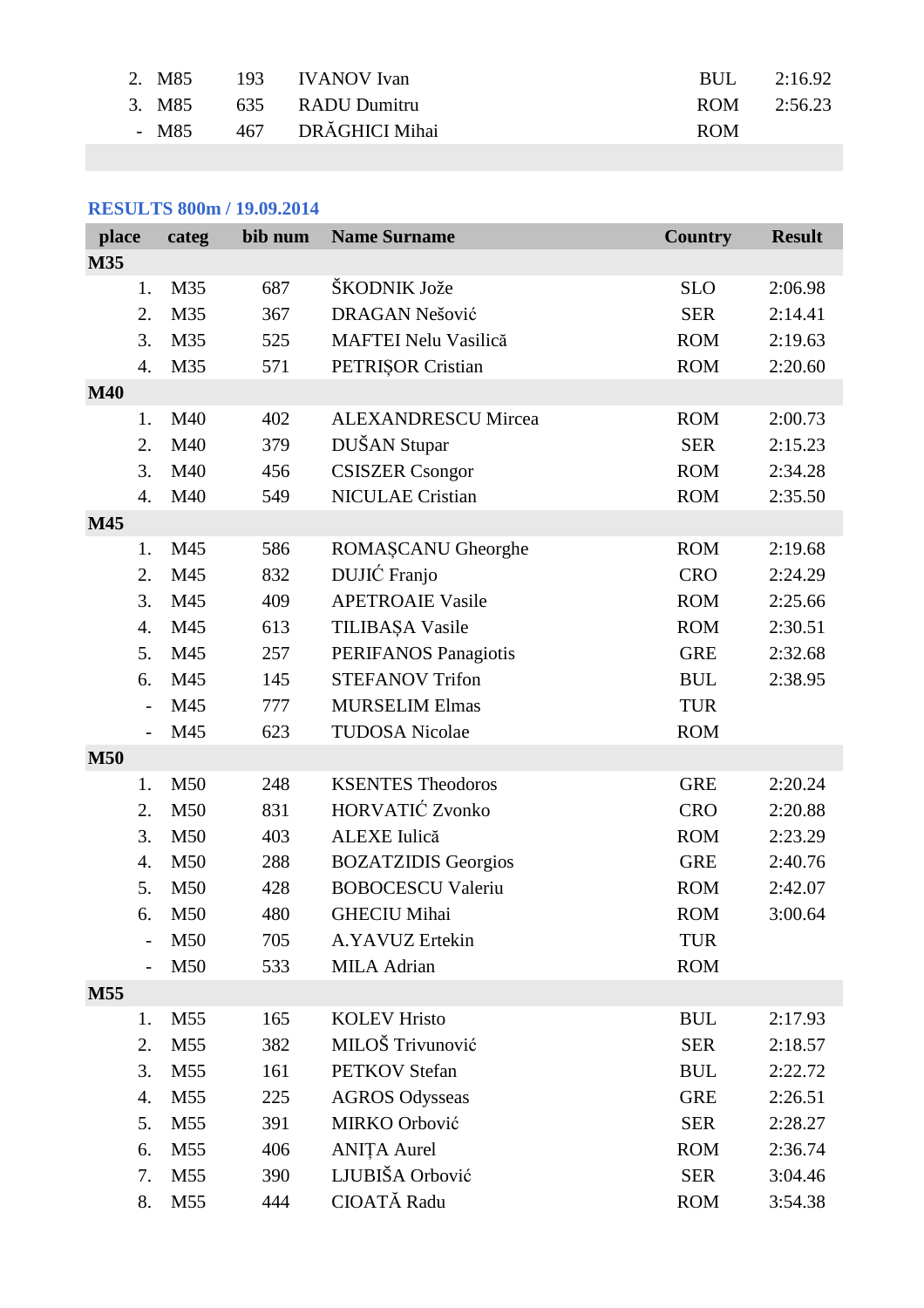| | | | | | |
|---|---|---|---|---|---|
| 2. | M85 | 193 | IVANOV Ivan | BUL | 2:16.92 |
| 3. | M85 | 635 | RADU Dumitru | ROM | 2:56.23 |
| - | M85 | 467 | DRĂGHICI Mihai | ROM | |

## RESULTS 800m / 19.09.2014

| place | categ | bib num | Name Surname | Country | Result |
|---|---|---|---|---|---|
| **M35** | | | | | |
| 1. | M35 | 687 | ŠKODNIK Jože | SLO | 2:06.98 |
| 2. | M35 | 367 | DRAGAN Nešović | SER | 2:14.41 |
| 3. | M35 | 525 | MAFTEI Nelu Vasilică | ROM | 2:19.63 |
| 4. | M35 | 571 | PETRIȘOR Cristian | ROM | 2:20.60 |
| **M40** | | | | | |
| 1. | M40 | 402 | ALEXANDRESCU Mircea | ROM | 2:00.73 |
| 2. | M40 | 379 | DUŠAN Stupar | SER | 2:15.23 |
| 3. | M40 | 456 | CSISZER Csongor | ROM | 2:34.28 |
| 4. | M40 | 549 | NICULAE Cristian | ROM | 2:35.50 |
| **M45** | | | | | |
| 1. | M45 | 586 | ROMAȘCANU Gheorghe | ROM | 2:19.68 |
| 2. | M45 | 832 | DUJIĆ Franjo | CRO | 2:24.29 |
| 3. | M45 | 409 | APETROAIE Vasile | ROM | 2:25.66 |
| 4. | M45 | 613 | TILIBAȘA Vasile | ROM | 2:30.51 |
| 5. | M45 | 257 | PERIFANOS Panagiotis | GRE | 2:32.68 |
| 6. | M45 | 145 | STEFANOV Trifon | BUL | 2:38.95 |
| - | M45 | 777 | MURSELIM Elmas | TUR | |
| - | M45 | 623 | TUDOSA Nicolae | ROM | |
| **M50** | | | | | |
| 1. | M50 | 248 | KSENTES Theodoros | GRE | 2:20.24 |
| 2. | M50 | 831 | HORVATIĆ Zvonko | CRO | 2:20.88 |
| 3. | M50 | 403 | ALEXE Iulică | ROM | 2:23.29 |
| 4. | M50 | 288 | BOZATZIDIS Georgios | GRE | 2:40.76 |
| 5. | M50 | 428 | BOBOCESCU Valeriu | ROM | 2:42.07 |
| 6. | M50 | 480 | GHECIU Mihai | ROM | 3:00.64 |
| - | M50 | 705 | A.YAVUZ Ertekin | TUR | |
| - | M50 | 533 | MILA Adrian | ROM | |
| **M55** | | | | | |
| 1. | M55 | 165 | KOLEV Hristo | BUL | 2:17.93 |
| 2. | M55 | 382 | MILOŠ Trivunović | SER | 2:18.57 |
| 3. | M55 | 161 | PETKOV Stefan | BUL | 2:22.72 |
| 4. | M55 | 225 | AGROS Odysseas | GRE | 2:26.51 |
| 5. | M55 | 391 | MIRKO Orbović | SER | 2:28.27 |
| 6. | M55 | 406 | ANIȚA Aurel | ROM | 2:36.74 |
| 7. | M55 | 390 | LJUBIŠA Orbović | SER | 3:04.46 |
| 8. | M55 | 444 | CIOATĂ Radu | ROM | 3:54.38 |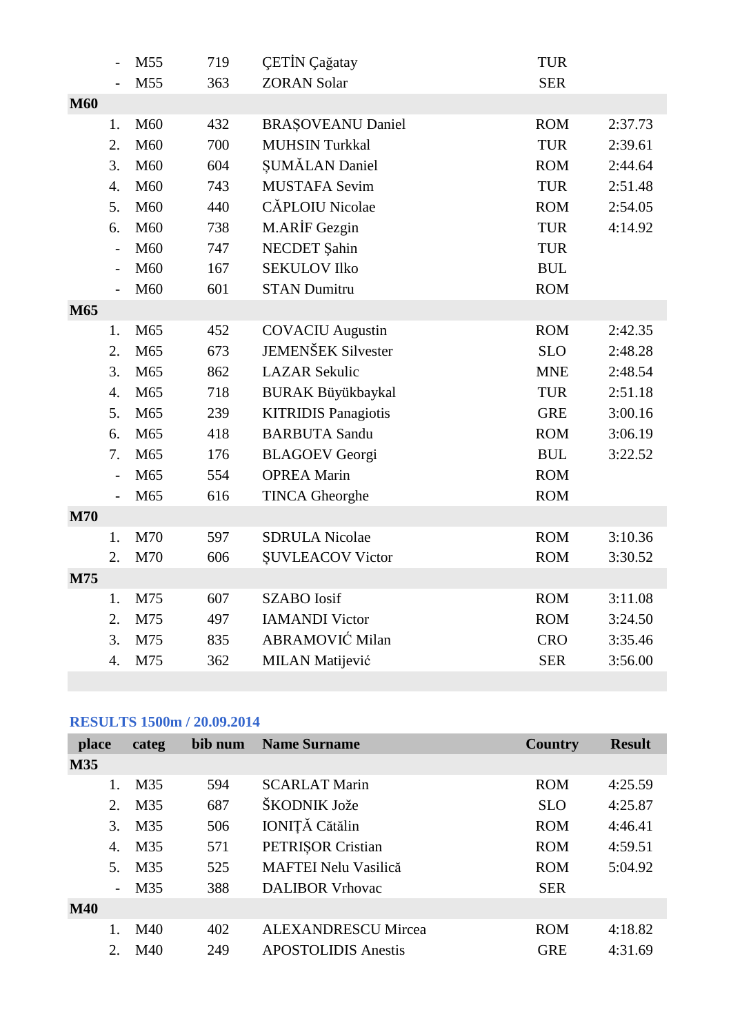| place | categ | bib num | Name Surname | Country | Result |
|---|---|---|---|---|---|
| - | M55 | 719 | ÇETİN Çağatay | TUR | |
| - | M55 | 363 | ZORAN Solar | SER | |
| **M60** | | | | | |
| 1. | M60 | 432 | BRAȘOVEANU Daniel | ROM | 2:37.73 |
| 2. | M60 | 700 | MUHSIN Turkkal | TUR | 2:39.61 |
| 3. | M60 | 604 | ȘUMĂLAN Daniel | ROM | 2:44.64 |
| 4. | M60 | 743 | MUSTAFA Sevim | TUR | 2:51.48 |
| 5. | M60 | 440 | CĂPLOIU Nicolae | ROM | 2:54.05 |
| 6. | M60 | 738 | M.ARİF Gezgin | TUR | 4:14.92 |
| - | M60 | 747 | NECDET Şahin | TUR | |
| - | M60 | 167 | SEKULOV Ilko | BUL | |
| - | M60 | 601 | STAN Dumitru | ROM | |
| **M65** | | | | | |
| 1. | M65 | 452 | COVACIU Augustin | ROM | 2:42.35 |
| 2. | M65 | 673 | JEMENŠEK Silvester | SLO | 2:48.28 |
| 3. | M65 | 862 | LAZAR Sekulic | MNE | 2:48.54 |
| 4. | M65 | 718 | BURAK Büyükbaykal | TUR | 2:51.18 |
| 5. | M65 | 239 | KITRIDIS Panagiotis | GRE | 3:00.16 |
| 6. | M65 | 418 | BARBUTA Sandu | ROM | 3:06.19 |
| 7. | M65 | 176 | BLAGOEV Georgi | BUL | 3:22.52 |
| - | M65 | 554 | OPREA Marin | ROM | |
| - | M65 | 616 | TINCA Gheorghe | ROM | |
| **M70** | | | | | |
| 1. | M70 | 597 | SDRULA Nicolae | ROM | 3:10.36 |
| 2. | M70 | 606 | ȘUVLEACOV Victor | ROM | 3:30.52 |
| **M75** | | | | | |
| 1. | M75 | 607 | SZABO Iosif | ROM | 3:11.08 |
| 2. | M75 | 497 | IAMANDI Victor | ROM | 3:24.50 |
| 3. | M75 | 835 | ABRAMOVIĆ Milan | CRO | 3:35.46 |
| 4. | M75 | 362 | MILAN Matijević | SER | 3:56.00 |

**RESULTS 1500m / 20.09.2014**

| place | categ | bib num | Name Surname | Country | Result |
|---|---|---|---|---|---|
| **M35** | | | | | |
| 1. | M35 | 594 | SCARLAT Marin | ROM | 4:25.59 |
| 2. | M35 | 687 | ŠKODNIK Jože | SLO | 4:25.87 |
| 3. | M35 | 506 | IONIȚĂ Cătălin | ROM | 4:46.41 |
| 4. | M35 | 571 | PETRIȘOR Cristian | ROM | 4:59.51 |
| 5. | M35 | 525 | MAFTEI Nelu Vasilică | ROM | 5:04.92 |
| - | M35 | 388 | DALIBOR Vrhovac | SER | |
| **M40** | | | | | |
| 1. | M40 | 402 | ALEXANDRESCU Mircea | ROM | 4:18.82 |
| 2. | M40 | 249 | APOSTOLIDIS Anestis | GRE | 4:31.69 |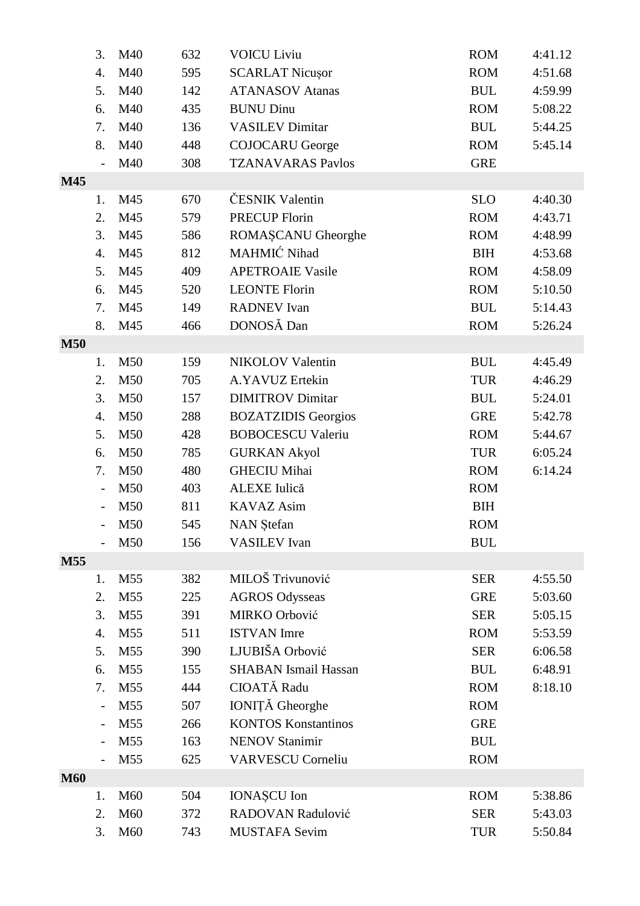| | | | | | |
|---|---|---|---|---|---|
| 3. | M40 | 632 | VOICU Liviu | ROM | 4:41.12 |
| 4. | M40 | 595 | SCARLAT Nicușor | ROM | 4:51.68 |
| 5. | M40 | 142 | ATANASOV Atanas | BUL | 4:59.99 |
| 6. | M40 | 435 | BUNU Dinu | ROM | 5:08.22 |
| 7. | M40 | 136 | VASILEV Dimitar | BUL | 5:44.25 |
| 8. | M40 | 448 | COJOCARU George | ROM | 5:45.14 |
| - | M40 | 308 | TZANAVARAS Pavlos | GRE | |
| **M45** | | | | | |
| 1. | M45 | 670 | ČESNIK Valentin | SLO | 4:40.30 |
| 2. | M45 | 579 | PRECUP Florin | ROM | 4:43.71 |
| 3. | M45 | 586 | ROMAȘCANU Gheorghe | ROM | 4:48.99 |
| 4. | M45 | 812 | MAHMIĆ Nihad | BIH | 4:53.68 |
| 5. | M45 | 409 | APETROAIE Vasile | ROM | 4:58.09 |
| 6. | M45 | 520 | LEONTE Florin | ROM | 5:10.50 |
| 7. | M45 | 149 | RADNEV Ivan | BUL | 5:14.43 |
| 8. | M45 | 466 | DONOSĂ Dan | ROM | 5:26.24 |
| **M50** | | | | | |
| 1. | M50 | 159 | NIKOLOV Valentin | BUL | 4:45.49 |
| 2. | M50 | 705 | A.YAVUZ Ertekin | TUR | 4:46.29 |
| 3. | M50 | 157 | DIMITROV Dimitar | BUL | 5:24.01 |
| 4. | M50 | 288 | BOZATZIDIS Georgios | GRE | 5:42.78 |
| 5. | M50 | 428 | BOBOCESCU Valeriu | ROM | 5:44.67 |
| 6. | M50 | 785 | GURKAN Akyol | TUR | 6:05.24 |
| 7. | M50 | 480 | GHECIU Mihai | ROM | 6:14.24 |
| - | M50 | 403 | ALEXE Iulică | ROM | |
| - | M50 | 811 | KAVAZ Asim | BIH | |
| - | M50 | 545 | NAN Ștefan | ROM | |
| - | M50 | 156 | VASILEV Ivan | BUL | |
| **M55** | | | | | |
| 1. | M55 | 382 | MILOŠ Trivunović | SER | 4:55.50 |
| 2. | M55 | 225 | AGROS Odysseas | GRE | 5:03.60 |
| 3. | M55 | 391 | MIRKO Orbović | SER | 5:05.15 |
| 4. | M55 | 511 | ISTVAN Imre | ROM | 5:53.59 |
| 5. | M55 | 390 | LJUBIŠA Orbović | SER | 6:06.58 |
| 6. | M55 | 155 | SHABAN Ismail Hassan | BUL | 6:48.91 |
| 7. | M55 | 444 | CIOATĂ Radu | ROM | 8:18.10 |
| - | M55 | 507 | IONIȚĂ Gheorghe | ROM | |
| - | M55 | 266 | KONTOS Konstantinos | GRE | |
| - | M55 | 163 | NENOV Stanimir | BUL | |
| - | M55 | 625 | VARVESCU Corneliu | ROM | |
| **M60** | | | | | |
| 1. | M60 | 504 | IONAȘCU Ion | ROM | 5:38.86 |
| 2. | M60 | 372 | RADOVAN Radulović | SER | 5:43.03 |
| 3. | M60 | 743 | MUSTAFA Sevim | TUR | 5:50.84 |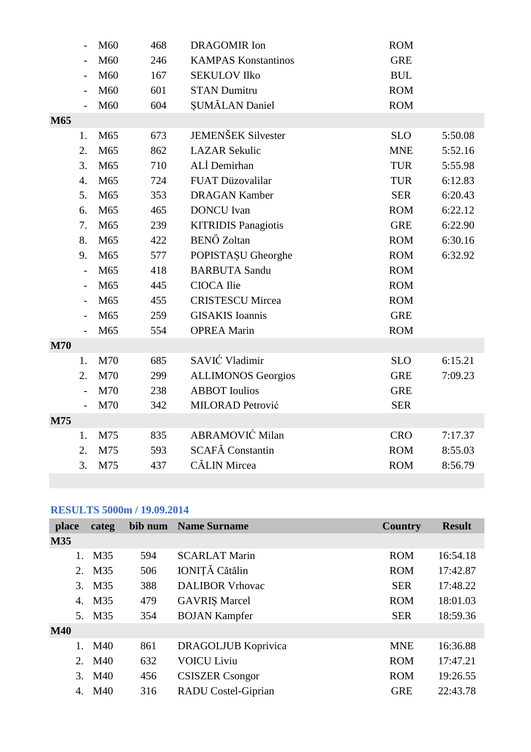| place | categ | bib num | Name Surname | Country | Result |
|---|---|---|---|---|---|
| - | M60 | 468 | DRAGOMIR Ion | ROM | |
| - | M60 | 246 | KAMPAS Konstantinos | GRE | |
| - | M60 | 167 | SEKULOV Ilko | BUL | |
| - | M60 | 601 | STAN Dumitru | ROM | |
| - | M60 | 604 | ȘUMĂLAN Daniel | ROM | |
| **M65** | | | | | |
| 1. | M65 | 673 | JEMENŠEK Silvester | SLO | 5:50.08 |
| 2. | M65 | 862 | LAZAR Sekulic | MNE | 5:52.16 |
| 3. | M65 | 710 | ALİ Demirhan | TUR | 5:55.98 |
| 4. | M65 | 724 | FUAT Düzovalilar | TUR | 6:12.83 |
| 5. | M65 | 353 | DRAGAN Kamber | SER | 6:20.43 |
| 6. | M65 | 465 | DONCU Ivan | ROM | 6:22.12 |
| 7. | M65 | 239 | KITRIDIS Panagiotis | GRE | 6:22.90 |
| 8. | M65 | 422 | BENŐ Zoltan | ROM | 6:30.16 |
| 9. | M65 | 577 | POPISTAȘU Gheorghe | ROM | 6:32.92 |
| - | M65 | 418 | BARBUTA Sandu | ROM | |
| - | M65 | 445 | CIOCA Ilie | ROM | |
| - | M65 | 455 | CRISTESCU Mircea | ROM | |
| - | M65 | 259 | GISAKIS Ioannis | GRE | |
| - | M65 | 554 | OPREA Marin | ROM | |
| **M70** | | | | | |
| 1. | M70 | 685 | SAVIĆ Vladimir | SLO | 6:15.21 |
| 2. | M70 | 299 | ALLIMONOS Georgios | GRE | 7:09.23 |
| - | M70 | 238 | ABBOT Ioulios | GRE | |
| - | M70 | 342 | MILORAD Petrović | SER | |
| **M75** | | | | | |
| 1. | M75 | 835 | ABRAMOVIĆ Milan | CRO | 7:17.37 |
| 2. | M75 | 593 | SCAFĂ Constantin | ROM | 8:55.03 |
| 3. | M75 | 437 | CĂLIN Mircea | ROM | 8:56.79 |

### RESULTS 5000m / 19.09.2014

| place | categ | bib num | Name Surname | Country | Result |
|---|---|---|---|---|---|
| **M35** | | | | | |
| 1. | M35 | 594 | SCARLAT Marin | ROM | 16:54.18 |
| 2. | M35 | 506 | IONIȚĂ Cătălin | ROM | 17:42.87 |
| 3. | M35 | 388 | DALIBOR Vrhovac | SER | 17:48.22 |
| 4. | M35 | 479 | GAVRIȘ Marcel | ROM | 18:01.03 |
| 5. | M35 | 354 | BOJAN Kampfer | SER | 18:59.36 |
| **M40** | | | | | |
| 1. | M40 | 861 | DRAGOLJUB Koprivica | MNE | 16:36.88 |
| 2. | M40 | 632 | VOICU Liviu | ROM | 17:47.21 |
| 3. | M40 | 456 | CSISZER Csongor | ROM | 19:26.55 |
| 4. | M40 | 316 | RADU Costel-Giprian | GRE | 22:43.78 |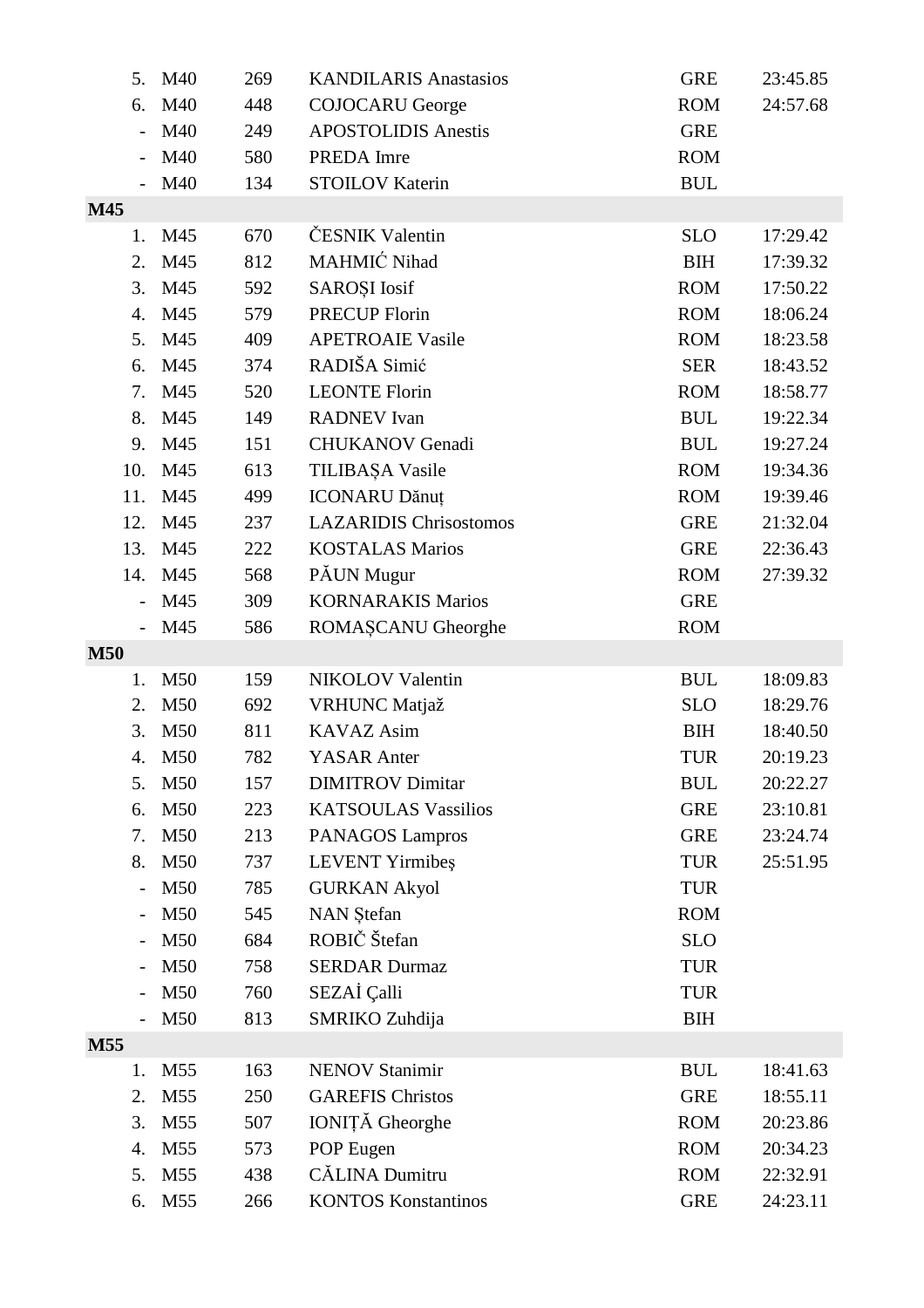| | | | | | |
|---|---|---|---|---|---|
| 5. | M40 | 269 | KANDILARIS Anastasios | GRE | 23:45.85 |
| 6. | M40 | 448 | COJOCARU George | ROM | 24:57.68 |
| - | M40 | 249 | APOSTOLIDIS Anestis | GRE | |
| - | M40 | 580 | PREDA Imre | ROM | |
| - | M40 | 134 | STOILOV Katerin | BUL | |
| **M45** | | | | | |
| 1. | M45 | 670 | ČESNIK Valentin | SLO | 17:29.42 |
| 2. | M45 | 812 | MAHMIĆ Nihad | BIH | 17:39.32 |
| 3. | M45 | 592 | SAROȘI Iosif | ROM | 17:50.22 |
| 4. | M45 | 579 | PRECUP Florin | ROM | 18:06.24 |
| 5. | M45 | 409 | APETROAIE Vasile | ROM | 18:23.58 |
| 6. | M45 | 374 | RADIŠA Simić | SER | 18:43.52 |
| 7. | M45 | 520 | LEONTE Florin | ROM | 18:58.77 |
| 8. | M45 | 149 | RADNEV Ivan | BUL | 19:22.34 |
| 9. | M45 | 151 | CHUKANOV Genadi | BUL | 19:27.24 |
| 10. | M45 | 613 | TILIBAȘA Vasile | ROM | 19:34.36 |
| 11. | M45 | 499 | ICONARU Dănuț | ROM | 19:39.46 |
| 12. | M45 | 237 | LAZARIDIS Chrisostomos | GRE | 21:32.04 |
| 13. | M45 | 222 | KOSTALAS Marios | GRE | 22:36.43 |
| 14. | M45 | 568 | PĂUN Mugur | ROM | 27:39.32 |
| - | M45 | 309 | KORNARAKIS Marios | GRE | |
| - | M45 | 586 | ROMAȘCANU Gheorghe | ROM | |
| **M50** | | | | | |
| 1. | M50 | 159 | NIKOLOV Valentin | BUL | 18:09.83 |
| 2. | M50 | 692 | VRHUNC Matjaž | SLO | 18:29.76 |
| 3. | M50 | 811 | KAVAZ Asim | BIH | 18:40.50 |
| 4. | M50 | 782 | YASAR Anter | TUR | 20:19.23 |
| 5. | M50 | 157 | DIMITROV Dimitar | BUL | 20:22.27 |
| 6. | M50 | 223 | KATSOULAS Vassilios | GRE | 23:10.81 |
| 7. | M50 | 213 | PANAGOS Lampros | GRE | 23:24.74 |
| 8. | M50 | 737 | LEVENT Yirmibeș | TUR | 25:51.95 |
| - | M50 | 785 | GURKAN Akyol | TUR | |
| - | M50 | 545 | NAN Ștefan | ROM | |
| - | M50 | 684 | ROBIČ Štefan | SLO | |
| - | M50 | 758 | SERDAR Durmaz | TUR | |
| - | M50 | 760 | SEZAİ Çalli | TUR | |
| - | M50 | 813 | SMRIKO Zuhdija | BIH | |
| **M55** | | | | | |
| 1. | M55 | 163 | NENOV Stanimir | BUL | 18:41.63 |
| 2. | M55 | 250 | GAREFIS Christos | GRE | 18:55.11 |
| 3. | M55 | 507 | IONIȚĂ Gheorghe | ROM | 20:23.86 |
| 4. | M55 | 573 | POP Eugen | ROM | 20:34.23 |
| 5. | M55 | 438 | CĂLINA Dumitru | ROM | 22:32.91 |
| 6. | M55 | 266 | KONTOS Konstantinos | GRE | 24:23.11 |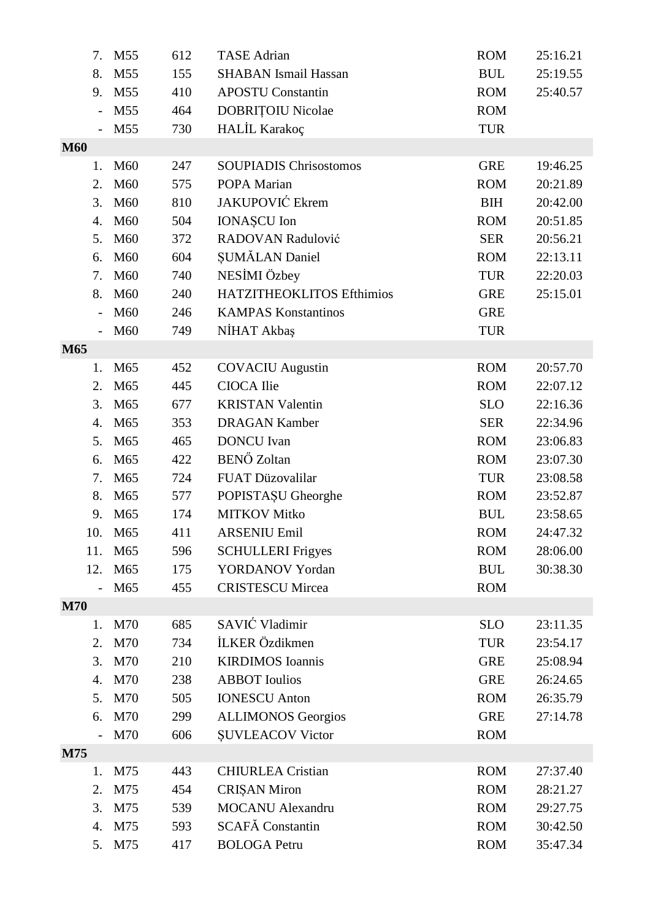| | | | | | |
|---|---|---|---|---|---|
| 7. | M55 | 612 | TASE Adrian | ROM | 25:16.21 |
| 8. | M55 | 155 | SHABAN Ismail Hassan | BUL | 25:19.55 |
| 9. | M55 | 410 | APOSTU Constantin | ROM | 25:40.57 |
| - | M55 | 464 | DOBRIȚOIU Nicolae | ROM | |
| - | M55 | 730 | HALİL Karakoç | TUR | |
| **M60** | | | | | |
| 1. | M60 | 247 | SOUPIADIS Chrisostomos | GRE | 19:46.25 |
| 2. | M60 | 575 | POPA Marian | ROM | 20:21.89 |
| 3. | M60 | 810 | JAKUPOVIĆ Ekrem | BIH | 20:42.00 |
| 4. | M60 | 504 | IONAȘCU Ion | ROM | 20:51.85 |
| 5. | M60 | 372 | RADOVAN Radulović | SER | 20:56.21 |
| 6. | M60 | 604 | ȘUMĂLAN Daniel | ROM | 22:13.11 |
| 7. | M60 | 740 | NESİMI Özbey | TUR | 22:20.03 |
| 8. | M60 | 240 | HATZITHEOKLITOS Efthimios | GRE | 25:15.01 |
| - | M60 | 246 | KAMPAS Konstantinos | GRE | |
| - | M60 | 749 | NİHAT Akbaş | TUR | |
| **M65** | | | | | |
| 1. | M65 | 452 | COVACIU Augustin | ROM | 20:57.70 |
| 2. | M65 | 445 | CIOCA Ilie | ROM | 22:07.12 |
| 3. | M65 | 677 | KRISTAN Valentin | SLO | 22:16.36 |
| 4. | M65 | 353 | DRAGAN Kamber | SER | 22:34.96 |
| 5. | M65 | 465 | DONCU Ivan | ROM | 23:06.83 |
| 6. | M65 | 422 | BENŐ Zoltan | ROM | 23:07.30 |
| 7. | M65 | 724 | FUAT Düzovalilar | TUR | 23:08.58 |
| 8. | M65 | 577 | POPISTAȘU Gheorghe | ROM | 23:52.87 |
| 9. | M65 | 174 | MITKOV Mitko | BUL | 23:58.65 |
| 10. | M65 | 411 | ARSENIU Emil | ROM | 24:47.32 |
| 11. | M65 | 596 | SCHULLERI Frigyes | ROM | 28:06.00 |
| 12. | M65 | 175 | YORDANOV Yordan | BUL | 30:38.30 |
| - | M65 | 455 | CRISTESCU Mircea | ROM | |
| **M70** | | | | | |
| 1. | M70 | 685 | SAVIĆ Vladimir | SLO | 23:11.35 |
| 2. | M70 | 734 | İLKER Özdikmen | TUR | 23:54.17 |
| 3. | M70 | 210 | KIRDIMOS Ioannis | GRE | 25:08.94 |
| 4. | M70 | 238 | ABBOT Ioulios | GRE | 26:24.65 |
| 5. | M70 | 505 | IONESCU Anton | ROM | 26:35.79 |
| 6. | M70 | 299 | ALLIMONOS Georgios | GRE | 27:14.78 |
| - | M70 | 606 | ȘUVLEACOV Victor | ROM | |
| **M75** | | | | | |
| 1. | M75 | 443 | CHIURLEA Cristian | ROM | 27:37.40 |
| 2. | M75 | 454 | CRIȘAN Miron | ROM | 28:21.27 |
| 3. | M75 | 539 | MOCANU Alexandru | ROM | 29:27.75 |
| 4. | M75 | 593 | SCAFĂ Constantin | ROM | 30:42.50 |
| 5. | M75 | 417 | BOLOGA Petru | ROM | 35:47.34 |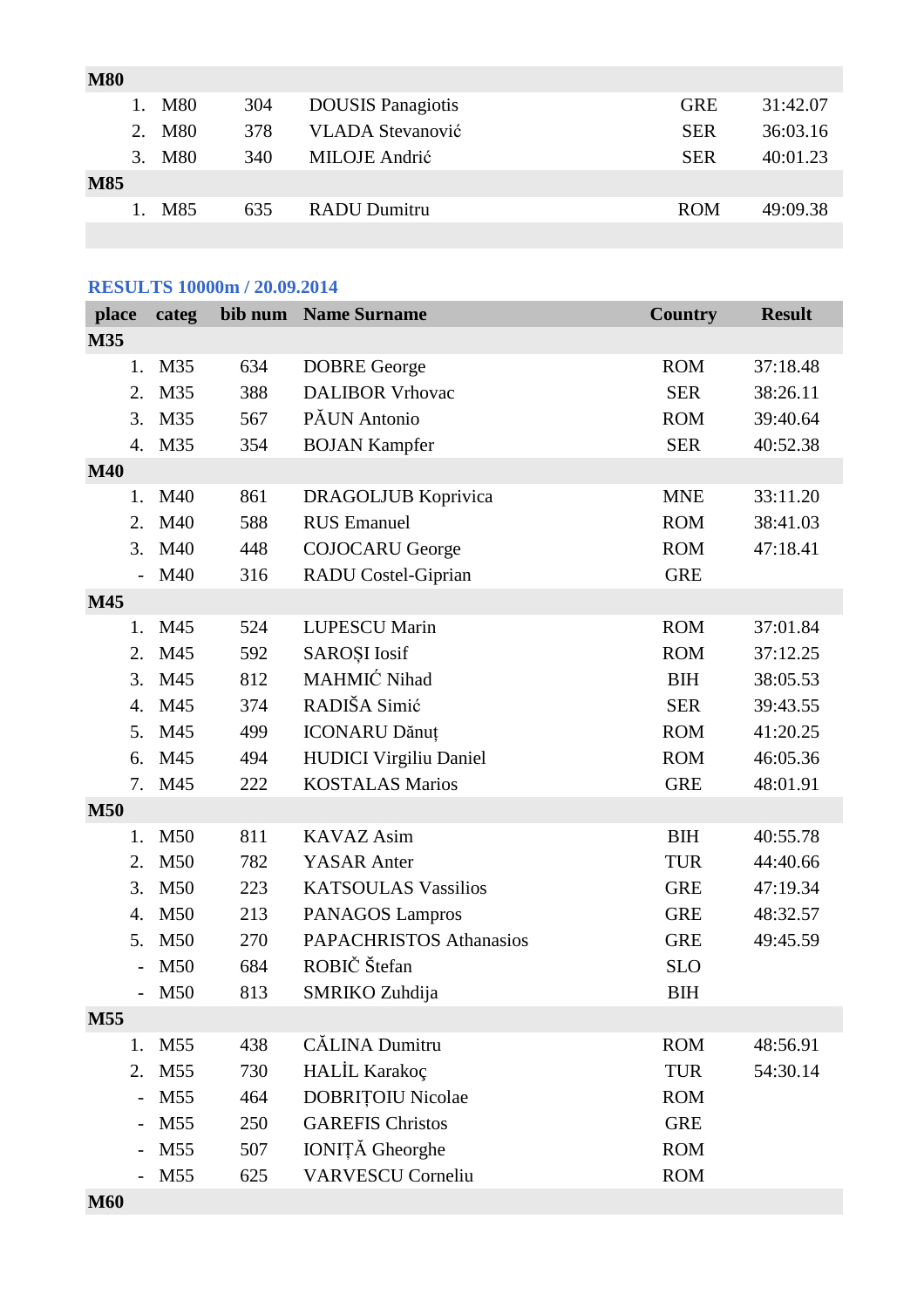| | | | | | |
|---|---|---|---|---|---|
| **M80** | | | | | |
| 1. | M80 | 304 | DOUSIS Panagiotis | GRE | 31:42.07 |
| 2. | M80 | 378 | VLADA Stevanović | SER | 36:03.16 |
| 3. | M80 | 340 | MILOJE Andrić | SER | 40:01.23 |
| **M85** | | | | | |
| 1. | M85 | 635 | RADU Dumitru | ROM | 49:09.38 |

## RESULTS 10000m / 20.09.2014

| place | categ | bib num | Name Surname | Country | Result |
|---|---|---|---|---|---|
| **M35** | | | | | |
| 1. | M35 | 634 | DOBRE George | ROM | 37:18.48 |
| 2. | M35 | 388 | DALIBOR Vrhovac | SER | 38:26.11 |
| 3. | M35 | 567 | PĂUN Antonio | ROM | 39:40.64 |
| 4. | M35 | 354 | BOJAN Kampfer | SER | 40:52.38 |
| **M40** | | | | | |
| 1. | M40 | 861 | DRAGOLJUB Koprivica | MNE | 33:11.20 |
| 2. | M40 | 588 | RUS Emanuel | ROM | 38:41.03 |
| 3. | M40 | 448 | COJOCARU George | ROM | 47:18.41 |
| - | M40 | 316 | RADU Costel-Giprian | GRE | |
| **M45** | | | | | |
| 1. | M45 | 524 | LUPESCU Marin | ROM | 37:01.84 |
| 2. | M45 | 592 | SAROȘI Iosif | ROM | 37:12.25 |
| 3. | M45 | 812 | MAHMIĆ Nihad | BIH | 38:05.53 |
| 4. | M45 | 374 | RADIŠA Simić | SER | 39:43.55 |
| 5. | M45 | 499 | ICONARU Dănuț | ROM | 41:20.25 |
| 6. | M45 | 494 | HUDICI Virgiliu Daniel | ROM | 46:05.36 |
| 7. | M45 | 222 | KOSTALAS Marios | GRE | 48:01.91 |
| **M50** | | | | | |
| 1. | M50 | 811 | KAVAZ Asim | BIH | 40:55.78 |
| 2. | M50 | 782 | YASAR Anter | TUR | 44:40.66 |
| 3. | M50 | 223 | KATSOULAS Vassilios | GRE | 47:19.34 |
| 4. | M50 | 213 | PANAGOS Lampros | GRE | 48:32.57 |
| 5. | M50 | 270 | PAPACHRISTOS Athanasios | GRE | 49:45.59 |
| - | M50 | 684 | ROBIČ Štefan | SLO | |
| - | M50 | 813 | SMRIKO Zuhdija | BIH | |
| **M55** | | | | | |
| 1. | M55 | 438 | CĂLINA Dumitru | ROM | 48:56.91 |
| 2. | M55 | 730 | HALİL Karakoç | TUR | 54:30.14 |
| - | M55 | 464 | DOBRIȚOIU Nicolae | ROM | |
| - | M55 | 250 | GAREFIS Christos | GRE | |
| - | M55 | 507 | IONIȚĂ Gheorghe | ROM | |
| - | M55 | 625 | VARVESCU Corneliu | ROM | |
| **M60** | | | | | |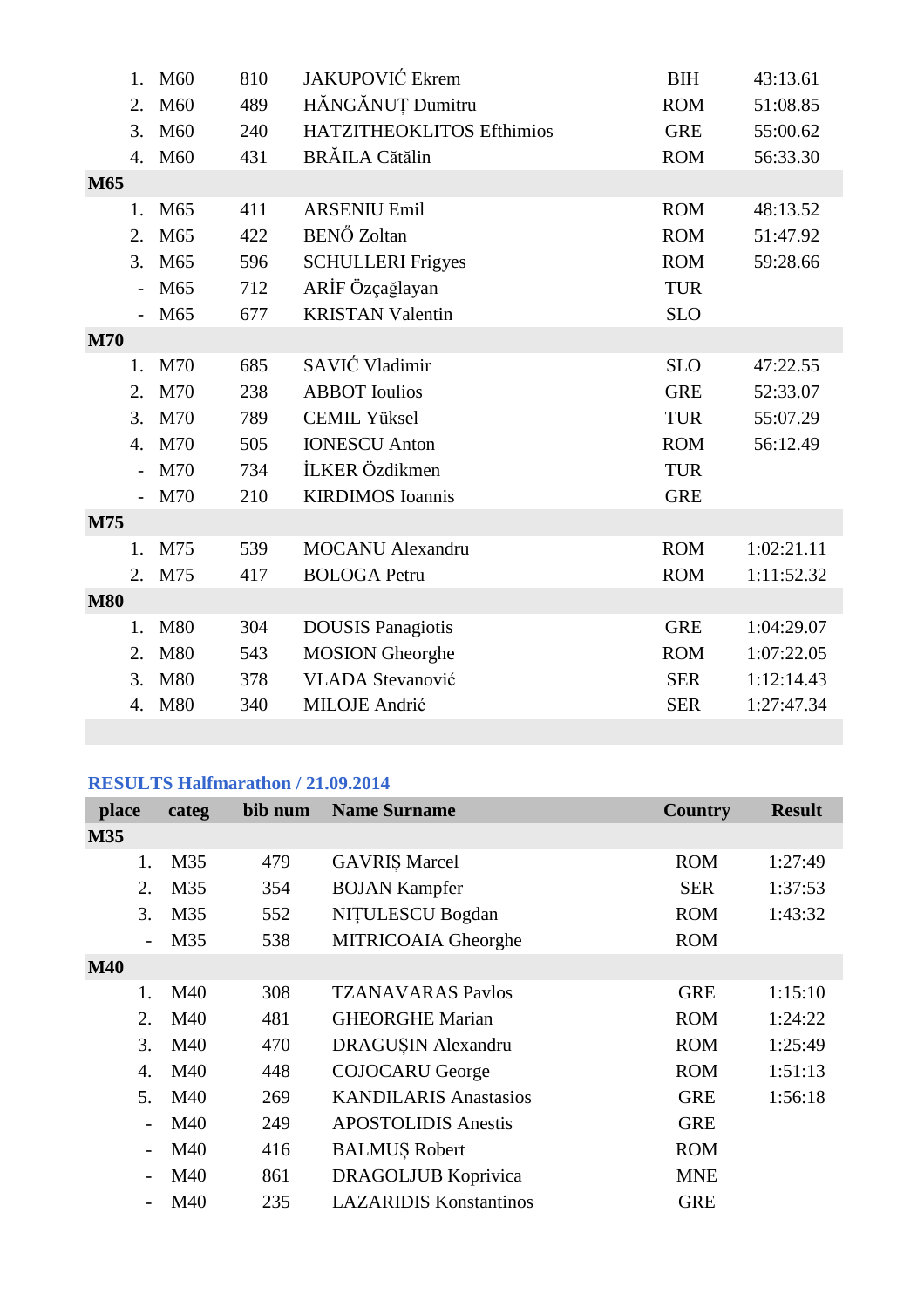| | | | | | |
|---|---|---|---|---|---|
| 1. | M60 | 810 | JAKUPOVIĆ Ekrem | BIH | 43:13.61 |
| 2. | M60 | 489 | HĂNGĂNUȚ Dumitru | ROM | 51:08.85 |
| 3. | M60 | 240 | HATZITHEOKLITOS Efthimios | GRE | 55:00.62 |
| 4. | M60 | 431 | BRĂILA Cătălin | ROM | 56:33.30 |
| **M65** | | | | | |
| 1. | M65 | 411 | ARSENIU Emil | ROM | 48:13.52 |
| 2. | M65 | 422 | BENŐ Zoltan | ROM | 51:47.92 |
| 3. | M65 | 596 | SCHULLERI Frigyes | ROM | 59:28.66 |
| - | M65 | 712 | ARİF Özçağlayan | TUR | |
| - | M65 | 677 | KRISTAN Valentin | SLO | |
| **M70** | | | | | |
| 1. | M70 | 685 | SAVIĆ Vladimir | SLO | 47:22.55 |
| 2. | M70 | 238 | ABBOT Ioulios | GRE | 52:33.07 |
| 3. | M70 | 789 | CEMIL Yüksel | TUR | 55:07.29 |
| 4. | M70 | 505 | IONESCU Anton | ROM | 56:12.49 |
| - | M70 | 734 | İLKER Özdikmen | TUR | |
| - | M70 | 210 | KIRDIMOS Ioannis | GRE | |
| **M75** | | | | | |
| 1. | M75 | 539 | MOCANU Alexandru | ROM | 1:02:21.11 |
| 2. | M75 | 417 | BOLOGA Petru | ROM | 1:11:52.32 |
| **M80** | | | | | |
| 1. | M80 | 304 | DOUSIS Panagiotis | GRE | 1:04:29.07 |
| 2. | M80 | 543 | MOSION Gheorghe | ROM | 1:07:22.05 |
| 3. | M80 | 378 | VLADA Stevanović | SER | 1:12:14.43 |
| 4. | M80 | 340 | MILOJE Andrić | SER | 1:27:47.34 |

## RESULTS Halfmarathon / 21.09.2014

| place | categ | bib num | Name Surname | Country | Result |
|---|---|---|---|---|---|
| **M35** | | | | | |
| 1. | M35 | 479 | GAVRIȘ Marcel | ROM | 1:27:49 |
| 2. | M35 | 354 | BOJAN Kampfer | SER | 1:37:53 |
| 3. | M35 | 552 | NIȚULESCU Bogdan | ROM | 1:43:32 |
| - | M35 | 538 | MITRICOAIA Gheorghe | ROM | |
| **M40** | | | | | |
| 1. | M40 | 308 | TZANAVARAS Pavlos | GRE | 1:15:10 |
| 2. | M40 | 481 | GHEORGHE Marian | ROM | 1:24:22 |
| 3. | M40 | 470 | DRAGUȘIN Alexandru | ROM | 1:25:49 |
| 4. | M40 | 448 | COJOCARU George | ROM | 1:51:13 |
| 5. | M40 | 269 | KANDILARIS Anastasios | GRE | 1:56:18 |
| - | M40 | 249 | APOSTOLIDIS Anestis | GRE | |
| - | M40 | 416 | BALMUȘ Robert | ROM | |
| - | M40 | 861 | DRAGOLJUB Koprivica | MNE | |
| - | M40 | 235 | LAZARIDIS Konstantinos | GRE | |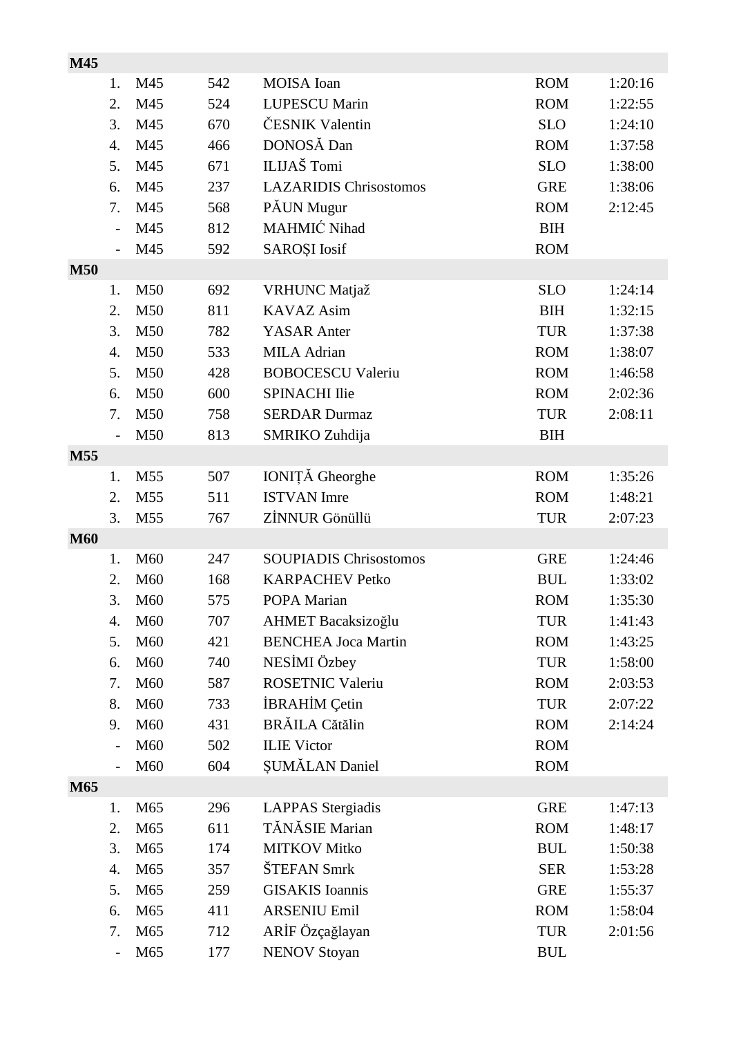| | | | | | |
|---|---|---|---|---|---|
| **M45** | | | | | |
| 1. | M45 | 542 | MOISA Ioan | ROM | 1:20:16 |
| 2. | M45 | 524 | LUPESCU Marin | ROM | 1:22:55 |
| 3. | M45 | 670 | ČESNIK Valentin | SLO | 1:24:10 |
| 4. | M45 | 466 | DONOSĂ Dan | ROM | 1:37:58 |
| 5. | M45 | 671 | ILIJAŠ Tomi | SLO | 1:38:00 |
| 6. | M45 | 237 | LAZARIDIS Chrisostomos | GRE | 1:38:06 |
| 7. | M45 | 568 | PĂUN Mugur | ROM | 2:12:45 |
| - | M45 | 812 | MAHMIĆ Nihad | BIH | |
| - | M45 | 592 | SAROȘI Iosif | ROM | |
| **M50** | | | | | |
| 1. | M50 | 692 | VRHUNC Matjaž | SLO | 1:24:14 |
| 2. | M50 | 811 | KAVAZ Asim | BIH | 1:32:15 |
| 3. | M50 | 782 | YASAR Anter | TUR | 1:37:38 |
| 4. | M50 | 533 | MILA Adrian | ROM | 1:38:07 |
| 5. | M50 | 428 | BOBOCESCU Valeriu | ROM | 1:46:58 |
| 6. | M50 | 600 | SPINACHI Ilie | ROM | 2:02:36 |
| 7. | M50 | 758 | SERDAR Durmaz | TUR | 2:08:11 |
| - | M50 | 813 | SMRIKO Zuhdija | BIH | |
| **M55** | | | | | |
| 1. | M55 | 507 | IONIȚĂ Gheorghe | ROM | 1:35:26 |
| 2. | M55 | 511 | ISTVAN Imre | ROM | 1:48:21 |
| 3. | M55 | 767 | ZİNNUR Gönüllü | TUR | 2:07:23 |
| **M60** | | | | | |
| 1. | M60 | 247 | SOUPIADIS Chrisostomos | GRE | 1:24:46 |
| 2. | M60 | 168 | KARPACHEV Petko | BUL | 1:33:02 |
| 3. | M60 | 575 | POPA Marian | ROM | 1:35:30 |
| 4. | M60 | 707 | AHMET Bacaksizoğlu | TUR | 1:41:43 |
| 5. | M60 | 421 | BENCHEA Joca Martin | ROM | 1:43:25 |
| 6. | M60 | 740 | NESİMI Özbey | TUR | 1:58:00 |
| 7. | M60 | 587 | ROSETNIC Valeriu | ROM | 2:03:53 |
| 8. | M60 | 733 | İBRAHİM Çetin | TUR | 2:07:22 |
| 9. | M60 | 431 | BRĂILA Cătălin | ROM | 2:14:24 |
| - | M60 | 502 | ILIE Victor | ROM | |
| - | M60 | 604 | ȘUMĂLAN Daniel | ROM | |
| **M65** | | | | | |
| 1. | M65 | 296 | LAPPAS Stergiadis | GRE | 1:47:13 |
| 2. | M65 | 611 | TĂNĂSIE Marian | ROM | 1:48:17 |
| 3. | M65 | 174 | MITKOV Mitko | BUL | 1:50:38 |
| 4. | M65 | 357 | ŠTEFAN Smrk | SER | 1:53:28 |
| 5. | M65 | 259 | GISAKIS Ioannis | GRE | 1:55:37 |
| 6. | M65 | 411 | ARSENIU Emil | ROM | 1:58:04 |
| 7. | M65 | 712 | ARİF Özçağlayan | TUR | 2:01:56 |
| - | M65 | 177 | NENOV Stoyan | BUL | |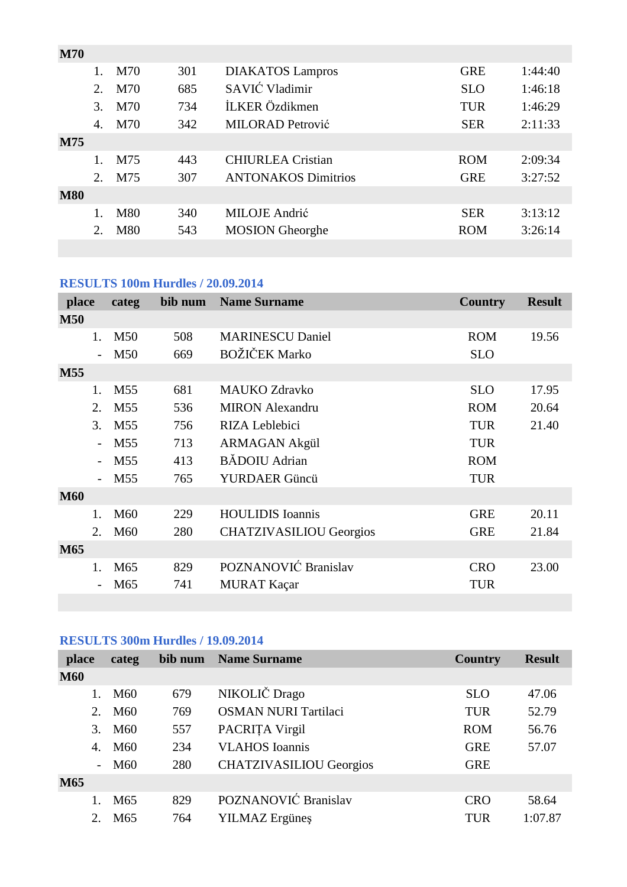| place | categ | bib num | Name Surname | Country | Result |
|---|---|---|---|---|---|
| **M70** | | | | | |
| 1. | M70 | 301 | DIAKATOS Lampros | GRE | 1:44:40 |
| 2. | M70 | 685 | SAVIĆ Vladimir | SLO | 1:46:18 |
| 3. | M70 | 734 | İLKER Özdikmen | TUR | 1:46:29 |
| 4. | M70 | 342 | MILORAD Petrović | SER | 2:11:33 |
| **M75** | | | | | |
| 1. | M75 | 443 | CHIURLEA Cristian | ROM | 2:09:34 |
| 2. | M75 | 307 | ANTONAKOS Dimitrios | GRE | 3:27:52 |
| **M80** | | | | | |
| 1. | M80 | 340 | MILOJE Andrić | SER | 3:13:12 |
| 2. | M80 | 543 | MOSION Gheorghe | ROM | 3:26:14 |

### RESULTS 100m Hurdles / 20.09.2014

| place | categ | bib num | Name Surname | Country | Result |
|---|---|---|---|---|---|
| **M50** | | | | | |
| 1. | M50 | 508 | MARINESCU Daniel | ROM | 19.56 |
| - | M50 | 669 | BOŽIČEK Marko | SLO | |
| **M55** | | | | | |
| 1. | M55 | 681 | MAUKO Zdravko | SLO | 17.95 |
| 2. | M55 | 536 | MIRON Alexandru | ROM | 20.64 |
| 3. | M55 | 756 | RIZA Leblebici | TUR | 21.40 |
| - | M55 | 713 | ARMAGAN Akgül | TUR | |
| - | M55 | 413 | BĂDOIU Adrian | ROM | |
| - | M55 | 765 | YURDAER Güncü | TUR | |
| **M60** | | | | | |
| 1. | M60 | 229 | HOULIDIS Ioannis | GRE | 20.11 |
| 2. | M60 | 280 | CHATZIVASILIOU Georgios | GRE | 21.84 |
| **M65** | | | | | |
| 1. | M65 | 829 | POZNANOVIĆ Branislav | CRO | 23.00 |
| - | M65 | 741 | MURAT Kaçar | TUR | |

### RESULTS 300m Hurdles / 19.09.2014

| place | categ | bib num | Name Surname | Country | Result |
|---|---|---|---|---|---|
| **M60** | | | | | |
| 1. | M60 | 679 | NIKOLIČ Drago | SLO | 47.06 |
| 2. | M60 | 769 | OSMAN NURI Tartilaci | TUR | 52.79 |
| 3. | M60 | 557 | PACRIȚA Virgil | ROM | 56.76 |
| 4. | M60 | 234 | VLAHOS Ioannis | GRE | 57.07 |
| - | M60 | 280 | CHATZIVASILIOU Georgios | GRE | |
| **M65** | | | | | |
| 1. | M65 | 829 | POZNANOVIĆ Branislav | CRO | 58.64 |
| 2. | M65 | 764 | YILMAZ Ergüneş | TUR | 1:07.87 |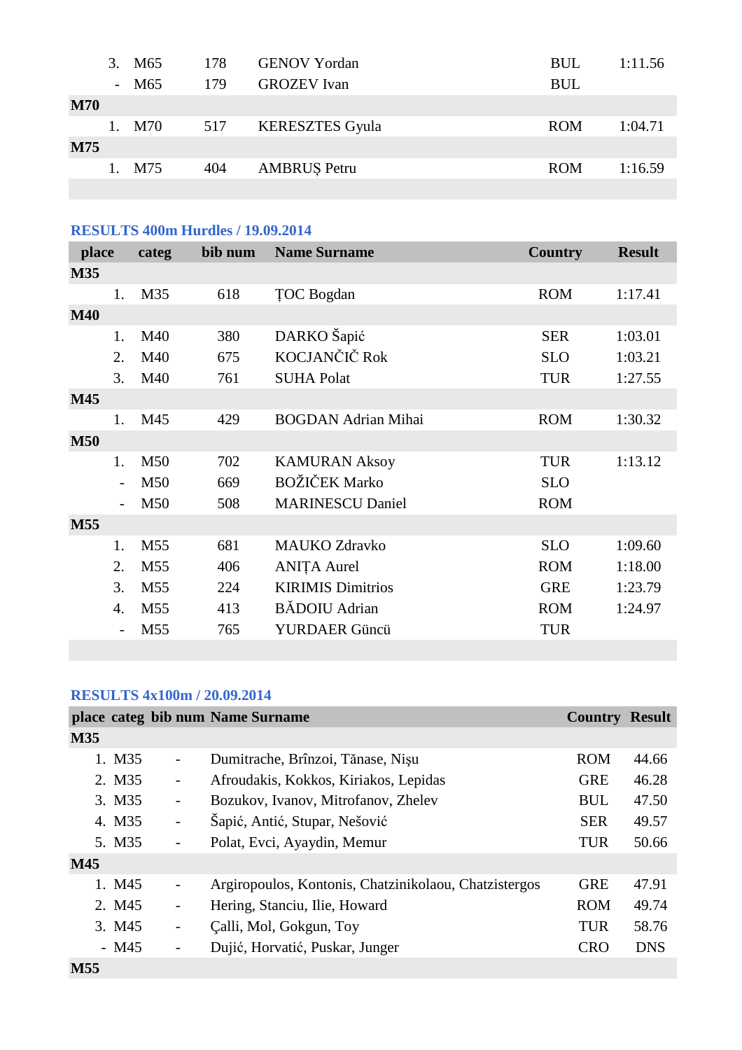| | | | | | |
|---|---|---|---|---|---|
| 3. | M65 | 178 | GENOV Yordan | BUL | 1:11.56 |
| - | M65 | 179 | GROZEV Ivan | BUL | |
| **M70** | | | | | |
| 1. | M70 | 517 | KERESZTES Gyula | ROM | 1:04.71 |
| **M75** | | | | | |
| 1. | M75 | 404 | AMBRUȘ Petru | ROM | 1:16.59 |

## RESULTS 400m Hurdles / 19.09.2014

| place | categ | bib num | Name Surname | Country | Result |
|---|---|---|---|---|---|
| **M35** | | | | | |
| 1. | M35 | 618 | ȚOC Bogdan | ROM | 1:17.41 |
| **M40** | | | | | |
| 1. | M40 | 380 | DARKO Šapić | SER | 1:03.01 |
| 2. | M40 | 675 | KOCJANČIČ Rok | SLO | 1:03.21 |
| 3. | M40 | 761 | SUHA Polat | TUR | 1:27.55 |
| **M45** | | | | | |
| 1. | M45 | 429 | BOGDAN Adrian Mihai | ROM | 1:30.32 |
| **M50** | | | | | |
| 1. | M50 | 702 | KAMURAN Aksoy | TUR | 1:13.12 |
| - | M50 | 669 | BOŽIČEK Marko | SLO | |
| - | M50 | 508 | MARINESCU Daniel | ROM | |
| **M55** | | | | | |
| 1. | M55 | 681 | MAUKO Zdravko | SLO | 1:09.60 |
| 2. | M55 | 406 | ANIȚA Aurel | ROM | 1:18.00 |
| 3. | M55 | 224 | KIRIMIS Dimitrios | GRE | 1:23.79 |
| 4. | M55 | 413 | BĂDOIU Adrian | ROM | 1:24.97 |
| - | M55 | 765 | YURDAER Güncü | TUR | |

## RESULTS 4x100m / 20.09.2014

| place | categ | bib num | Name Surname | Country | Result |
|---|---|---|---|---|---|
| **M35** | | | | | |
| 1. | M35 | - | Dumitrache, Brînzoi, Tănase, Nişu | ROM | 44.66 |
| 2. | M35 | - | Afroudakis, Kokkos, Kiriakos, Lepidas | GRE | 46.28 |
| 3. | M35 | - | Bozukov, Ivanov, Mitrofanov, Zhelev | BUL | 47.50 |
| 4. | M35 | - | Šapić, Antić, Stupar, Nešović | SER | 49.57 |
| 5. | M35 | - | Polat, Evci, Ayaydin, Memur | TUR | 50.66 |
| **M45** | | | | | |
| 1. | M45 | - | Argiropoulos, Kontonis, Chatzinikolaou, Chatzistergos | GRE | 47.91 |
| 2. | M45 | - | Hering, Stanciu, Ilie, Howard | ROM | 49.74 |
| 3. | M45 | - | Çalli, Mol, Gokgun, Toy | TUR | 58.76 |
| - | M45 | - | Dujić, Horvatić, Puskar, Junger | CRO | DNS |
| **M55** | | | | | |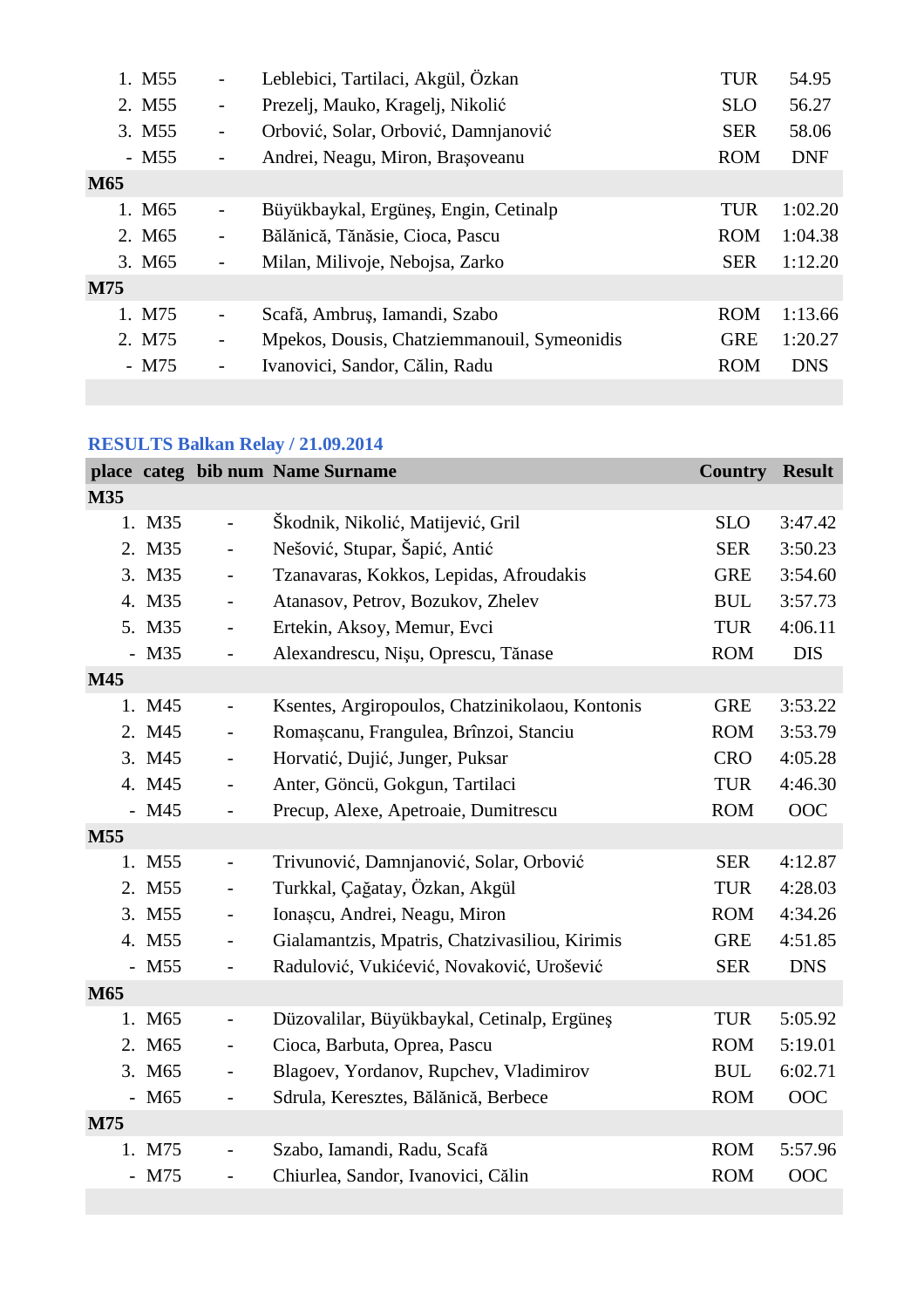| | | | | | |
|---|---|---|---|---|---|
| 1. | M55 | - | Leblebici, Tartilaci, Akgül, Özkan | TUR | 54.95 |
| 2. | M55 | - | Prezelj, Mauko, Kragelj, Nikolić | SLO | 56.27 |
| 3. | M55 | - | Orbović, Solar, Orbović, Damnjanović | SER | 58.06 |
| - | M55 | - | Andrei, Neagu, Miron, Braşoveanu | ROM | DNF |
| **M65** | | | | | |
| 1. | M65 | - | Büyükbaykal, Ergüneş, Engin, Cetinalp | TUR | 1:02.20 |
| 2. | M65 | - | Bălănică, Tănăsie, Cioca, Pascu | ROM | 1:04.38 |
| 3. | M65 | - | Milan, Milivoje, Nebojsa, Zarko | SER | 1:12.20 |
| **M75** | | | | | |
| 1. | M75 | - | Scafă, Ambruş, Iamandi, Szabo | ROM | 1:13.66 |
| 2. | M75 | - | Mpekos, Dousis, Chatziemmanouil, Symeonidis | GRE | 1:20.27 |
| - | M75 | - | Ivanovici, Sandor, Călin, Radu | ROM | DNS |

## RESULTS Balkan Relay / 21.09.2014

| place | categ | bib num | Name Surname | Country | Result |
|---|---|---|---|---|---|
| **M35** | | | | | |
| 1. | M35 | - | Škodnik, Nikolić, Matijević, Gril | SLO | 3:47.42 |
| 2. | M35 | - | Nešović, Stupar, Šapić, Antić | SER | 3:50.23 |
| 3. | M35 | - | Tzanavaras, Kokkos, Lepidas, Afroudakis | GRE | 3:54.60 |
| 4. | M35 | - | Atanasov, Petrov, Bozukov, Zhelev | BUL | 3:57.73 |
| 5. | M35 | - | Ertekin, Aksoy, Memur, Evci | TUR | 4:06.11 |
| - | M35 | - | Alexandrescu, Nişu, Oprescu, Tănase | ROM | DIS |
| **M45** | | | | | |
| 1. | M45 | - | Ksentes, Argiropoulos, Chatzinikolaou, Kontonis | GRE | 3:53.22 |
| 2. | M45 | - | Romaşcanu, Frangulea, Brînzoi, Stanciu | ROM | 3:53.79 |
| 3. | M45 | - | Horvatić, Dujić, Junger, Puksar | CRO | 4:05.28 |
| 4. | M45 | - | Anter, Göncü, Gokgun, Tartilaci | TUR | 4:46.30 |
| - | M45 | - | Precup, Alexe, Apetroaie, Dumitrescu | ROM | OOC |
| **M55** | | | | | |
| 1. | M55 | - | Trivunović, Damnjanović, Solar, Orbović | SER | 4:12.87 |
| 2. | M55 | - | Turkkal, Çağatay, Özkan, Akgül | TUR | 4:28.03 |
| 3. | M55 | - | Ionaşcu, Andrei, Neagu, Miron | ROM | 4:34.26 |
| 4. | M55 | - | Gialamantzis, Mpatris, Chatzivasiliou, Kirimis | GRE | 4:51.85 |
| - | M55 | - | Radulović, Vukićević, Novaković, Urošević | SER | DNS |
| **M65** | | | | | |
| 1. | M65 | - | Düzovalilar, Büyükbaykal, Cetinalp, Ergüneş | TUR | 5:05.92 |
| 2. | M65 | - | Cioca, Barbuta, Oprea, Pascu | ROM | 5:19.01 |
| 3. | M65 | - | Blagoev, Yordanov, Rupchev, Vladimirov | BUL | 6:02.71 |
| - | M65 | - | Sdrula, Keresztes, Bălănică, Berbece | ROM | OOC |
| **M75** | | | | | |
| 1. | M75 | - | Szabo, Iamandi, Radu, Scafă | ROM | 5:57.96 |
| - | M75 | - | Chiurlea, Sandor, Ivanovici, Călin | ROM | OOC |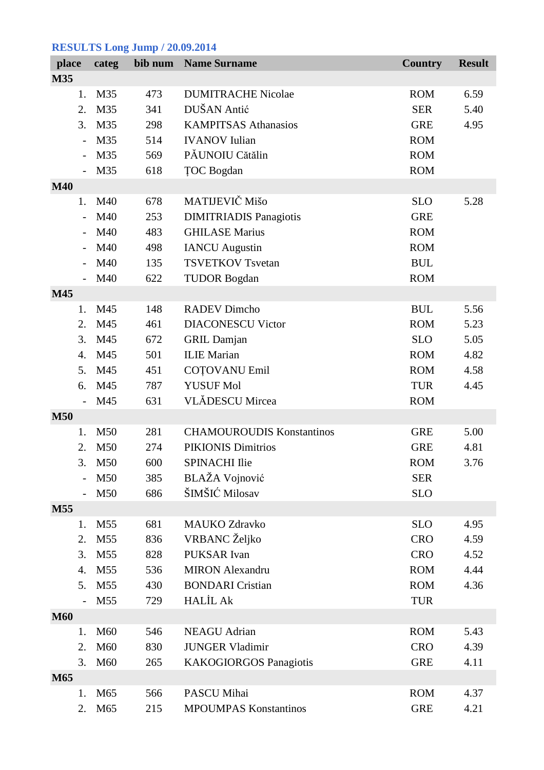## RESULTS Long Jump / 20.09.2014

| place | categ | bib num | Name Surname | Country | Result |
|---|---|---|---|---|---|
| **M35** | | | | | |
| 1. | M35 | 473 | DUMITRACHE Nicolae | ROM | 6.59 |
| 2. | M35 | 341 | DUŠAN Antić | SER | 5.40 |
| 3. | M35 | 298 | KAMPITSAS Athanasios | GRE | 4.95 |
| - | M35 | 514 | IVANOV Iulian | ROM | |
| - | M35 | 569 | PĂUNOIU Cătălin | ROM | |
| - | M35 | 618 | ȚOC Bogdan | ROM | |
| **M40** | | | | | |
| 1. | M40 | 678 | MATIJEVIČ Mišo | SLO | 5.28 |
| - | M40 | 253 | DIMITRIADIS Panagiotis | GRE | |
| - | M40 | 483 | GHILASE Marius | ROM | |
| - | M40 | 498 | IANCU Augustin | ROM | |
| - | M40 | 135 | TSVETKOV Tsvetan | BUL | |
| - | M40 | 622 | TUDOR Bogdan | ROM | |
| **M45** | | | | | |
| 1. | M45 | 148 | RADEV Dimcho | BUL | 5.56 |
| 2. | M45 | 461 | DIACONESCU Victor | ROM | 5.23 |
| 3. | M45 | 672 | GRIL Damjan | SLO | 5.05 |
| 4. | M45 | 501 | ILIE Marian | ROM | 4.82 |
| 5. | M45 | 451 | COȚOVANU Emil | ROM | 4.58 |
| 6. | M45 | 787 | YUSUF Mol | TUR | 4.45 |
| - | M45 | 631 | VLĂDESCU Mircea | ROM | |
| **M50** | | | | | |
| 1. | M50 | 281 | CHAMOUROUDIS Konstantinos | GRE | 5.00 |
| 2. | M50 | 274 | PIKIONIS Dimitrios | GRE | 4.81 |
| 3. | M50 | 600 | SPINACHI Ilie | ROM | 3.76 |
| - | M50 | 385 | BLAŽA Vojnović | SER | |
| - | M50 | 686 | ŠIMŠIĆ Milosav | SLO | |
| **M55** | | | | | |
| 1. | M55 | 681 | MAUKO Zdravko | SLO | 4.95 |
| 2. | M55 | 836 | VRBANC Željko | CRO | 4.59 |
| 3. | M55 | 828 | PUKSAR Ivan | CRO | 4.52 |
| 4. | M55 | 536 | MIRON Alexandru | ROM | 4.44 |
| 5. | M55 | 430 | BONDARI Cristian | ROM | 4.36 |
| - | M55 | 729 | HALİL Ak | TUR | |
| **M60** | | | | | |
| 1. | M60 | 546 | NEAGU Adrian | ROM | 5.43 |
| 2. | M60 | 830 | JUNGER Vladimir | CRO | 4.39 |
| 3. | M60 | 265 | KAKOGIORGOS Panagiotis | GRE | 4.11 |
| **M65** | | | | | |
| 1. | M65 | 566 | PASCU Mihai | ROM | 4.37 |
| 2. | M65 | 215 | MPOUMPAS Konstantinos | GRE | 4.21 |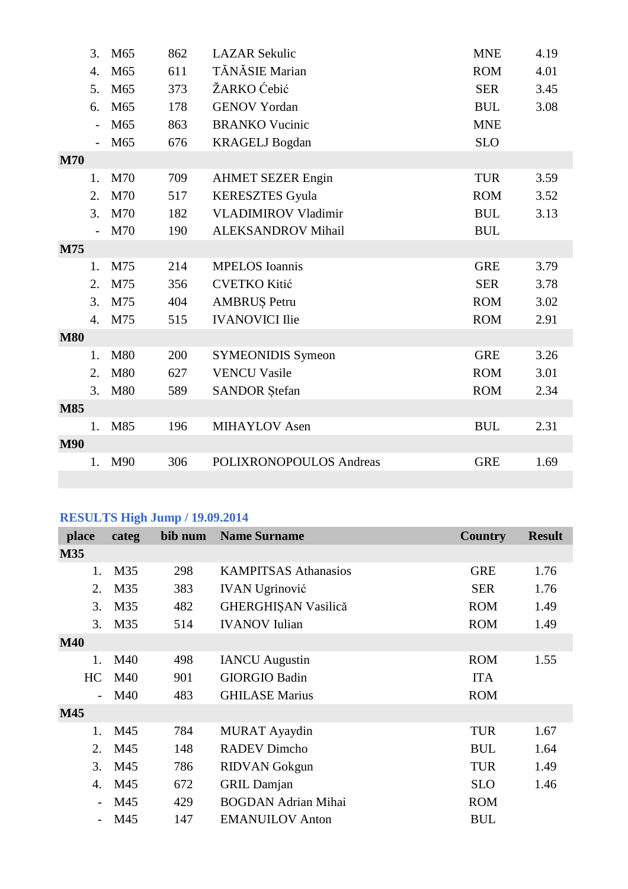| | | | | | |
|---|---|---|---|---|---|
| 3. | M65 | 862 | LAZAR Sekulic | MNE | 4.19 |
| 4. | M65 | 611 | TĂNĂSIE Marian | ROM | 4.01 |
| 5. | M65 | 373 | ŽARKO Ćebić | SER | 3.45 |
| 6. | M65 | 178 | GENOV Yordan | BUL | 3.08 |
| - | M65 | 863 | BRANKO Vucinic | MNE | |
| - | M65 | 676 | KRAGELJ Bogdan | SLO | |
| **M70** | | | | | |
| 1. | M70 | 709 | AHMET SEZER Engin | TUR | 3.59 |
| 2. | M70 | 517 | KERESZTES Gyula | ROM | 3.52 |
| 3. | M70 | 182 | VLADIMIROV Vladimir | BUL | 3.13 |
| - | M70 | 190 | ALEKSANDROV Mihail | BUL | |
| **M75** | | | | | |
| 1. | M75 | 214 | MPELOS Ioannis | GRE | 3.79 |
| 2. | M75 | 356 | CVETKO Kitić | SER | 3.78 |
| 3. | M75 | 404 | AMBRUȘ Petru | ROM | 3.02 |
| 4. | M75 | 515 | IVANOVICI Ilie | ROM | 2.91 |
| **M80** | | | | | |
| 1. | M80 | 200 | SYMEONIDIS Symeon | GRE | 3.26 |
| 2. | M80 | 627 | VENCU Vasile | ROM | 3.01 |
| 3. | M80 | 589 | SANDOR Ștefan | ROM | 2.34 |
| **M85** | | | | | |
| 1. | M85 | 196 | MIHAYLOV Asen | BUL | 2.31 |
| **M90** | | | | | |
| 1. | M90 | 306 | POLIXRONOPOULOS Andreas | GRE | 1.69 |

## RESULTS High Jump / 19.09.2014

| place | categ | bib num | Name Surname | Country | Result |
|---|---|---|---|---|---|
| **M35** | | | | | |
| 1. | M35 | 298 | KAMPITSAS Athanasios | GRE | 1.76 |
| 2. | M35 | 383 | IVAN Ugrinović | SER | 1.76 |
| 3. | M35 | 482 | GHERGHIȘAN Vasilică | ROM | 1.49 |
| 3. | M35 | 514 | IVANOV Iulian | ROM | 1.49 |
| **M40** | | | | | |
| 1. | M40 | 498 | IANCU Augustin | ROM | 1.55 |
| HC | M40 | 901 | GIORGIO Badin | ITA | |
| - | M40 | 483 | GHILASE Marius | ROM | |
| **M45** | | | | | |
| 1. | M45 | 784 | MURAT Ayaydin | TUR | 1.67 |
| 2. | M45 | 148 | RADEV Dimcho | BUL | 1.64 |
| 3. | M45 | 786 | RIDVAN Gokgun | TUR | 1.49 |
| 4. | M45 | 672 | GRIL Damjan | SLO | 1.46 |
| - | M45 | 429 | BOGDAN Adrian Mihai | ROM | |
| - | M45 | 147 | EMANUILOV Anton | BUL | |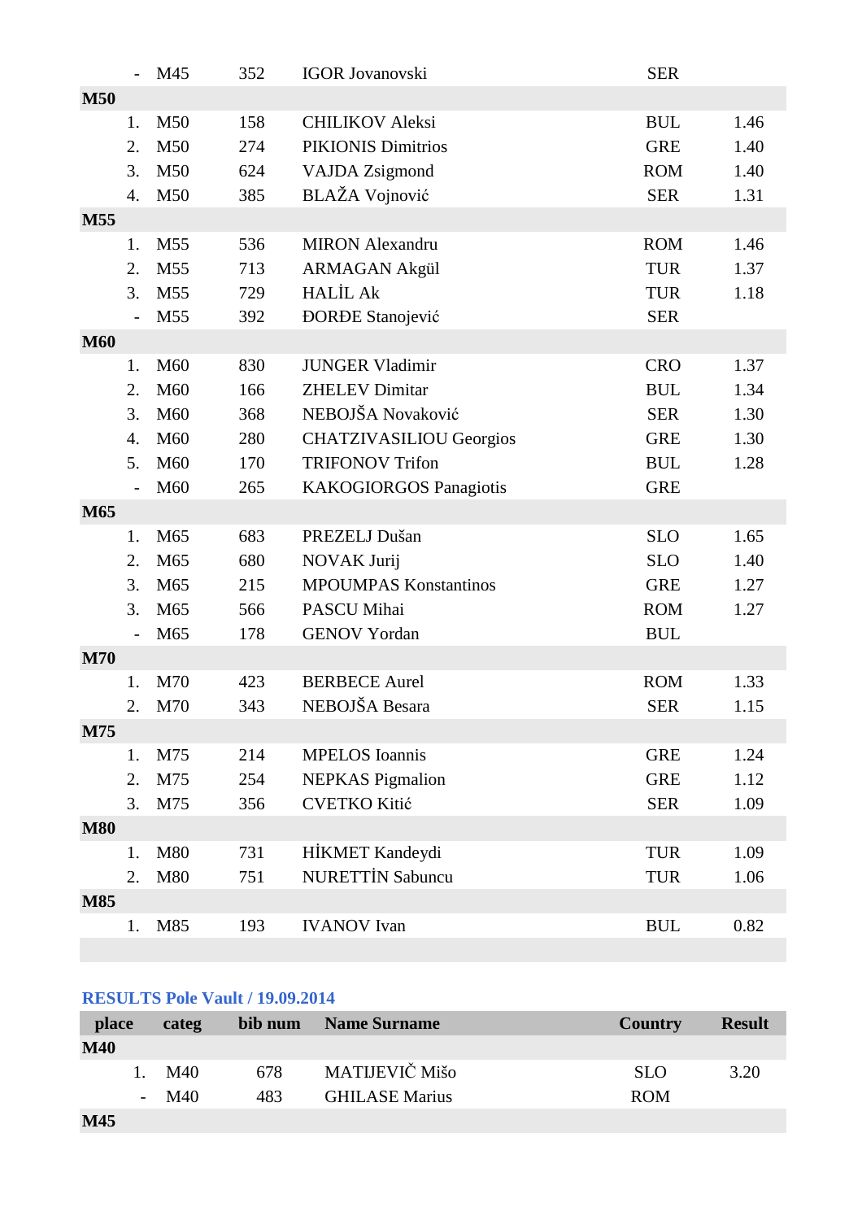| place | categ | bib num | Name Surname | Country | Result |
|---|---|---|---|---|---|
| - | M45 | 352 | IGOR Jovanovski | SER | |
| **M50** | | | | | |
| 1. | M50 | 158 | CHILIKOV Aleksi | BUL | 1.46 |
| 2. | M50 | 274 | PIKIONIS Dimitrios | GRE | 1.40 |
| 3. | M50 | 624 | VAJDA Zsigmond | ROM | 1.40 |
| 4. | M50 | 385 | BLAŽA Vojnović | SER | 1.31 |
| **M55** | | | | | |
| 1. | M55 | 536 | MIRON Alexandru | ROM | 1.46 |
| 2. | M55 | 713 | ARMAGAN Akgül | TUR | 1.37 |
| 3. | M55 | 729 | HALİL Ak | TUR | 1.18 |
| - | M55 | 392 | ĐORĐE Stanojević | SER | |
| **M60** | | | | | |
| 1. | M60 | 830 | JUNGER Vladimir | CRO | 1.37 |
| 2. | M60 | 166 | ZHELEV Dimitar | BUL | 1.34 |
| 3. | M60 | 368 | NEBOJŠA Novaković | SER | 1.30 |
| 4. | M60 | 280 | CHATZIVASILIOU Georgios | GRE | 1.30 |
| 5. | M60 | 170 | TRIFONOV Trifon | BUL | 1.28 |
| - | M60 | 265 | KAKOGIORGOS Panagiotis | GRE | |
| **M65** | | | | | |
| 1. | M65 | 683 | PREZELJ Dušan | SLO | 1.65 |
| 2. | M65 | 680 | NOVAK Jurij | SLO | 1.40 |
| 3. | M65 | 215 | MPOUMPAS Konstantinos | GRE | 1.27 |
| 3. | M65 | 566 | PASCU Mihai | ROM | 1.27 |
| - | M65 | 178 | GENOV Yordan | BUL | |
| **M70** | | | | | |
| 1. | M70 | 423 | BERBECE Aurel | ROM | 1.33 |
| 2. | M70 | 343 | NEBOJŠA Besara | SER | 1.15 |
| **M75** | | | | | |
| 1. | M75 | 214 | MPELOS Ioannis | GRE | 1.24 |
| 2. | M75 | 254 | NEPKAS Pigmalion | GRE | 1.12 |
| 3. | M75 | 356 | CVETKO Kitić | SER | 1.09 |
| **M80** | | | | | |
| 1. | M80 | 731 | HİKMET Kandeydi | TUR | 1.09 |
| 2. | M80 | 751 | NURETTİN Sabuncu | TUR | 1.06 |
| **M85** | | | | | |
| 1. | M85 | 193 | IVANOV Ivan | BUL | 0.82 |

## RESULTS Pole Vault / 19.09.2014

| place | categ | bib num | Name Surname | Country | Result |
|---|---|---|---|---|---|
| **M40** | | | | | |
| 1. | M40 | 678 | MATIJEVIČ Mišo | SLO | 3.20 |
| - | M40 | 483 | GHILASE Marius | ROM | |
| **M45** | | | | | |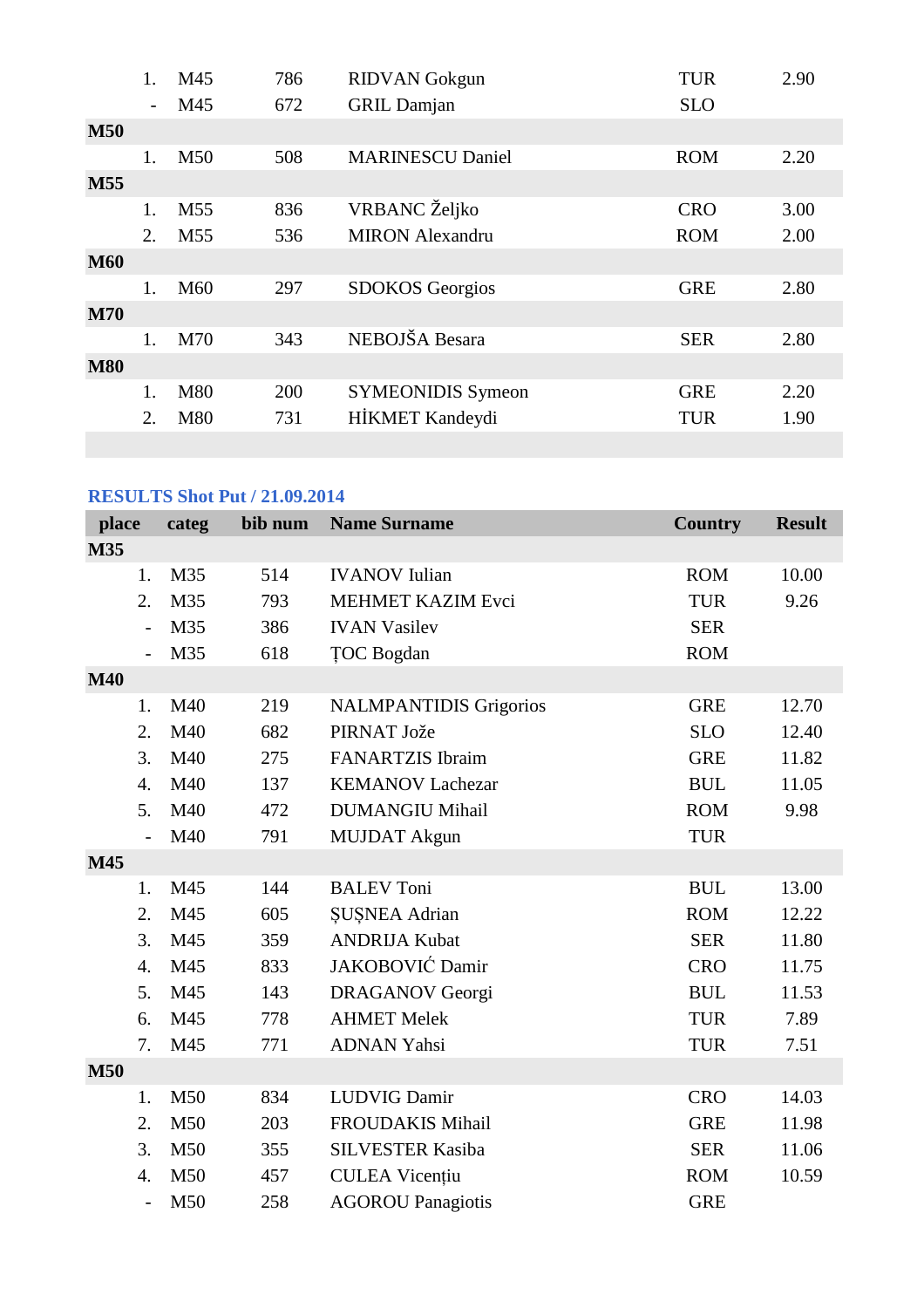| | | | | | |
|---|---|---|---|---|---|
| 1. | M45 | 786 | RIDVAN Gokgun | TUR | 2.90 |
| - | M45 | 672 | GRIL Damjan | SLO | |
| **M50** | | | | | |
| 1. | M50 | 508 | MARINESCU Daniel | ROM | 2.20 |
| **M55** | | | | | |
| 1. | M55 | 836 | VRBANC Željko | CRO | 3.00 |
| 2. | M55 | 536 | MIRON Alexandru | ROM | 2.00 |
| **M60** | | | | | |
| 1. | M60 | 297 | SDOKOS Georgios | GRE | 2.80 |
| **M70** | | | | | |
| 1. | M70 | 343 | NEBOJŠA Besara | SER | 2.80 |
| **M80** | | | | | |
| 1. | M80 | 200 | SYMEONIDIS Symeon | GRE | 2.20 |
| 2. | M80 | 731 | HİKMET Kandeydi | TUR | 1.90 |

## RESULTS Shot Put / 21.09.2014

| place | categ | bib num | Name Surname | Country | Result |
|---|---|---|---|---|---|
| **M35** | | | | | |
| 1. | M35 | 514 | IVANOV Iulian | ROM | 10.00 |
| 2. | M35 | 793 | MEHMET KAZIM Evci | TUR | 9.26 |
| - | M35 | 386 | IVAN Vasilev | SER | |
| - | M35 | 618 | ȚOC Bogdan | ROM | |
| **M40** | | | | | |
| 1. | M40 | 219 | NALMPANTIDIS Grigorios | GRE | 12.70 |
| 2. | M40 | 682 | PIRNAT Jože | SLO | 12.40 |
| 3. | M40 | 275 | FANARTZIS Ibraim | GRE | 11.82 |
| 4. | M40 | 137 | KEMANOV Lachezar | BUL | 11.05 |
| 5. | M40 | 472 | DUMANGIU Mihail | ROM | 9.98 |
| - | M40 | 791 | MUJDAT Akgun | TUR | |
| **M45** | | | | | |
| 1. | M45 | 144 | BALEV Toni | BUL | 13.00 |
| 2. | M45 | 605 | ȘUȘNEA Adrian | ROM | 12.22 |
| 3. | M45 | 359 | ANDRIJA Kubat | SER | 11.80 |
| 4. | M45 | 833 | JAKOBOVIĆ Damir | CRO | 11.75 |
| 5. | M45 | 143 | DRAGANOV Georgi | BUL | 11.53 |
| 6. | M45 | 778 | AHMET Melek | TUR | 7.89 |
| 7. | M45 | 771 | ADNAN Yahsi | TUR | 7.51 |
| **M50** | | | | | |
| 1. | M50 | 834 | LUDVIG Damir | CRO | 14.03 |
| 2. | M50 | 203 | FROUDAKIS Mihail | GRE | 11.98 |
| 3. | M50 | 355 | SILVESTER Kasiba | SER | 11.06 |
| 4. | M50 | 457 | CULEA Vicențiu | ROM | 10.59 |
| - | M50 | 258 | AGOROU Panagiotis | GRE | |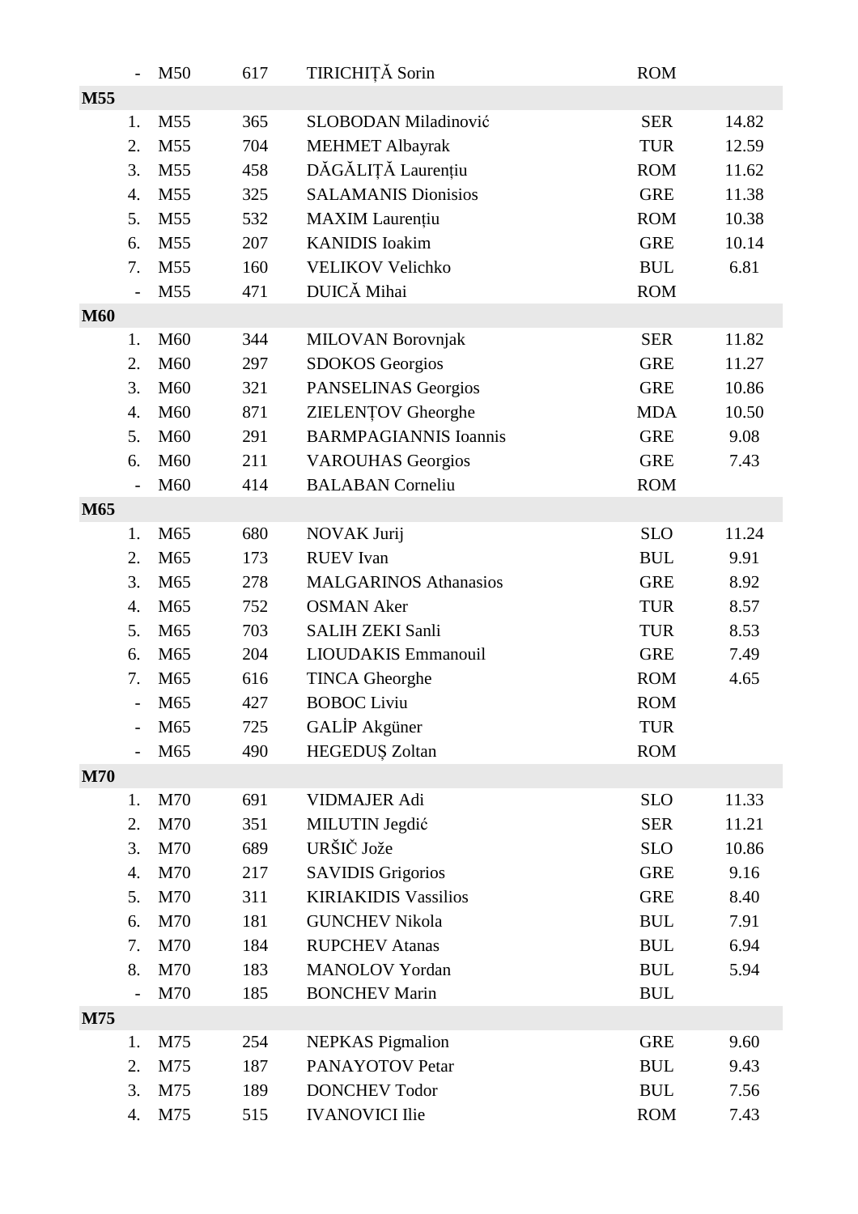| | | | | | |
|---|---|---|---|---|---|
| - | M50 | 617 | TIRICHIȚĂ Sorin | ROM | |
| **M55** | | | | | |
| 1. | M55 | 365 | SLOBODAN Miladinović | SER | 14.82 |
| 2. | M55 | 704 | MEHMET Albayrak | TUR | 12.59 |
| 3. | M55 | 458 | DĂGĂLIȚĂ Laurențiu | ROM | 11.62 |
| 4. | M55 | 325 | SALAMANIS Dionisios | GRE | 11.38 |
| 5. | M55 | 532 | MAXIM Laurențiu | ROM | 10.38 |
| 6. | M55 | 207 | KANIDIS Ioakim | GRE | 10.14 |
| 7. | M55 | 160 | VELIKOV Velichko | BUL | 6.81 |
| - | M55 | 471 | DUICĂ Mihai | ROM | |
| **M60** | | | | | |
| 1. | M60 | 344 | MILOVAN Borovnjak | SER | 11.82 |
| 2. | M60 | 297 | SDOKOS Georgios | GRE | 11.27 |
| 3. | M60 | 321 | PANSELINAS Georgios | GRE | 10.86 |
| 4. | M60 | 871 | ZIELENȚOV Gheorghe | MDA | 10.50 |
| 5. | M60 | 291 | BARMPAGIANNIS Ioannis | GRE | 9.08 |
| 6. | M60 | 211 | VAROUHAS Georgios | GRE | 7.43 |
| - | M60 | 414 | BALABAN Corneliu | ROM | |
| **M65** | | | | | |
| 1. | M65 | 680 | NOVAK Jurij | SLO | 11.24 |
| 2. | M65 | 173 | RUEV Ivan | BUL | 9.91 |
| 3. | M65 | 278 | MALGARINOS Athanasios | GRE | 8.92 |
| 4. | M65 | 752 | OSMAN Aker | TUR | 8.57 |
| 5. | M65 | 703 | SALIH ZEKI Sanli | TUR | 8.53 |
| 6. | M65 | 204 | LIOUDAKIS Emmanouil | GRE | 7.49 |
| 7. | M65 | 616 | TINCA Gheorghe | ROM | 4.65 |
| - | M65 | 427 | BOBOC Liviu | ROM | |
| - | M65 | 725 | GALİP Akgüner | TUR | |
| - | M65 | 490 | HEGEDUȘ Zoltan | ROM | |
| **M70** | | | | | |
| 1. | M70 | 691 | VIDMAJER Adi | SLO | 11.33 |
| 2. | M70 | 351 | MILUTIN Jegdić | SER | 11.21 |
| 3. | M70 | 689 | URŠIČ Jože | SLO | 10.86 |
| 4. | M70 | 217 | SAVIDIS Grigorios | GRE | 9.16 |
| 5. | M70 | 311 | KIRIAKIDIS Vassilios | GRE | 8.40 |
| 6. | M70 | 181 | GUNCHEV Nikola | BUL | 7.91 |
| 7. | M70 | 184 | RUPCHEV Atanas | BUL | 6.94 |
| 8. | M70 | 183 | MANOLOV Yordan | BUL | 5.94 |
| - | M70 | 185 | BONCHEV Marin | BUL | |
| **M75** | | | | | |
| 1. | M75 | 254 | NEPKAS Pigmalion | GRE | 9.60 |
| 2. | M75 | 187 | PANAYOTOV Petar | BUL | 9.43 |
| 3. | M75 | 189 | DONCHEV Todor | BUL | 7.56 |
| 4. | M75 | 515 | IVANOVICI Ilie | ROM | 7.43 |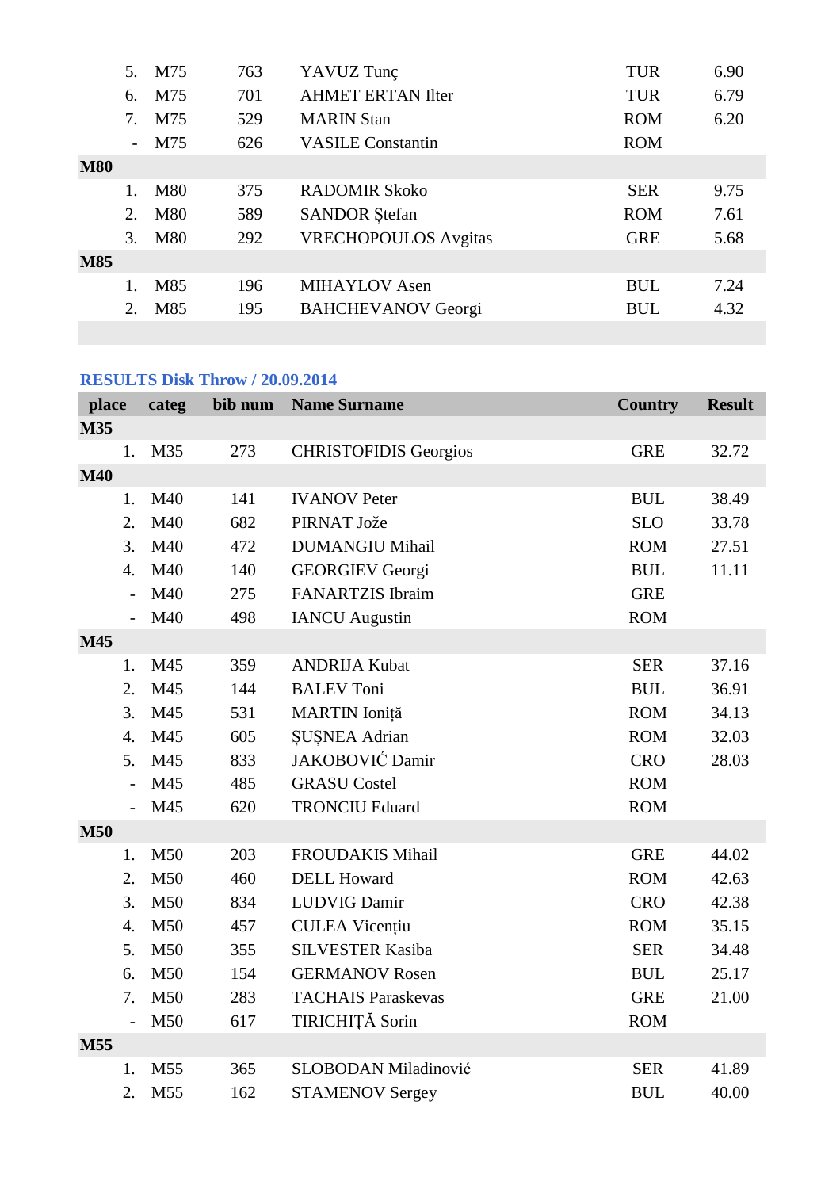| | | | | | |
|---|---|---|---|---|---|
| 5. | M75 | 763 | YAVUZ Tunç | TUR | 6.90 |
| 6. | M75 | 701 | AHMET ERTAN Ilter | TUR | 6.79 |
| 7. | M75 | 529 | MARIN Stan | ROM | 6.20 |
| - | M75 | 626 | VASILE Constantin | ROM | |
| **M80** | | | | | |
| 1. | M80 | 375 | RADOMIR Skoko | SER | 9.75 |
| 2. | M80 | 589 | SANDOR Ștefan | ROM | 7.61 |
| 3. | M80 | 292 | VRECHOPOULOS Avgitas | GRE | 5.68 |
| **M85** | | | | | |
| 1. | M85 | 196 | MIHAYLOV Asen | BUL | 7.24 |
| 2. | M85 | 195 | BAHCHEVANOV Georgi | BUL | 4.32 |

## RESULTS Disk Throw / 20.09.2014

| place | categ | bib num | Name Surname | Country | Result |
|---|---|---|---|---|---|
| **M35** | | | | | |
| 1. | M35 | 273 | CHRISTOFIDIS Georgios | GRE | 32.72 |
| **M40** | | | | | |
| 1. | M40 | 141 | IVANOV Peter | BUL | 38.49 |
| 2. | M40 | 682 | PIRNAT Jože | SLO | 33.78 |
| 3. | M40 | 472 | DUMANGIU Mihail | ROM | 27.51 |
| 4. | M40 | 140 | GEORGIEV Georgi | BUL | 11.11 |
| - | M40 | 275 | FANARTZIS Ibraim | GRE | |
| - | M40 | 498 | IANCU Augustin | ROM | |
| **M45** | | | | | |
| 1. | M45 | 359 | ANDRIJA Kubat | SER | 37.16 |
| 2. | M45 | 144 | BALEV Toni | BUL | 36.91 |
| 3. | M45 | 531 | MARTIN Ioniță | ROM | 34.13 |
| 4. | M45 | 605 | ȘUȘNEA Adrian | ROM | 32.03 |
| 5. | M45 | 833 | JAKOBOVIĆ Damir | CRO | 28.03 |
| - | M45 | 485 | GRASU Costel | ROM | |
| - | M45 | 620 | TRONCIU Eduard | ROM | |
| **M50** | | | | | |
| 1. | M50 | 203 | FROUDAKIS Mihail | GRE | 44.02 |
| 2. | M50 | 460 | DELL Howard | ROM | 42.63 |
| 3. | M50 | 834 | LUDVIG Damir | CRO | 42.38 |
| 4. | M50 | 457 | CULEA Vicențiu | ROM | 35.15 |
| 5. | M50 | 355 | SILVESTER Kasiba | SER | 34.48 |
| 6. | M50 | 154 | GERMANOV Rosen | BUL | 25.17 |
| 7. | M50 | 283 | TACHAIS Paraskevas | GRE | 21.00 |
| - | M50 | 617 | TIRICHIȚĂ Sorin | ROM | |
| **M55** | | | | | |
| 1. | M55 | 365 | SLOBODAN Miladinović | SER | 41.89 |
| 2. | M55 | 162 | STAMENOV Sergey | BUL | 40.00 |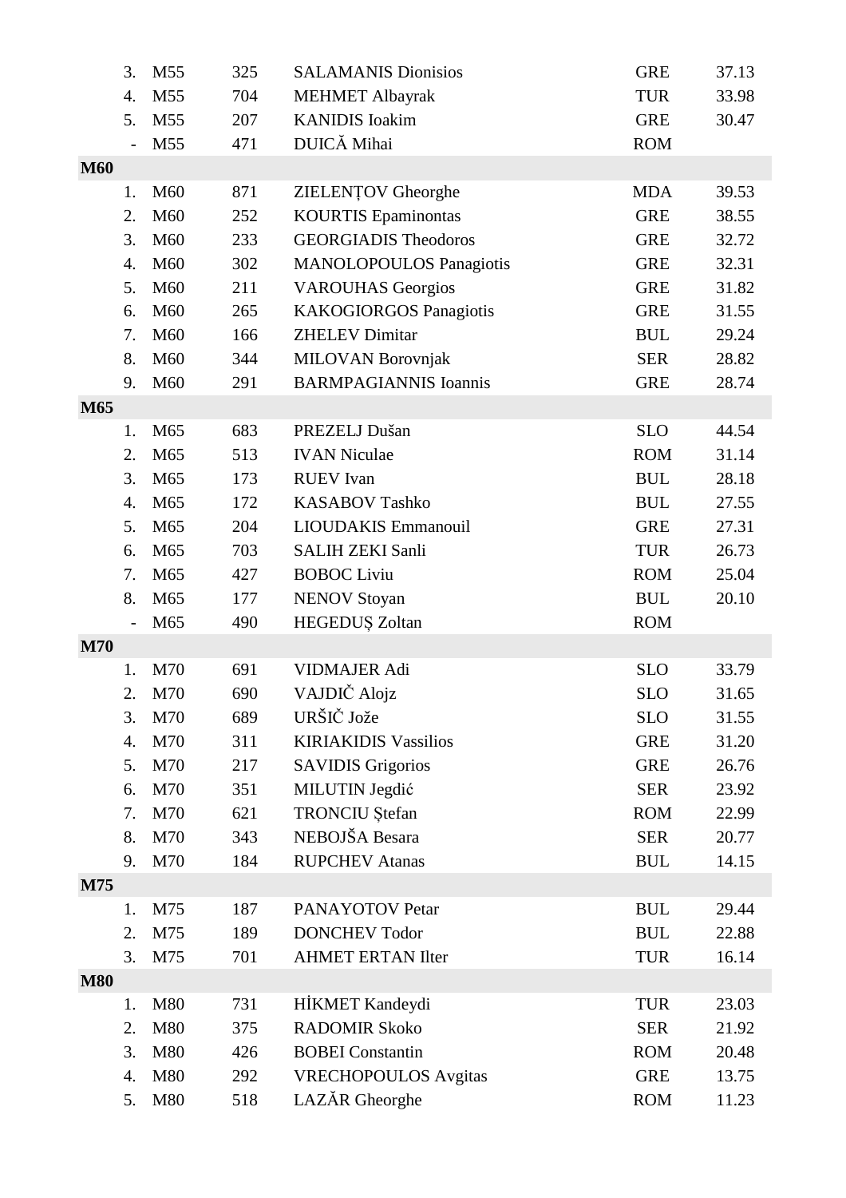| | | | | | |
|---|---|---|---|---|---|
| 3. | M55 | 325 | SALAMANIS Dionisios | GRE | 37.13 |
| 4. | M55 | 704 | MEHMET Albayrak | TUR | 33.98 |
| 5. | M55 | 207 | KANIDIS Ioakim | GRE | 30.47 |
| - | M55 | 471 | DUICĂ Mihai | ROM | |
| **M60** | | | | | |
| 1. | M60 | 871 | ZIELENȚOV Gheorghe | MDA | 39.53 |
| 2. | M60 | 252 | KOURTIS Epaminontas | GRE | 38.55 |
| 3. | M60 | 233 | GEORGIADIS Theodoros | GRE | 32.72 |
| 4. | M60 | 302 | MANOLOPOULOS Panagiotis | GRE | 32.31 |
| 5. | M60 | 211 | VAROUHAS Georgios | GRE | 31.82 |
| 6. | M60 | 265 | KAKOGIORGOS Panagiotis | GRE | 31.55 |
| 7. | M60 | 166 | ZHELEV Dimitar | BUL | 29.24 |
| 8. | M60 | 344 | MILOVAN Borovnjak | SER | 28.82 |
| 9. | M60 | 291 | BARMPAGIANNIS Ioannis | GRE | 28.74 |
| **M65** | | | | | |
| 1. | M65 | 683 | PREZELJ Dušan | SLO | 44.54 |
| 2. | M65 | 513 | IVAN Niculae | ROM | 31.14 |
| 3. | M65 | 173 | RUEV Ivan | BUL | 28.18 |
| 4. | M65 | 172 | KASABOV Tashko | BUL | 27.55 |
| 5. | M65 | 204 | LIOUDAKIS Emmanouil | GRE | 27.31 |
| 6. | M65 | 703 | SALIH ZEKI Sanli | TUR | 26.73 |
| 7. | M65 | 427 | BOBOC Liviu | ROM | 25.04 |
| 8. | M65 | 177 | NENOV Stoyan | BUL | 20.10 |
| - | M65 | 490 | HEGEDUȘ Zoltan | ROM | |
| **M70** | | | | | |
| 1. | M70 | 691 | VIDMAJER Adi | SLO | 33.79 |
| 2. | M70 | 690 | VAJDIČ Alojz | SLO | 31.65 |
| 3. | M70 | 689 | URŠIČ Jože | SLO | 31.55 |
| 4. | M70 | 311 | KIRIAKIDIS Vassilios | GRE | 31.20 |
| 5. | M70 | 217 | SAVIDIS Grigorios | GRE | 26.76 |
| 6. | M70 | 351 | MILUTIN Jegdić | SER | 23.92 |
| 7. | M70 | 621 | TRONCIU Ștefan | ROM | 22.99 |
| 8. | M70 | 343 | NEBOJŠA Besara | SER | 20.77 |
| 9. | M70 | 184 | RUPCHEV Atanas | BUL | 14.15 |
| **M75** | | | | | |
| 1. | M75 | 187 | PANAYOTOV Petar | BUL | 29.44 |
| 2. | M75 | 189 | DONCHEV Todor | BUL | 22.88 |
| 3. | M75 | 701 | AHMET ERTAN Ilter | TUR | 16.14 |
| **M80** | | | | | |
| 1. | M80 | 731 | HİKMET Kandeydi | TUR | 23.03 |
| 2. | M80 | 375 | RADOMIR Skoko | SER | 21.92 |
| 3. | M80 | 426 | BOBEI Constantin | ROM | 20.48 |
| 4. | M80 | 292 | VRECHOPOULOS Avgitas | GRE | 13.75 |
| 5. | M80 | 518 | LAZĂR Gheorghe | ROM | 11.23 |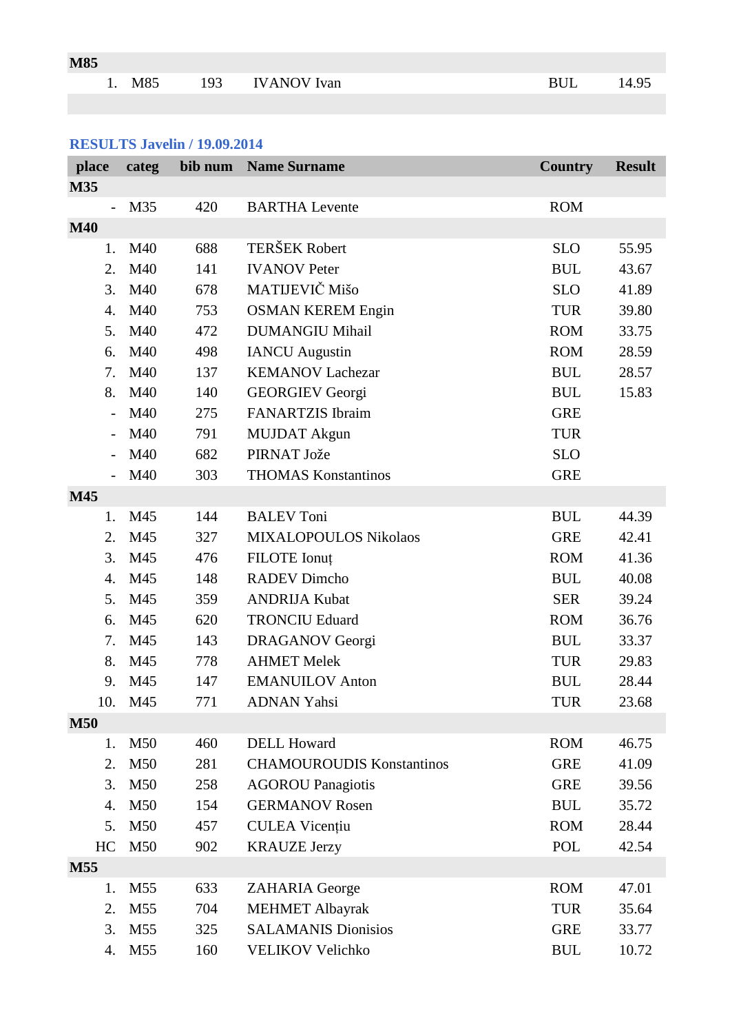| | | | | | |
|---|---|---|---|---|---|
| **M85** | | | | | |
| 1. | M85 | 193 | IVANOV Ivan | BUL | 14.95 |

**RESULTS Javelin / 19.09.2014**

| place | categ | bib num | Name Surname | Country | Result |
|---|---|---|---|---|---|
| **M35** | | | | | |
| - | M35 | 420 | BARTHA Levente | ROM | |
| **M40** | | | | | |
| 1. | M40 | 688 | TERŠEK Robert | SLO | 55.95 |
| 2. | M40 | 141 | IVANOV Peter | BUL | 43.67 |
| 3. | M40 | 678 | MATIJEVIČ Mišo | SLO | 41.89 |
| 4. | M40 | 753 | OSMAN KEREM Engin | TUR | 39.80 |
| 5. | M40 | 472 | DUMANGIU Mihail | ROM | 33.75 |
| 6. | M40 | 498 | IANCU Augustin | ROM | 28.59 |
| 7. | M40 | 137 | KEMANOV Lachezar | BUL | 28.57 |
| 8. | M40 | 140 | GEORGIEV Georgi | BUL | 15.83 |
| - | M40 | 275 | FANARTZIS Ibraim | GRE | |
| - | M40 | 791 | MUJDAT Akgun | TUR | |
| - | M40 | 682 | PIRNAT Jože | SLO | |
| - | M40 | 303 | THOMAS Konstantinos | GRE | |
| **M45** | | | | | |
| 1. | M45 | 144 | BALEV Toni | BUL | 44.39 |
| 2. | M45 | 327 | MIXALOPOULOS Nikolaos | GRE | 42.41 |
| 3. | M45 | 476 | FILOTE Ionuț | ROM | 41.36 |
| 4. | M45 | 148 | RADEV Dimcho | BUL | 40.08 |
| 5. | M45 | 359 | ANDRIJA Kubat | SER | 39.24 |
| 6. | M45 | 620 | TRONCIU Eduard | ROM | 36.76 |
| 7. | M45 | 143 | DRAGANOV Georgi | BUL | 33.37 |
| 8. | M45 | 778 | AHMET Melek | TUR | 29.83 |
| 9. | M45 | 147 | EMANUILOV Anton | BUL | 28.44 |
| 10. | M45 | 771 | ADNAN Yahsi | TUR | 23.68 |
| **M50** | | | | | |
| 1. | M50 | 460 | DELL Howard | ROM | 46.75 |
| 2. | M50 | 281 | CHAMOUROUDIS Konstantinos | GRE | 41.09 |
| 3. | M50 | 258 | AGOROU Panagiotis | GRE | 39.56 |
| 4. | M50 | 154 | GERMANOV Rosen | BUL | 35.72 |
| 5. | M50 | 457 | CULEA Vicențiu | ROM | 28.44 |
| HC | M50 | 902 | KRAUZE Jerzy | POL | 42.54 |
| **M55** | | | | | |
| 1. | M55 | 633 | ZAHARIA George | ROM | 47.01 |
| 2. | M55 | 704 | MEHMET Albayrak | TUR | 35.64 |
| 3. | M55 | 325 | SALAMANIS Dionisios | GRE | 33.77 |
| 4. | M55 | 160 | VELIKOV Velichko | BUL | 10.72 |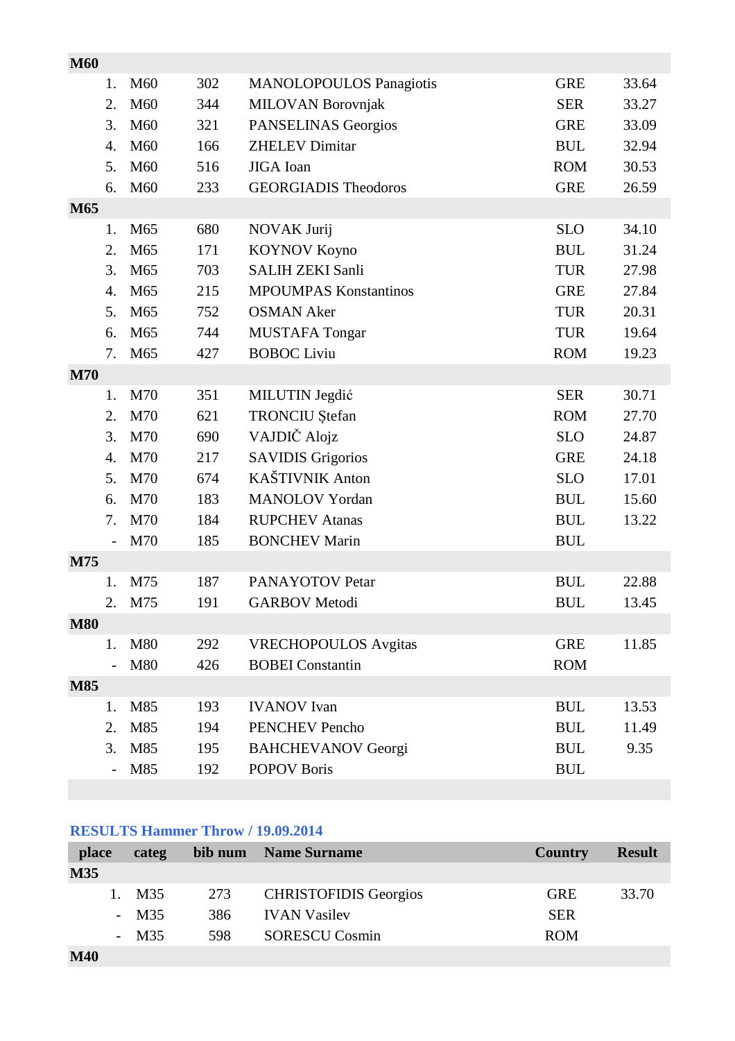| | | | | | |
|---|---|---|---|---|---|
| **M60** | | | | | |
| 1. | M60 | 302 | MANOLOPOULOS Panagiotis | GRE | 33.64 |
| 2. | M60 | 344 | MILOVAN Borovnjak | SER | 33.27 |
| 3. | M60 | 321 | PANSELINAS Georgios | GRE | 33.09 |
| 4. | M60 | 166 | ZHELEV Dimitar | BUL | 32.94 |
| 5. | M60 | 516 | JIGA Ioan | ROM | 30.53 |
| 6. | M60 | 233 | GEORGIADIS Theodoros | GRE | 26.59 |
| **M65** | | | | | |
| 1. | M65 | 680 | NOVAK Jurij | SLO | 34.10 |
| 2. | M65 | 171 | KOYNOV Koyno | BUL | 31.24 |
| 3. | M65 | 703 | SALIH ZEKI Sanli | TUR | 27.98 |
| 4. | M65 | 215 | MPOUMPAS Konstantinos | GRE | 27.84 |
| 5. | M65 | 752 | OSMAN Aker | TUR | 20.31 |
| 6. | M65 | 744 | MUSTAFA Tongar | TUR | 19.64 |
| 7. | M65 | 427 | BOBOC Liviu | ROM | 19.23 |
| **M70** | | | | | |
| 1. | M70 | 351 | MILUTIN Jegdić | SER | 30.71 |
| 2. | M70 | 621 | TRONCIU Ștefan | ROM | 27.70 |
| 3. | M70 | 690 | VAJDIČ Alojz | SLO | 24.87 |
| 4. | M70 | 217 | SAVIDIS Grigorios | GRE | 24.18 |
| 5. | M70 | 674 | KAŠTIVNIK Anton | SLO | 17.01 |
| 6. | M70 | 183 | MANOLOV Yordan | BUL | 15.60 |
| 7. | M70 | 184 | RUPCHEV Atanas | BUL | 13.22 |
| - | M70 | 185 | BONCHEV Marin | BUL | |
| **M75** | | | | | |
| 1. | M75 | 187 | PANAYOTOV Petar | BUL | 22.88 |
| 2. | M75 | 191 | GARBOV Metodi | BUL | 13.45 |
| **M80** | | | | | |
| 1. | M80 | 292 | VRECHOPOULOS Avgitas | GRE | 11.85 |
| - | M80 | 426 | BOBEI Constantin | ROM | |
| **M85** | | | | | |
| 1. | M85 | 193 | IVANOV Ivan | BUL | 13.53 |
| 2. | M85 | 194 | PENCHEV Pencho | BUL | 11.49 |
| 3. | M85 | 195 | BAHCHEVANOV Georgi | BUL | 9.35 |
| - | M85 | 192 | POPOV Boris | BUL | |

**RESULTS Hammer Throw / 19.09.2014**

| place | categ | bib num | Name Surname | Country | Result |
|---|---|---|---|---|---|
| **M35** | | | | | |
| 1. | M35 | 273 | CHRISTOFIDIS Georgios | GRE | 33.70 |
| - | M35 | 386 | IVAN Vasilev | SER | |
| - | M35 | 598 | SORESCU Cosmin | ROM | |
| **M40** | | | | | |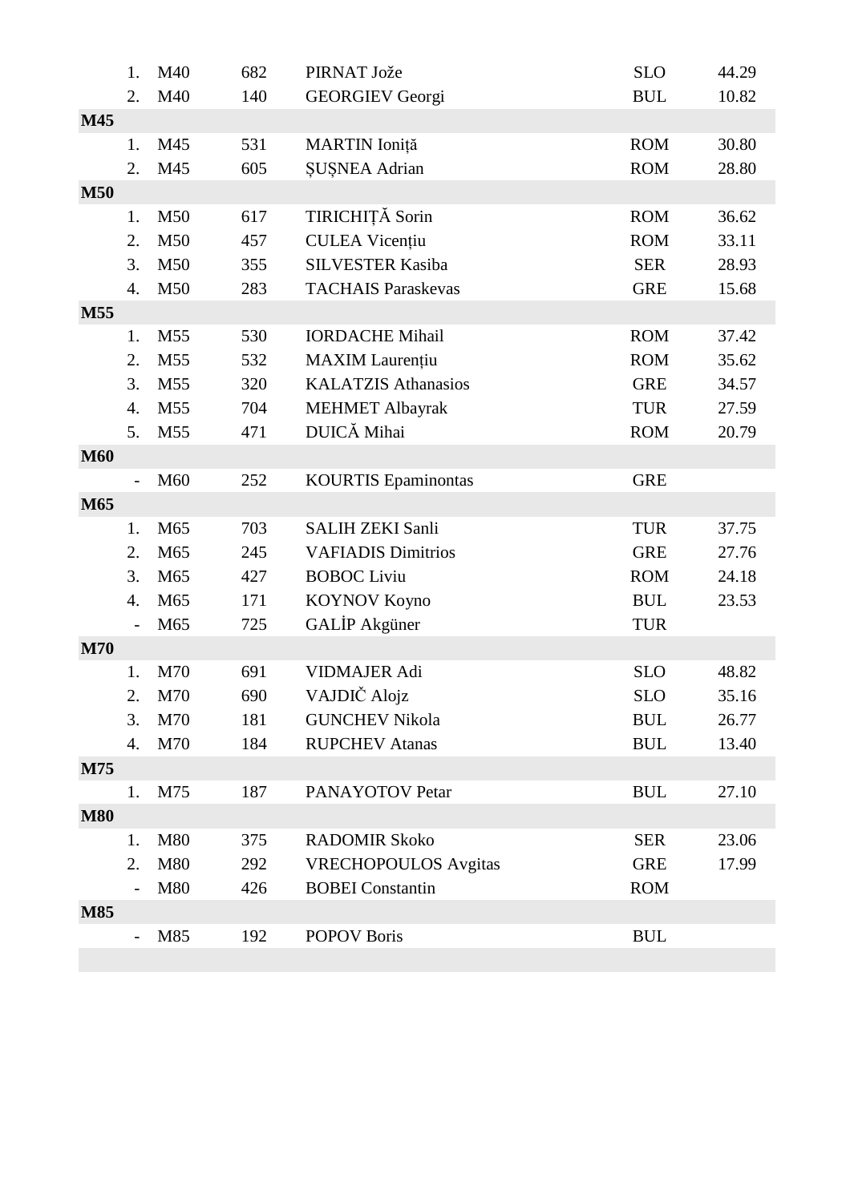| | | | | | |
|---|---|---|---|---|---|
| 1. | M40 | 682 | PIRNAT Jože | SLO | 44.29 |
| 2. | M40 | 140 | GEORGIEV Georgi | BUL | 10.82 |
| **M45** | | | | | |
| 1. | M45 | 531 | MARTIN Ioniță | ROM | 30.80 |
| 2. | M45 | 605 | ȘUȘNEA Adrian | ROM | 28.80 |
| **M50** | | | | | |
| 1. | M50 | 617 | TIRICHIȚĂ Sorin | ROM | 36.62 |
| 2. | M50 | 457 | CULEA Vicențiu | ROM | 33.11 |
| 3. | M50 | 355 | SILVESTER Kasiba | SER | 28.93 |
| 4. | M50 | 283 | TACHAIS Paraskevas | GRE | 15.68 |
| **M55** | | | | | |
| 1. | M55 | 530 | IORDACHE Mihail | ROM | 37.42 |
| 2. | M55 | 532 | MAXIM Laurențiu | ROM | 35.62 |
| 3. | M55 | 320 | KALATZIS Athanasios | GRE | 34.57 |
| 4. | M55 | 704 | MEHMET Albayrak | TUR | 27.59 |
| 5. | M55 | 471 | DUICĂ Mihai | ROM | 20.79 |
| **M60** | | | | | |
| - | M60 | 252 | KOURTIS Epaminontas | GRE | |
| **M65** | | | | | |
| 1. | M65 | 703 | SALIH ZEKI Sanli | TUR | 37.75 |
| 2. | M65 | 245 | VAFIADIS Dimitrios | GRE | 27.76 |
| 3. | M65 | 427 | BOBOC Liviu | ROM | 24.18 |
| 4. | M65 | 171 | KOYNOV Koyno | BUL | 23.53 |
| - | M65 | 725 | GALİP Akgüner | TUR | |
| **M70** | | | | | |
| 1. | M70 | 691 | VIDMAJER Adi | SLO | 48.82 |
| 2. | M70 | 690 | VAJDIČ Alojz | SLO | 35.16 |
| 3. | M70 | 181 | GUNCHEV Nikola | BUL | 26.77 |
| 4. | M70 | 184 | RUPCHEV Atanas | BUL | 13.40 |
| **M75** | | | | | |
| 1. | M75 | 187 | PANAYOTOV Petar | BUL | 27.10 |
| **M80** | | | | | |
| 1. | M80 | 375 | RADOMIR Skoko | SER | 23.06 |
| 2. | M80 | 292 | VRECHOPOULOS Avgitas | GRE | 17.99 |
| - | M80 | 426 | BOBEI Constantin | ROM | |
| **M85** | | | | | |
| - | M85 | 192 | POPOV Boris | BUL | |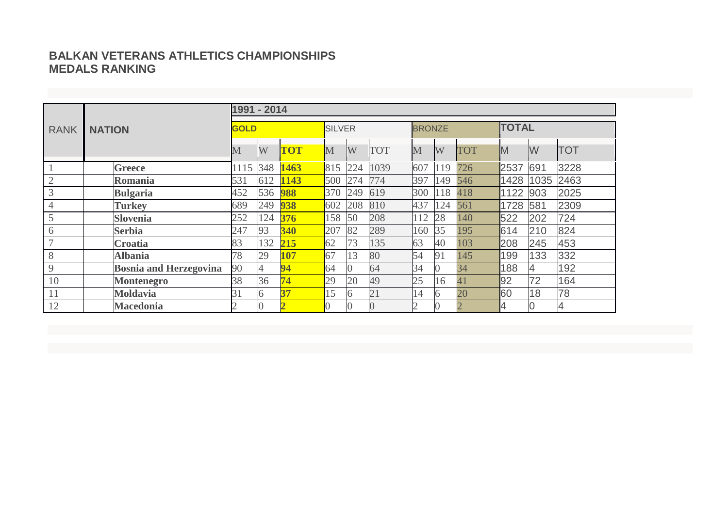# BALKAN VETERANS ATHLETICS CHAMPIONSHIPS
## MEDALS RANKING

| RANK | NATION | 1991 - 2014 | | | | | | | | | | | |
|---|---|---|---|---|---|---|---|---|---|---|---|---|---|
| | | GOLD | | | SILVER | | | BRONZE | | | TOTAL | | |
| | | M | W | TOT | M | W | TOT | M | W | TOT | M | W | TOT |
| 1 | **Greece** | 1115 | 348 | **1463** | 815 | 224 | 1039 | 607 | 119 | 726 | 2537 | 691 | 3228 |
| 2 | **Romania** | 531 | 612 | **1143** | 500 | 274 | 774 | 397 | 149 | 546 | 1428 | 1035 | 2463 |
| 3 | **Bulgaria** | 452 | 536 | **988** | 370 | 249 | 619 | 300 | 118 | 418 | 1122 | 903 | 2025 |
| 4 | **Turkey** | 689 | 249 | **938** | 602 | 208 | 810 | 437 | 124 | 561 | 1728 | 581 | 2309 |
| 5 | **Slovenia** | 252 | 124 | **376** | 158 | 50 | 208 | 112 | 28 | 140 | 522 | 202 | 724 |
| 6 | **Serbia** | 247 | 93 | **340** | 207 | 82 | 289 | 160 | 35 | 195 | 614 | 210 | 824 |
| 7 | **Croatia** | 83 | 132 | **215** | 62 | 73 | 135 | 63 | 40 | 103 | 208 | 245 | 453 |
| 8 | **Albania** | 78 | 29 | **107** | 67 | 13 | 80 | 54 | 91 | 145 | 199 | 133 | 332 |
| 9 | **Bosnia and Herzegovina** | 90 | 4 | **94** | 64 | 0 | 64 | 34 | 0 | 34 | 188 | 4 | 192 |
| 10 | **Montenegro** | 38 | 36 | **74** | 29 | 20 | 49 | 25 | 16 | 41 | 92 | 72 | 164 |
| 11 | **Moldavia** | 31 | 6 | **37** | 15 | 6 | 21 | 14 | 6 | 20 | 60 | 18 | 78 |
| 12 | **Macedonia** | 2 | 0 | **2** | 0 | 0 | 0 | 2 | 0 | 2 | 4 | 0 | 4 |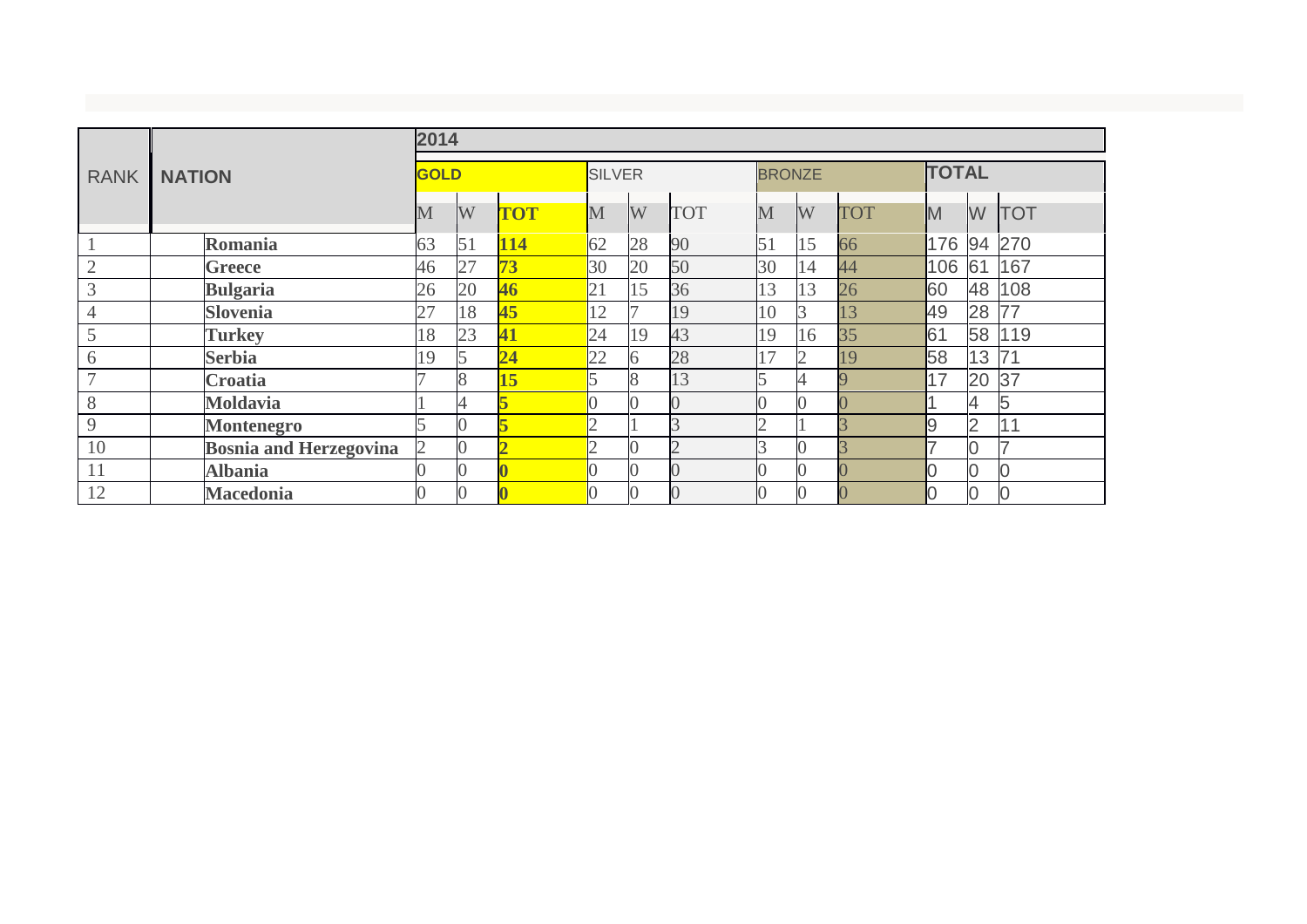| RANK | NATION | 2014 | | | | | | | | | | | |
|---|---|---|---|---|---|---|---|---|---|---|---|---|---|
| | | GOLD | | | SILVER | | | BRONZE | | | TOTAL | | |
| | | M | W | TOT | M | W | TOT | M | W | TOT | M | W | TOT |
| 1 | **Romania** | 63 | 51 | **114** | 62 | 28 | 90 | 51 | 15 | 66 | 176 | 94 | 270 |
| 2 | **Greece** | 46 | 27 | **73** | 30 | 20 | 50 | 30 | 14 | 44 | 106 | 61 | 167 |
| 3 | **Bulgaria** | 26 | 20 | **46** | 21 | 15 | 36 | 13 | 13 | 26 | 60 | 48 | 108 |
| 4 | **Slovenia** | 27 | 18 | **45** | 12 | 7 | 19 | 10 | 3 | 13 | 49 | 28 | 77 |
| 5 | **Turkey** | 18 | 23 | **41** | 24 | 19 | 43 | 19 | 16 | 35 | 61 | 58 | 119 |
| 6 | **Serbia** | 19 | 5 | **24** | 22 | 6 | 28 | 17 | 2 | 19 | 58 | 13 | 71 |
| 7 | **Croatia** | 7 | 8 | **15** | 5 | 8 | 13 | 5 | 4 | 9 | 17 | 20 | 37 |
| 8 | **Moldavia** | 1 | 4 | **5** | 0 | 0 | 0 | 0 | 0 | 0 | 1 | 4 | 5 |
| 9 | **Montenegro** | 5 | 0 | **5** | 2 | 1 | 3 | 2 | 1 | 3 | 9 | 2 | 11 |
| 10 | **Bosnia and Herzegovina** | 2 | 0 | **2** | 2 | 0 | 2 | 3 | 0 | 3 | 7 | 0 | 7 |
| 11 | **Albania** | 0 | 0 | **0** | 0 | 0 | 0 | 0 | 0 | 0 | 0 | 0 | 0 |
| 12 | **Macedonia** | 0 | 0 | **0** | 0 | 0 | 0 | 0 | 0 | 0 | 0 | 0 | 0 |